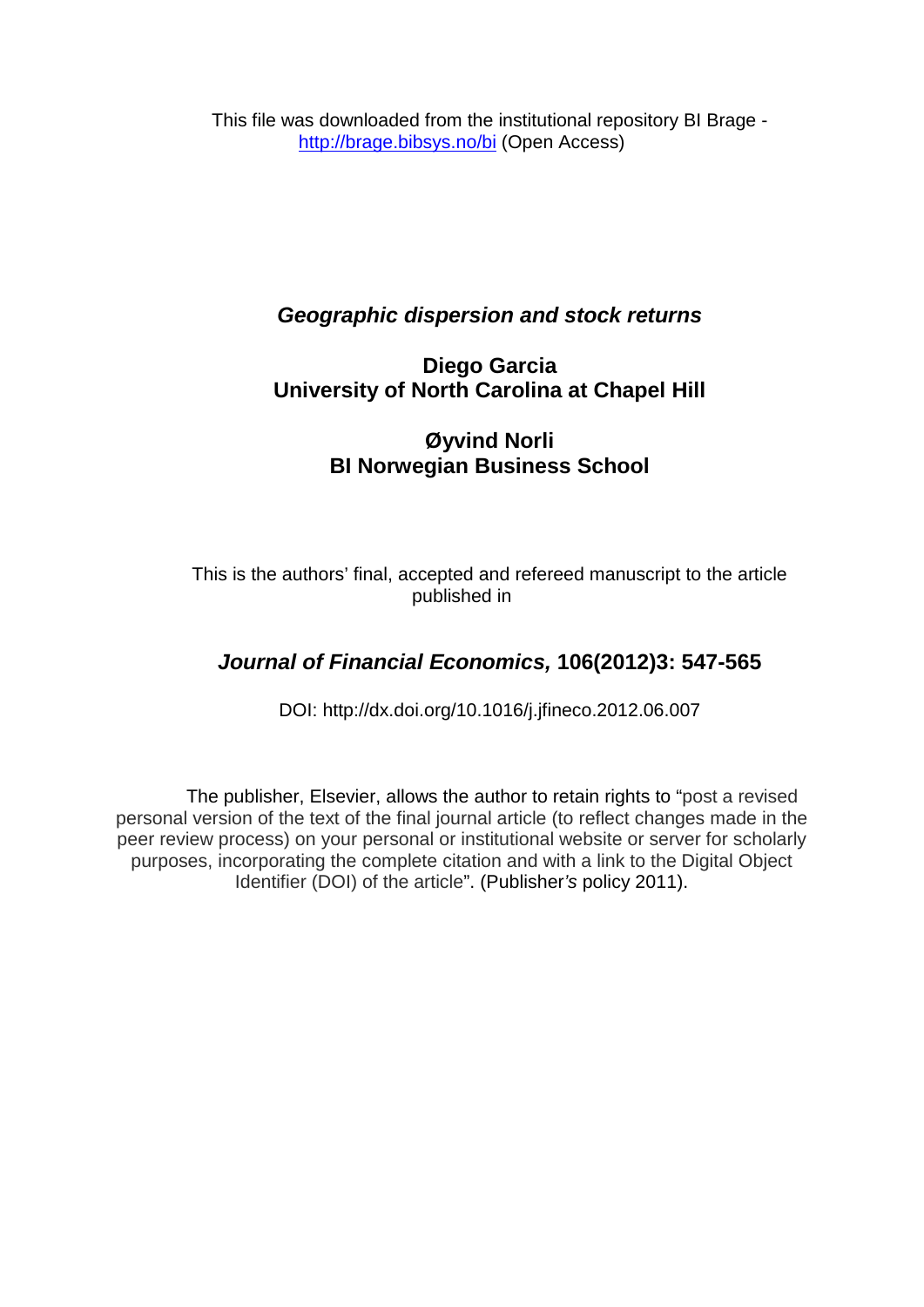This file was downloaded from the institutional repository BI Brage - http://brage.bibsys.no/bi (Open Access)

# *Geographic dispersion and stock returns*

**Diego Garcia**
**University of North Carolina at Chapel Hill**

**Øyvind Norli**
**BI Norwegian Business School**

This is the authors' final, accepted and refereed manuscript to the article published in

***Journal of Financial Economics,* 106(2012)3: 547-565**

DOI: http://dx.doi.org/10.1016/j.jfineco.2012.06.007

The publisher, Elsevier, allows the author to retain rights to "post a revised personal version of the text of the final journal article (to reflect changes made in the peer review process) on your personal or institutional website or server for scholarly purposes, incorporating the complete citation and with a link to the Digital Object Identifier (DOI) of the article". (Publisher's policy 2011).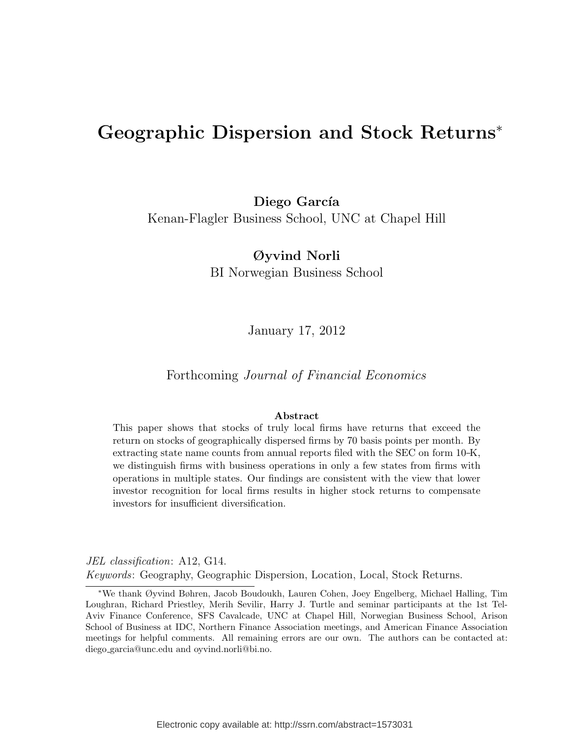# Geographic Dispersion and Stock Returns[*]

**Diego García**
Kenan-Flagler Business School, UNC at Chapel Hill

**Øyvind Norli**
BI Norwegian Business School

January 17, 2012

Forthcoming *Journal of Financial Economics*

**Abstract**

This paper shows that stocks of truly local firms have returns that exceed the return on stocks of geographically dispersed firms by 70 basis points per month. By extracting state name counts from annual reports filed with the SEC on form 10-K, we distinguish firms with business operations in only a few states from firms with operations in multiple states. Our findings are consistent with the view that lower investor recognition for local firms results in higher stock returns to compensate investors for insufficient diversification.

*JEL classification*: A12, G14.
*Keywords*: Geography, Geographic Dispersion, Location, Local, Stock Returns.

[*]We thank Øyvind Bøhren, Jacob Boudoukh, Lauren Cohen, Joey Engelberg, Michael Halling, Tim Loughran, Richard Priestley, Merih Sevilir, Harry J. Turtle and seminar participants at the 1st Tel-Aviv Finance Conference, SFS Cavalcade, UNC at Chapel Hill, Norwegian Business School, Arison School of Business at IDC, Northern Finance Association meetings, and American Finance Association meetings for helpful comments. All remaining errors are our own. The authors can be contacted at: diego_garcia@unc.edu and oyvind.norli@bi.no.

Electronic copy available at: http://ssrn.com/abstract=1573031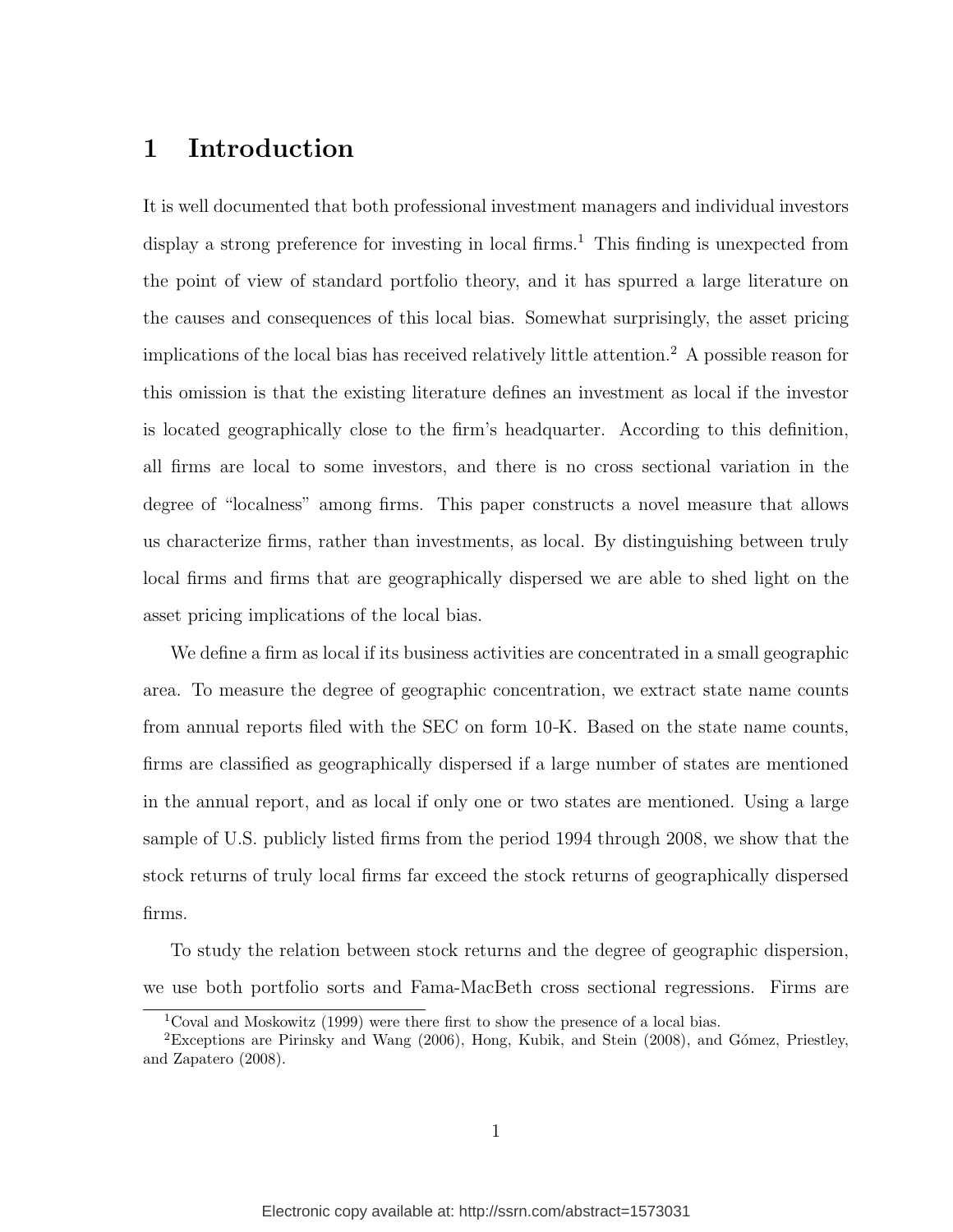# 1 Introduction

It is well documented that both professional investment managers and individual investors display a strong preference for investing in local firms.[1] This finding is unexpected from the point of view of standard portfolio theory, and it has spurred a large literature on the causes and consequences of this local bias. Somewhat surprisingly, the asset pricing implications of the local bias has received relatively little attention.[2] A possible reason for this omission is that the existing literature defines an investment as local if the investor is located geographically close to the firm's headquarter. According to this definition, all firms are local to some investors, and there is no cross sectional variation in the degree of "localness" among firms. This paper constructs a novel measure that allows us characterize firms, rather than investments, as local. By distinguishing between truly local firms and firms that are geographically dispersed we are able to shed light on the asset pricing implications of the local bias.

We define a firm as local if its business activities are concentrated in a small geographic area. To measure the degree of geographic concentration, we extract state name counts from annual reports filed with the SEC on form 10-K. Based on the state name counts, firms are classified as geographically dispersed if a large number of states are mentioned in the annual report, and as local if only one or two states are mentioned. Using a large sample of U.S. publicly listed firms from the period 1994 through 2008, we show that the stock returns of truly local firms far exceed the stock returns of geographically dispersed firms.

To study the relation between stock returns and the degree of geographic dispersion, we use both portfolio sorts and Fama-MacBeth cross sectional regressions. Firms are

[1] Coval and Moskowitz (1999) were there first to show the presence of a local bias.

[2] Exceptions are Pirinsky and Wang (2006), Hong, Kubik, and Stein (2008), and Gómez, Priestley, and Zapatero (2008).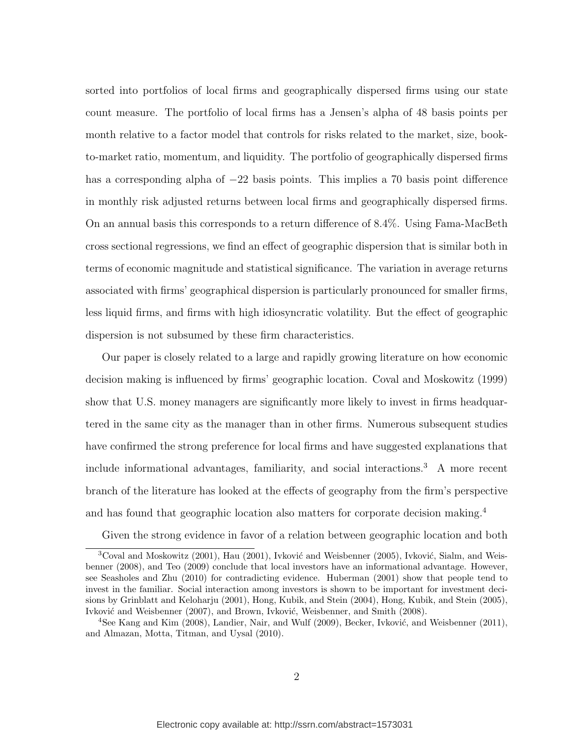sorted into portfolios of local firms and geographically dispersed firms using our state count measure. The portfolio of local firms has a Jensen's alpha of 48 basis points per month relative to a factor model that controls for risks related to the market, size, book-to-market ratio, momentum, and liquidity. The portfolio of geographically dispersed firms has a corresponding alpha of $-22$ basis points. This implies a 70 basis point difference in monthly risk adjusted returns between local firms and geographically dispersed firms. On an annual basis this corresponds to a return difference of 8.4%. Using Fama-MacBeth cross sectional regressions, we find an effect of geographic dispersion that is similar both in terms of economic magnitude and statistical significance. The variation in average returns associated with firms' geographical dispersion is particularly pronounced for smaller firms, less liquid firms, and firms with high idiosyncratic volatility. But the effect of geographic dispersion is not subsumed by these firm characteristics.

Our paper is closely related to a large and rapidly growing literature on how economic decision making is influenced by firms' geographic location. Coval and Moskowitz (1999) show that U.S. money managers are significantly more likely to invest in firms headquartered in the same city as the manager than in other firms. Numerous subsequent studies have confirmed the strong preference for local firms and have suggested explanations that include informational advantages, familiarity, and social interactions.[3] A more recent branch of the literature has looked at the effects of geography from the firm's perspective and has found that geographic location also matters for corporate decision making.[4]

Given the strong evidence in favor of a relation between geographic location and both

[3] Coval and Moskowitz (2001), Hau (2001), Ivković and Weisbenner (2005), Ivković, Sialm, and Weisbenner (2008), and Teo (2009) conclude that local investors have an informational advantage. However, see Seasholes and Zhu (2010) for contradicting evidence. Huberman (2001) show that people tend to invest in the familiar. Social interaction among investors is shown to be important for investment decisions by Grinblatt and Keloharju (2001), Hong, Kubik, and Stein (2004), Hong, Kubik, and Stein (2005), Ivković and Weisbenner (2007), and Brown, Ivković, Weisbenner, and Smith (2008).

[4] See Kang and Kim (2008), Landier, Nair, and Wulf (2009), Becker, Ivković, and Weisbenner (2011), and Almazan, Motta, Titman, and Uysal (2010).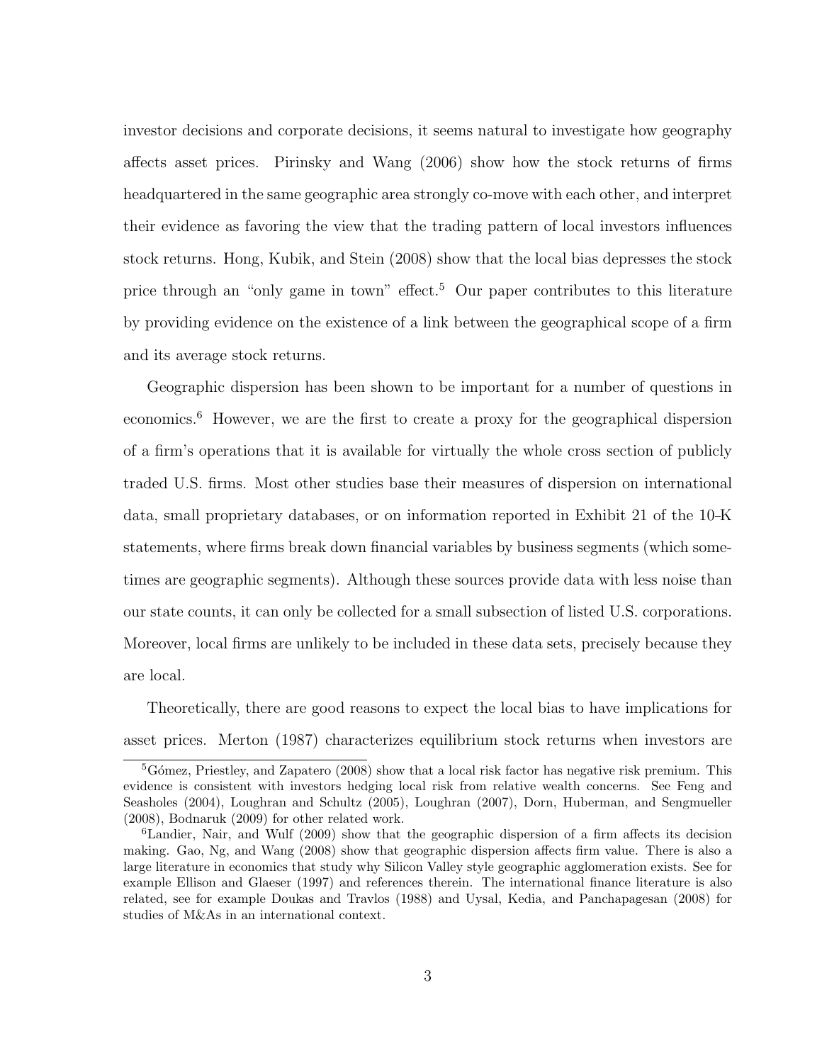investor decisions and corporate decisions, it seems natural to investigate how geography affects asset prices. Pirinsky and Wang (2006) show how the stock returns of firms headquartered in the same geographic area strongly co-move with each other, and interpret their evidence as favoring the view that the trading pattern of local investors influences stock returns. Hong, Kubik, and Stein (2008) show that the local bias depresses the stock price through an "only game in town" effect.[5] Our paper contributes to this literature by providing evidence on the existence of a link between the geographical scope of a firm and its average stock returns.

Geographic dispersion has been shown to be important for a number of questions in economics.[6] However, we are the first to create a proxy for the geographical dispersion of a firm's operations that it is available for virtually the whole cross section of publicly traded U.S. firms. Most other studies base their measures of dispersion on international data, small proprietary databases, or on information reported in Exhibit 21 of the 10-K statements, where firms break down financial variables by business segments (which sometimes are geographic segments). Although these sources provide data with less noise than our state counts, it can only be collected for a small subsection of listed U.S. corporations. Moreover, local firms are unlikely to be included in these data sets, precisely because they are local.

Theoretically, there are good reasons to expect the local bias to have implications for asset prices. Merton (1987) characterizes equilibrium stock returns when investors are

---

[5] Gómez, Priestley, and Zapatero (2008) show that a local risk factor has negative risk premium. This evidence is consistent with investors hedging local risk from relative wealth concerns. See Feng and Seasholes (2004), Loughran and Schultz (2005), Loughran (2007), Dorn, Huberman, and Sengmueller (2008), Bodnaruk (2009) for other related work.

[6] Landier, Nair, and Wulf (2009) show that the geographic dispersion of a firm affects its decision making. Gao, Ng, and Wang (2008) show that geographic dispersion affects firm value. There is also a large literature in economics that study why Silicon Valley style geographic agglomeration exists. See for example Ellison and Glaeser (1997) and references therein. The international finance literature is also related, see for example Doukas and Travlos (1988) and Uysal, Kedia, and Panchapagesan (2008) for studies of M&As in an international context.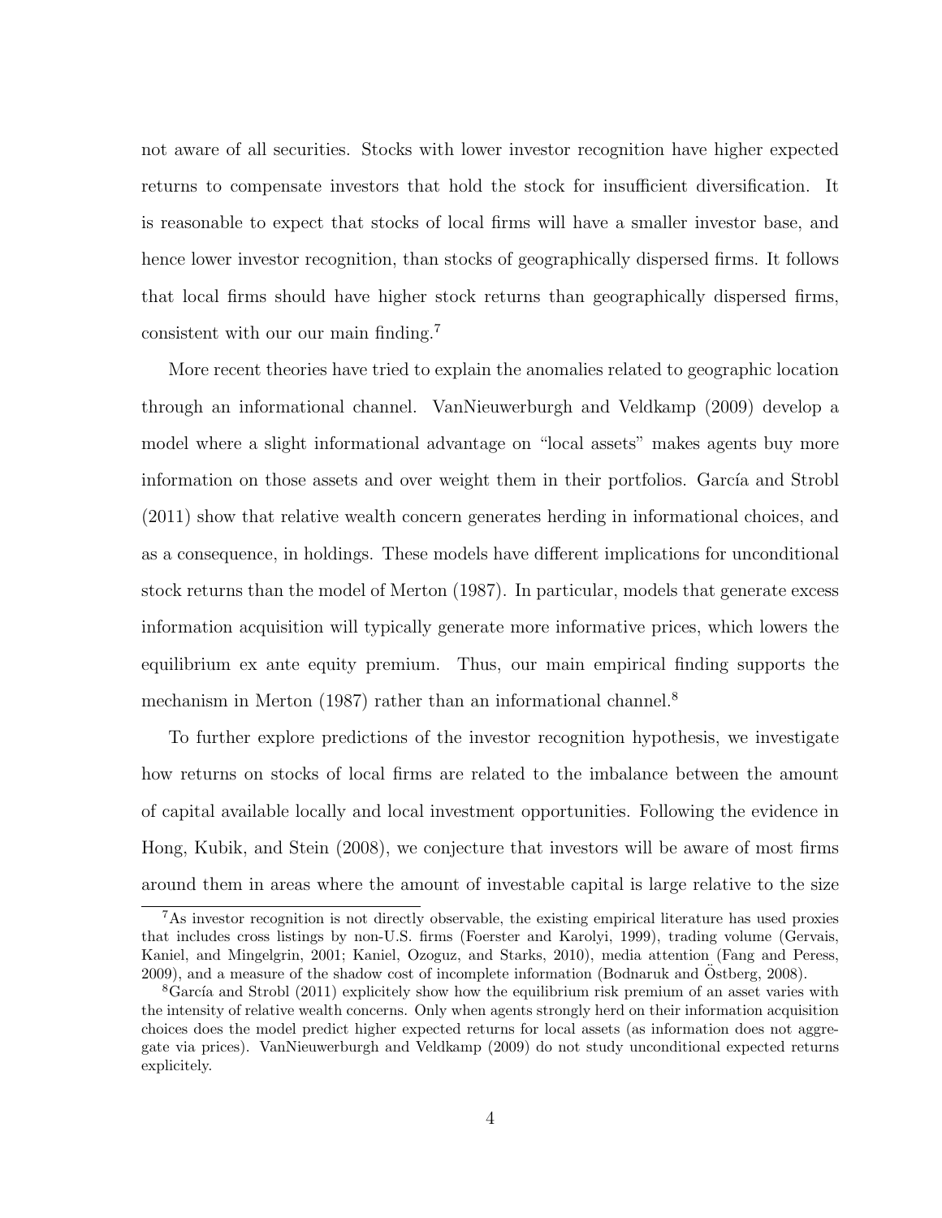not aware of all securities. Stocks with lower investor recognition have higher expected returns to compensate investors that hold the stock for insufficient diversification. It is reasonable to expect that stocks of local firms will have a smaller investor base, and hence lower investor recognition, than stocks of geographically dispersed firms. It follows that local firms should have higher stock returns than geographically dispersed firms, consistent with our our main finding.[7]

More recent theories have tried to explain the anomalies related to geographic location through an informational channel. VanNieuwerburgh and Veldkamp (2009) develop a model where a slight informational advantage on "local assets" makes agents buy more information on those assets and over weight them in their portfolios. García and Strobl (2011) show that relative wealth concern generates herding in informational choices, and as a consequence, in holdings. These models have different implications for unconditional stock returns than the model of Merton (1987). In particular, models that generate excess information acquisition will typically generate more informative prices, which lowers the equilibrium ex ante equity premium. Thus, our main empirical finding supports the mechanism in Merton (1987) rather than an informational channel.[8]

To further explore predictions of the investor recognition hypothesis, we investigate how returns on stocks of local firms are related to the imbalance between the amount of capital available locally and local investment opportunities. Following the evidence in Hong, Kubik, and Stein (2008), we conjecture that investors will be aware of most firms around them in areas where the amount of investable capital is large relative to the size

[7]As investor recognition is not directly observable, the existing empirical literature has used proxies that includes cross listings by non-U.S. firms (Foerster and Karolyi, 1999), trading volume (Gervais, Kaniel, and Mingelgrin, 2001; Kaniel, Ozoguz, and Starks, 2010), media attention (Fang and Peress, 2009), and a measure of the shadow cost of incomplete information (Bodnaruk and Östberg, 2008).

[8]García and Strobl (2011) explicitely show how the equilibrium risk premium of an asset varies with the intensity of relative wealth concerns. Only when agents strongly herd on their information acquisition choices does the model predict higher expected returns for local assets (as information does not aggregate via prices). VanNieuwerburgh and Veldkamp (2009) do not study unconditional expected returns explicitely.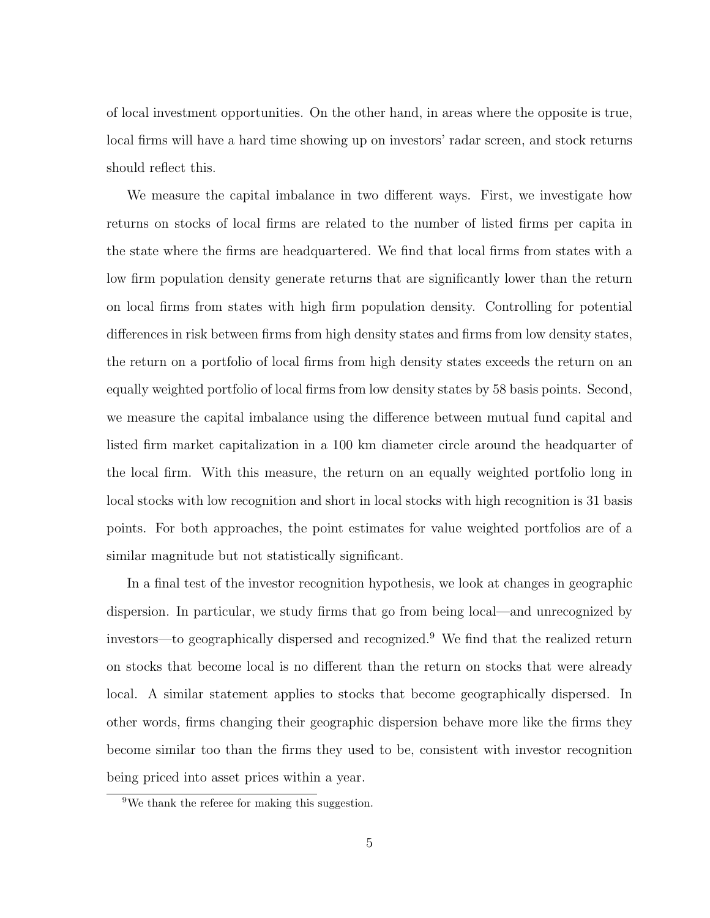of local investment opportunities. On the other hand, in areas where the opposite is true, local firms will have a hard time showing up on investors' radar screen, and stock returns should reflect this.

We measure the capital imbalance in two different ways. First, we investigate how returns on stocks of local firms are related to the number of listed firms per capita in the state where the firms are headquartered. We find that local firms from states with a low firm population density generate returns that are significantly lower than the return on local firms from states with high firm population density. Controlling for potential differences in risk between firms from high density states and firms from low density states, the return on a portfolio of local firms from high density states exceeds the return on an equally weighted portfolio of local firms from low density states by 58 basis points. Second, we measure the capital imbalance using the difference between mutual fund capital and listed firm market capitalization in a 100 km diameter circle around the headquarter of the local firm. With this measure, the return on an equally weighted portfolio long in local stocks with low recognition and short in local stocks with high recognition is 31 basis points. For both approaches, the point estimates for value weighted portfolios are of a similar magnitude but not statistically significant.

In a final test of the investor recognition hypothesis, we look at changes in geographic dispersion. In particular, we study firms that go from being local—and unrecognized by investors—to geographically dispersed and recognized.[9] We find that the realized return on stocks that become local is no different than the return on stocks that were already local. A similar statement applies to stocks that become geographically dispersed. In other words, firms changing their geographic dispersion behave more like the firms they become similar too than the firms they used to be, consistent with investor recognition being priced into asset prices within a year.

[9] We thank the referee for making this suggestion.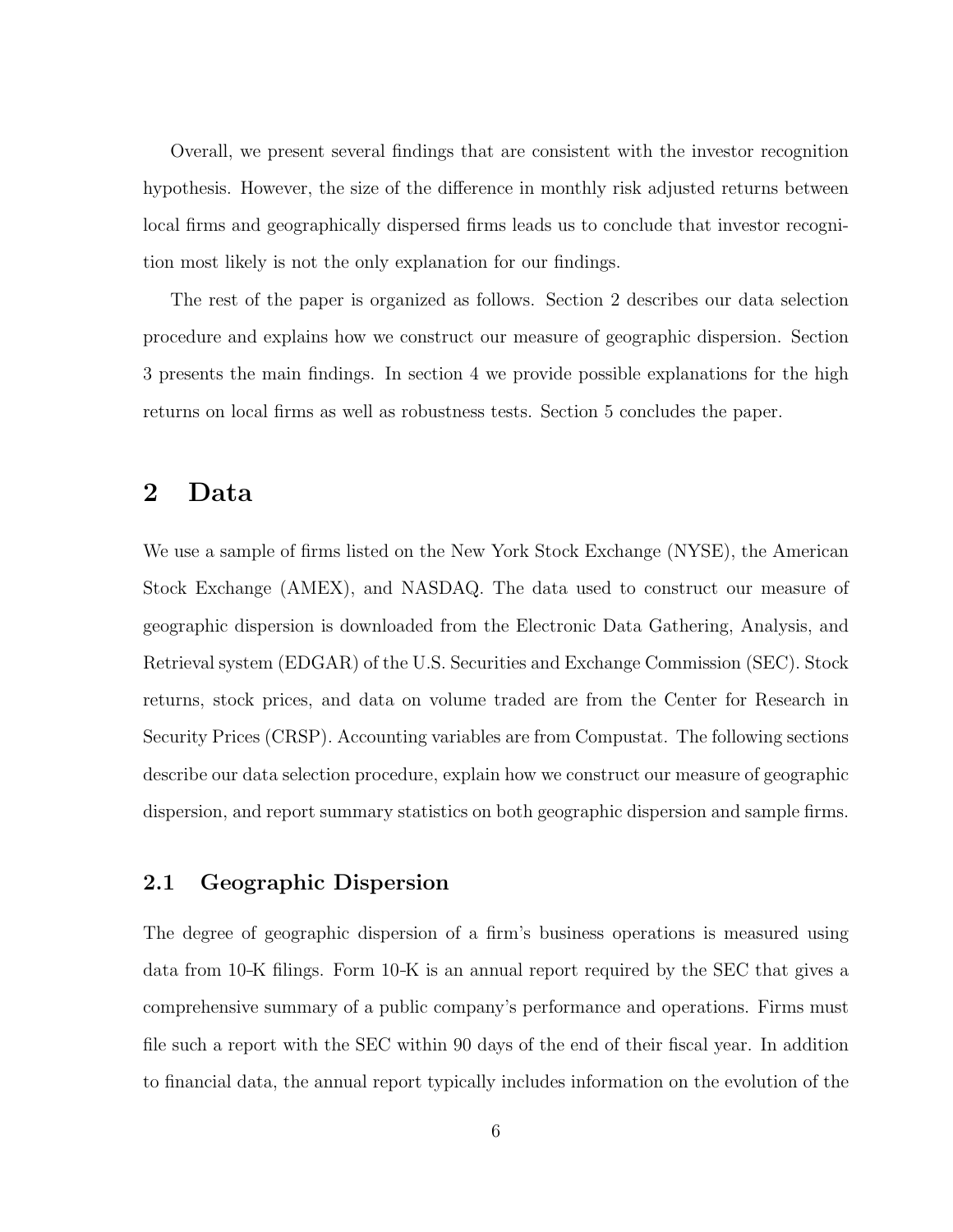Overall, we present several findings that are consistent with the investor recognition hypothesis. However, the size of the difference in monthly risk adjusted returns between local firms and geographically dispersed firms leads us to conclude that investor recognition most likely is not the only explanation for our findings.

The rest of the paper is organized as follows. Section 2 describes our data selection procedure and explains how we construct our measure of geographic dispersion. Section 3 presents the main findings. In section 4 we provide possible explanations for the high returns on local firms as well as robustness tests. Section 5 concludes the paper.

# 2 Data

We use a sample of firms listed on the New York Stock Exchange (NYSE), the American Stock Exchange (AMEX), and NASDAQ. The data used to construct our measure of geographic dispersion is downloaded from the Electronic Data Gathering, Analysis, and Retrieval system (EDGAR) of the U.S. Securities and Exchange Commission (SEC). Stock returns, stock prices, and data on volume traded are from the Center for Research in Security Prices (CRSP). Accounting variables are from Compustat. The following sections describe our data selection procedure, explain how we construct our measure of geographic dispersion, and report summary statistics on both geographic dispersion and sample firms.

## 2.1 Geographic Dispersion

The degree of geographic dispersion of a firm's business operations is measured using data from 10-K filings. Form 10-K is an annual report required by the SEC that gives a comprehensive summary of a public company's performance and operations. Firms must file such a report with the SEC within 90 days of the end of their fiscal year. In addition to financial data, the annual report typically includes information on the evolution of the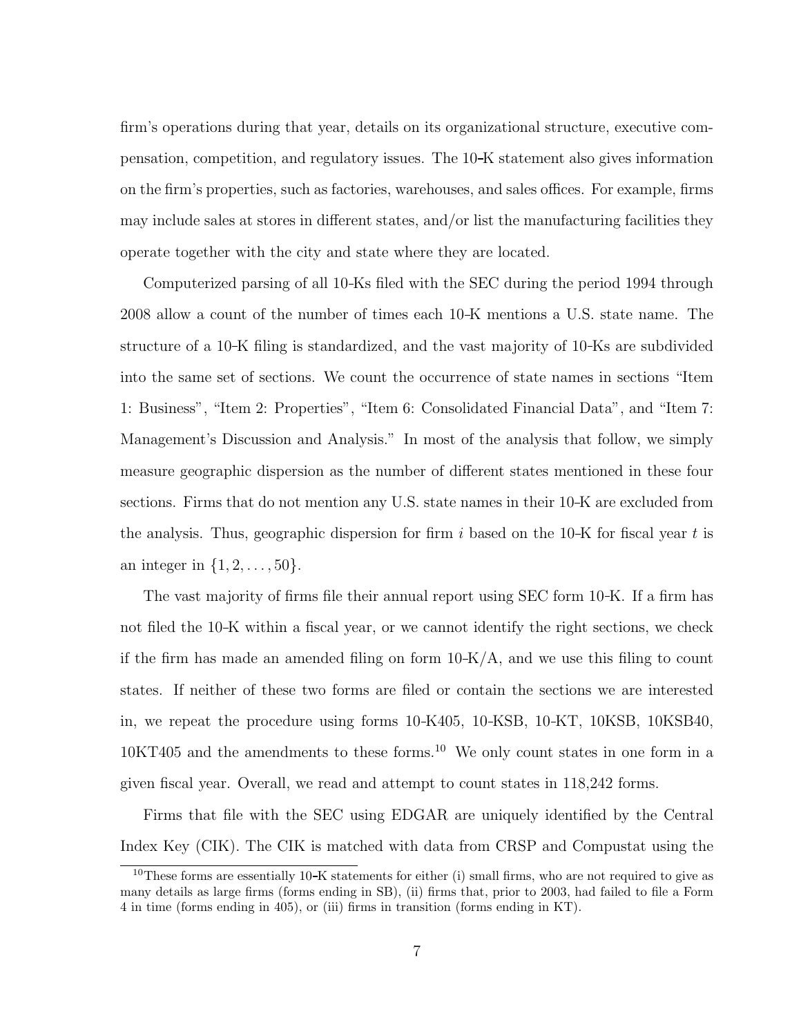firm's operations during that year, details on its organizational structure, executive compensation, competition, and regulatory issues. The 10-K statement also gives information on the firm's properties, such as factories, warehouses, and sales offices. For example, firms may include sales at stores in different states, and/or list the manufacturing facilities they operate together with the city and state where they are located.

Computerized parsing of all 10-Ks filed with the SEC during the period 1994 through 2008 allow a count of the number of times each 10-K mentions a U.S. state name. The structure of a 10-K filing is standardized, and the vast majority of 10-Ks are subdivided into the same set of sections. We count the occurrence of state names in sections "Item 1: Business", "Item 2: Properties", "Item 6: Consolidated Financial Data", and "Item 7: Management's Discussion and Analysis." In most of the analysis that follow, we simply measure geographic dispersion as the number of different states mentioned in these four sections. Firms that do not mention any U.S. state names in their 10-K are excluded from the analysis. Thus, geographic dispersion for firm $i$ based on the 10-K for fiscal year $t$ is an integer in $\{1, 2, \ldots, 50\}$.

The vast majority of firms file their annual report using SEC form 10-K. If a firm has not filed the 10-K within a fiscal year, or we cannot identify the right sections, we check if the firm has made an amended filing on form 10-K/A, and we use this filing to count states. If neither of these two forms are filed or contain the sections we are interested in, we repeat the procedure using forms 10-K405, 10-KSB, 10-KT, 10KSB, 10KSB40, 10KT405 and the amendments to these forms.[10] We only count states in one form in a given fiscal year. Overall, we read and attempt to count states in 118,242 forms.

Firms that file with the SEC using EDGAR are uniquely identified by the Central Index Key (CIK). The CIK is matched with data from CRSP and Compustat using the

[10] These forms are essentially 10-K statements for either (i) small firms, who are not required to give as many details as large firms (forms ending in SB), (ii) firms that, prior to 2003, had failed to file a Form 4 in time (forms ending in 405), or (iii) firms in transition (forms ending in KT).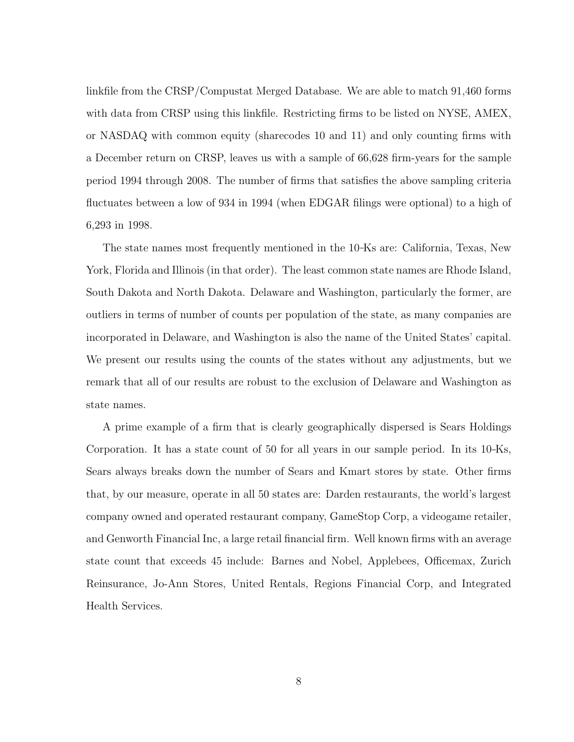linkfile from the CRSP/Compustat Merged Database. We are able to match 91,460 forms with data from CRSP using this linkfile. Restricting firms to be listed on NYSE, AMEX, or NASDAQ with common equity (sharecodes 10 and 11) and only counting firms with a December return on CRSP, leaves us with a sample of 66,628 firm-years for the sample period 1994 through 2008. The number of firms that satisfies the above sampling criteria fluctuates between a low of 934 in 1994 (when EDGAR filings were optional) to a high of 6,293 in 1998.

The state names most frequently mentioned in the 10-Ks are: California, Texas, New York, Florida and Illinois (in that order). The least common state names are Rhode Island, South Dakota and North Dakota. Delaware and Washington, particularly the former, are outliers in terms of number of counts per population of the state, as many companies are incorporated in Delaware, and Washington is also the name of the United States' capital. We present our results using the counts of the states without any adjustments, but we remark that all of our results are robust to the exclusion of Delaware and Washington as state names.

A prime example of a firm that is clearly geographically dispersed is Sears Holdings Corporation. It has a state count of 50 for all years in our sample period. In its 10-Ks, Sears always breaks down the number of Sears and Kmart stores by state. Other firms that, by our measure, operate in all 50 states are: Darden restaurants, the world's largest company owned and operated restaurant company, GameStop Corp, a videogame retailer, and Genworth Financial Inc, a large retail financial firm. Well known firms with an average state count that exceeds 45 include: Barnes and Nobel, Applebees, Officemax, Zurich Reinsurance, Jo-Ann Stores, United Rentals, Regions Financial Corp, and Integrated Health Services.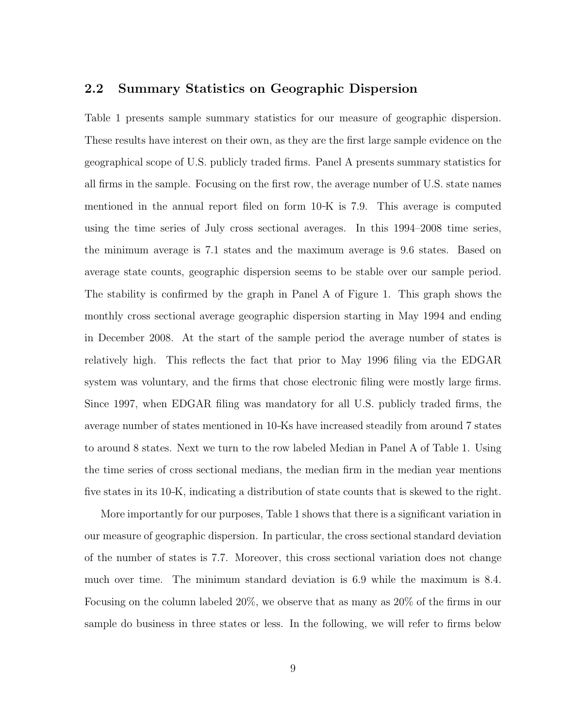## 2.2 Summary Statistics on Geographic Dispersion

Table 1 presents sample summary statistics for our measure of geographic dispersion. These results have interest on their own, as they are the first large sample evidence on the geographical scope of U.S. publicly traded firms. Panel A presents summary statistics for all firms in the sample. Focusing on the first row, the average number of U.S. state names mentioned in the annual report filed on form 10-K is 7.9. This average is computed using the time series of July cross sectional averages. In this 1994–2008 time series, the minimum average is 7.1 states and the maximum average is 9.6 states. Based on average state counts, geographic dispersion seems to be stable over our sample period. The stability is confirmed by the graph in Panel A of Figure 1. This graph shows the monthly cross sectional average geographic dispersion starting in May 1994 and ending in December 2008. At the start of the sample period the average number of states is relatively high. This reflects the fact that prior to May 1996 filing via the EDGAR system was voluntary, and the firms that chose electronic filing were mostly large firms. Since 1997, when EDGAR filing was mandatory for all U.S. publicly traded firms, the average number of states mentioned in 10-Ks have increased steadily from around 7 states to around 8 states. Next we turn to the row labeled Median in Panel A of Table 1. Using the time series of cross sectional medians, the median firm in the median year mentions five states in its 10-K, indicating a distribution of state counts that is skewed to the right.

More importantly for our purposes, Table 1 shows that there is a significant variation in our measure of geographic dispersion. In particular, the cross sectional standard deviation of the number of states is 7.7. Moreover, this cross sectional variation does not change much over time. The minimum standard deviation is 6.9 while the maximum is 8.4. Focusing on the column labeled 20%, we observe that as many as 20% of the firms in our sample do business in three states or less. In the following, we will refer to firms below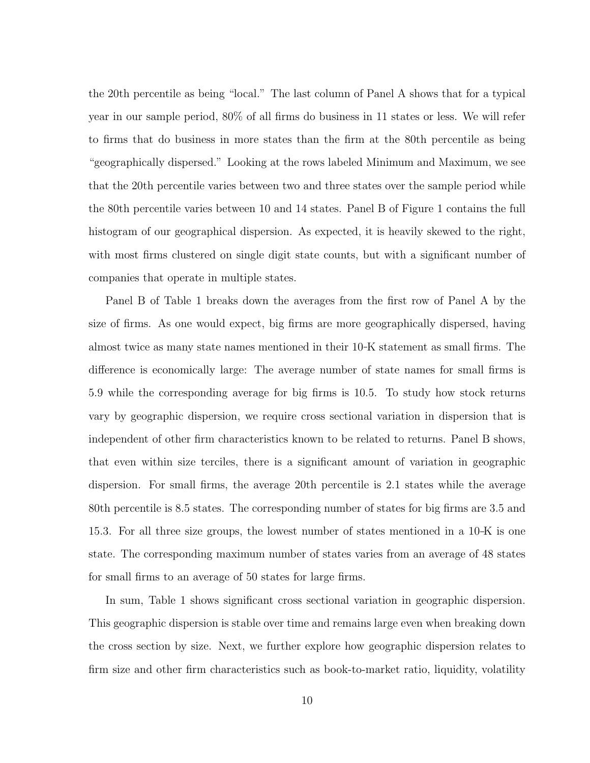the 20th percentile as being "local." The last column of Panel A shows that for a typical year in our sample period, 80% of all firms do business in 11 states or less. We will refer to firms that do business in more states than the firm at the 80th percentile as being "geographically dispersed." Looking at the rows labeled Minimum and Maximum, we see that the 20th percentile varies between two and three states over the sample period while the 80th percentile varies between 10 and 14 states. Panel B of Figure 1 contains the full histogram of our geographical dispersion. As expected, it is heavily skewed to the right, with most firms clustered on single digit state counts, but with a significant number of companies that operate in multiple states.

Panel B of Table 1 breaks down the averages from the first row of Panel A by the size of firms. As one would expect, big firms are more geographically dispersed, having almost twice as many state names mentioned in their 10-K statement as small firms. The difference is economically large: The average number of state names for small firms is 5.9 while the corresponding average for big firms is 10.5. To study how stock returns vary by geographic dispersion, we require cross sectional variation in dispersion that is independent of other firm characteristics known to be related to returns. Panel B shows, that even within size terciles, there is a significant amount of variation in geographic dispersion. For small firms, the average 20th percentile is 2.1 states while the average 80th percentile is 8.5 states. The corresponding number of states for big firms are 3.5 and 15.3. For all three size groups, the lowest number of states mentioned in a 10-K is one state. The corresponding maximum number of states varies from an average of 48 states for small firms to an average of 50 states for large firms.

In sum, Table 1 shows significant cross sectional variation in geographic dispersion. This geographic dispersion is stable over time and remains large even when breaking down the cross section by size. Next, we further explore how geographic dispersion relates to firm size and other firm characteristics such as book-to-market ratio, liquidity, volatility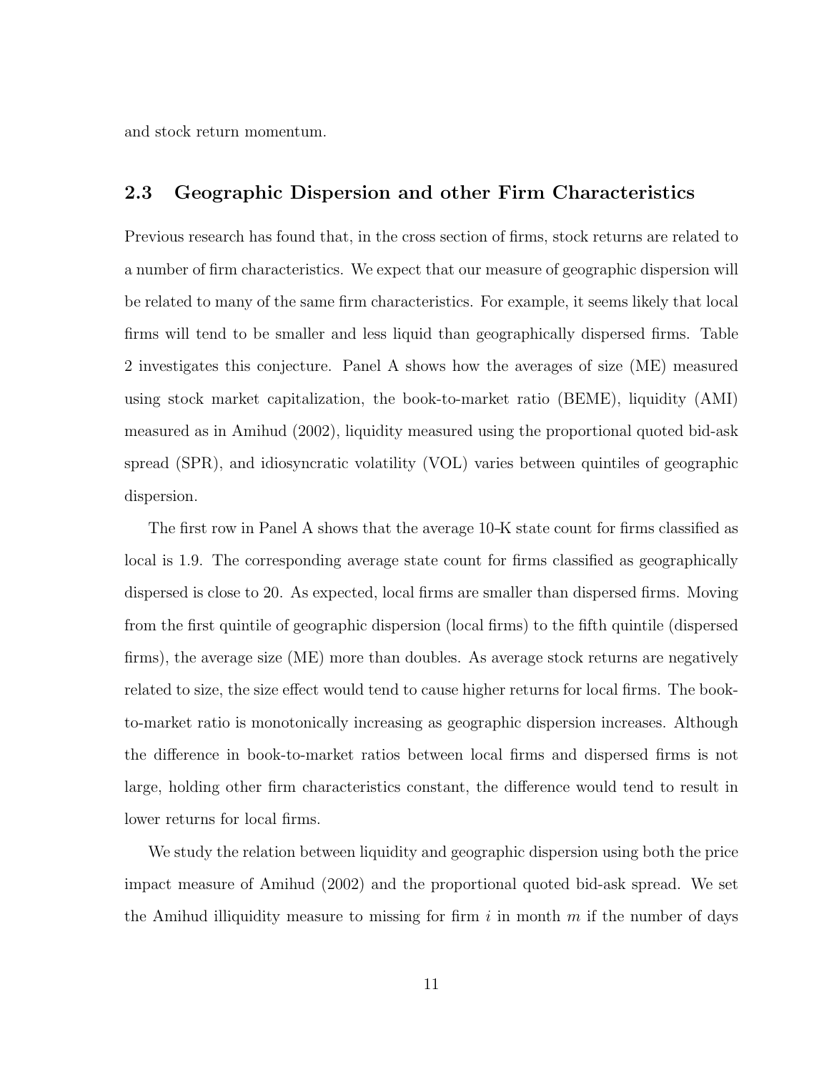and stock return momentum.

## 2.3 Geographic Dispersion and other Firm Characteristics

Previous research has found that, in the cross section of firms, stock returns are related to a number of firm characteristics. We expect that our measure of geographic dispersion will be related to many of the same firm characteristics. For example, it seems likely that local firms will tend to be smaller and less liquid than geographically dispersed firms. Table 2 investigates this conjecture. Panel A shows how the averages of size (ME) measured using stock market capitalization, the book-to-market ratio (BEME), liquidity (AMI) measured as in Amihud (2002), liquidity measured using the proportional quoted bid-ask spread (SPR), and idiosyncratic volatility (VOL) varies between quintiles of geographic dispersion.

The first row in Panel A shows that the average 10-K state count for firms classified as local is 1.9. The corresponding average state count for firms classified as geographically dispersed is close to 20. As expected, local firms are smaller than dispersed firms. Moving from the first quintile of geographic dispersion (local firms) to the fifth quintile (dispersed firms), the average size (ME) more than doubles. As average stock returns are negatively related to size, the size effect would tend to cause higher returns for local firms. The book-to-market ratio is monotonically increasing as geographic dispersion increases. Although the difference in book-to-market ratios between local firms and dispersed firms is not large, holding other firm characteristics constant, the difference would tend to result in lower returns for local firms.

We study the relation between liquidity and geographic dispersion using both the price impact measure of Amihud (2002) and the proportional quoted bid-ask spread. We set the Amihud illiquidity measure to missing for firm $i$ in month $m$ if the number of days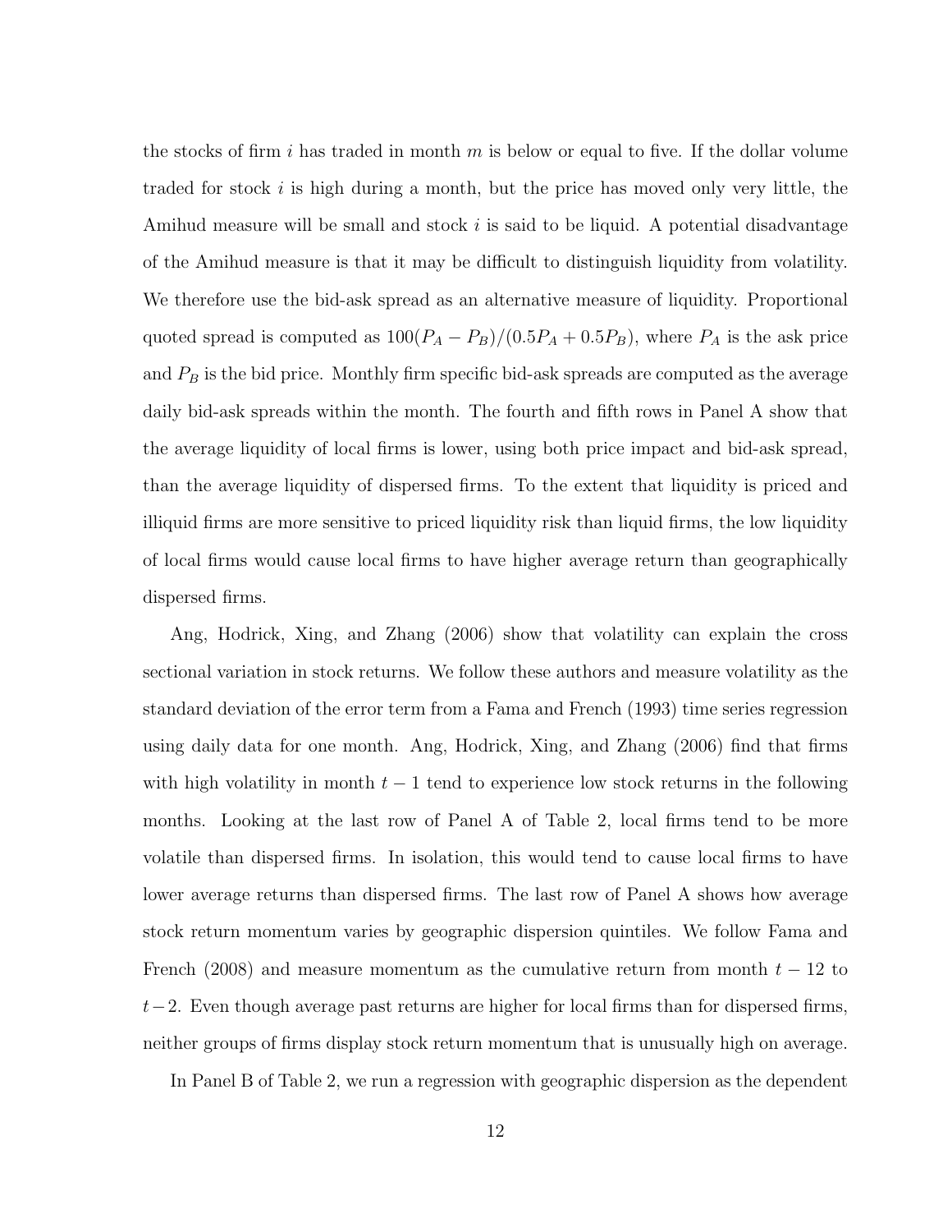the stocks of firm $i$ has traded in month $m$ is below or equal to five. If the dollar volume traded for stock $i$ is high during a month, but the price has moved only very little, the Amihud measure will be small and stock $i$ is said to be liquid. A potential disadvantage of the Amihud measure is that it may be difficult to distinguish liquidity from volatility. We therefore use the bid-ask spread as an alternative measure of liquidity. Proportional quoted spread is computed as $100(P_A - P_B)/(0.5P_A + 0.5P_B)$, where $P_A$ is the ask price and $P_B$ is the bid price. Monthly firm specific bid-ask spreads are computed as the average daily bid-ask spreads within the month. The fourth and fifth rows in Panel A show that the average liquidity of local firms is lower, using both price impact and bid-ask spread, than the average liquidity of dispersed firms. To the extent that liquidity is priced and illiquid firms are more sensitive to priced liquidity risk than liquid firms, the low liquidity of local firms would cause local firms to have higher average return than geographically dispersed firms.

Ang, Hodrick, Xing, and Zhang (2006) show that volatility can explain the cross sectional variation in stock returns. We follow these authors and measure volatility as the standard deviation of the error term from a Fama and French (1993) time series regression using daily data for one month. Ang, Hodrick, Xing, and Zhang (2006) find that firms with high volatility in month $t-1$ tend to experience low stock returns in the following months. Looking at the last row of Panel A of Table 2, local firms tend to be more volatile than dispersed firms. In isolation, this would tend to cause local firms to have lower average returns than dispersed firms. The last row of Panel A shows how average stock return momentum varies by geographic dispersion quintiles. We follow Fama and French (2008) and measure momentum as the cumulative return from month $t-12$ to $t-2$. Even though average past returns are higher for local firms than for dispersed firms, neither groups of firms display stock return momentum that is unusually high on average.

In Panel B of Table 2, we run a regression with geographic dispersion as the dependent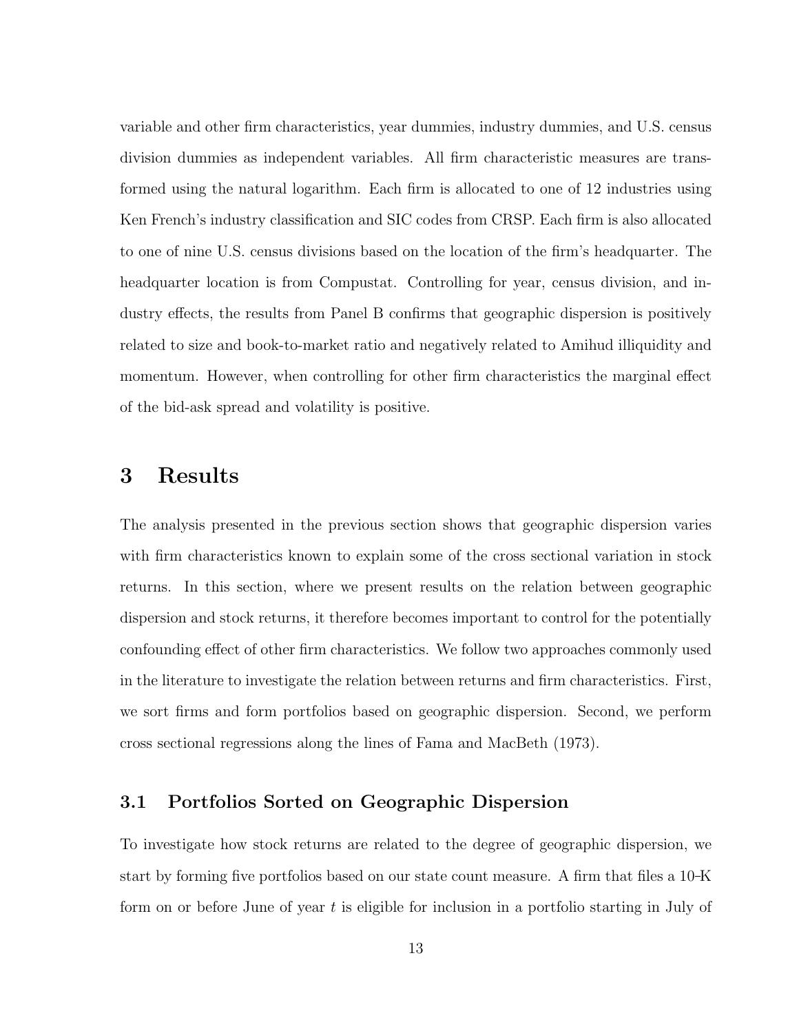variable and other firm characteristics, year dummies, industry dummies, and U.S. census division dummies as independent variables. All firm characteristic measures are transformed using the natural logarithm. Each firm is allocated to one of 12 industries using Ken French's industry classification and SIC codes from CRSP. Each firm is also allocated to one of nine U.S. census divisions based on the location of the firm's headquarter. The headquarter location is from Compustat. Controlling for year, census division, and industry effects, the results from Panel B confirms that geographic dispersion is positively related to size and book-to-market ratio and negatively related to Amihud illiquidity and momentum. However, when controlling for other firm characteristics the marginal effect of the bid-ask spread and volatility is positive.

# 3 Results

The analysis presented in the previous section shows that geographic dispersion varies with firm characteristics known to explain some of the cross sectional variation in stock returns. In this section, where we present results on the relation between geographic dispersion and stock returns, it therefore becomes important to control for the potentially confounding effect of other firm characteristics. We follow two approaches commonly used in the literature to investigate the relation between returns and firm characteristics. First, we sort firms and form portfolios based on geographic dispersion. Second, we perform cross sectional regressions along the lines of Fama and MacBeth (1973).

## 3.1 Portfolios Sorted on Geographic Dispersion

To investigate how stock returns are related to the degree of geographic dispersion, we start by forming five portfolios based on our state count measure. A firm that files a 10-K form on or before June of year $t$ is eligible for inclusion in a portfolio starting in July of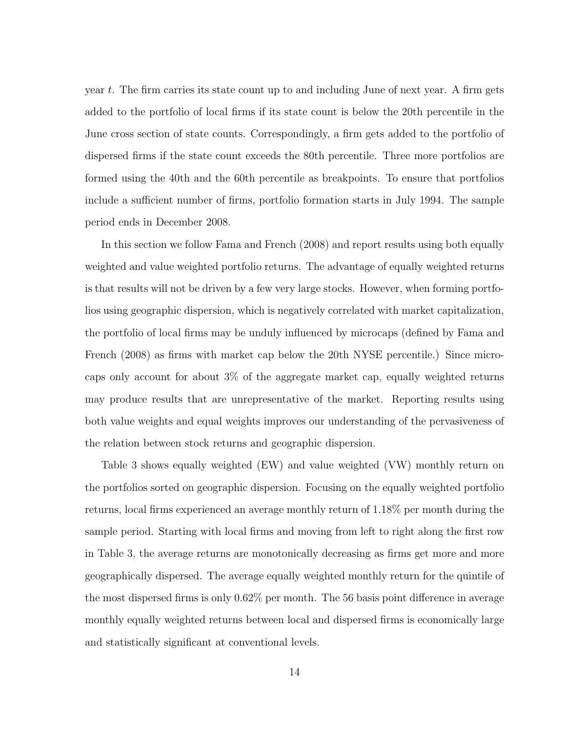year $t$. The firm carries its state count up to and including June of next year. A firm gets added to the portfolio of local firms if its state count is below the 20th percentile in the June cross section of state counts. Correspondingly, a firm gets added to the portfolio of dispersed firms if the state count exceeds the 80th percentile. Three more portfolios are formed using the 40th and the 60th percentile as breakpoints. To ensure that portfolios include a sufficient number of firms, portfolio formation starts in July 1994. The sample period ends in December 2008.

In this section we follow Fama and French (2008) and report results using both equally weighted and value weighted portfolio returns. The advantage of equally weighted returns is that results will not be driven by a few very large stocks. However, when forming portfolios using geographic dispersion, which is negatively correlated with market capitalization, the portfolio of local firms may be unduly influenced by microcaps (defined by Fama and French (2008) as firms with market cap below the 20th NYSE percentile.) Since microcaps only account for about 3% of the aggregate market cap, equally weighted returns may produce results that are unrepresentative of the market. Reporting results using both value weights and equal weights improves our understanding of the pervasiveness of the relation between stock returns and geographic dispersion.

Table 3 shows equally weighted (EW) and value weighted (VW) monthly return on the portfolios sorted on geographic dispersion. Focusing on the equally weighted portfolio returns, local firms experienced an average monthly return of 1.18% per month during the sample period. Starting with local firms and moving from left to right along the first row in Table 3, the average returns are monotonically decreasing as firms get more and more geographically dispersed. The average equally weighted monthly return for the quintile of the most dispersed firms is only 0.62% per month. The 56 basis point difference in average monthly equally weighted returns between local and dispersed firms is economically large and statistically significant at conventional levels.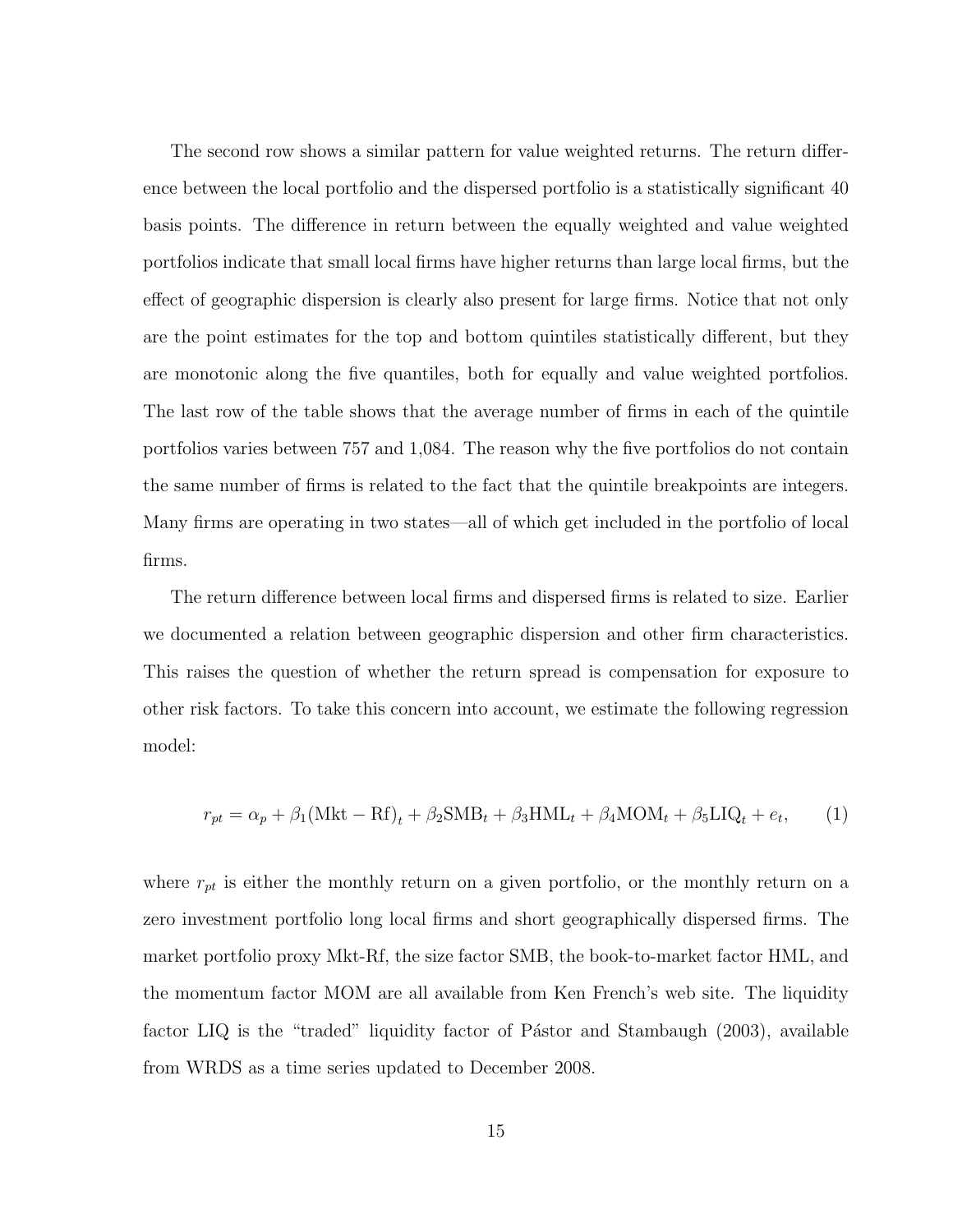The second row shows a similar pattern for value weighted returns. The return difference between the local portfolio and the dispersed portfolio is a statistically significant 40 basis points. The difference in return between the equally weighted and value weighted portfolios indicate that small local firms have higher returns than large local firms, but the effect of geographic dispersion is clearly also present for large firms. Notice that not only are the point estimates for the top and bottom quintiles statistically different, but they are monotonic along the five quantiles, both for equally and value weighted portfolios. The last row of the table shows that the average number of firms in each of the quintile portfolios varies between 757 and 1,084. The reason why the five portfolios do not contain the same number of firms is related to the fact that the quintile breakpoints are integers. Many firms are operating in two states—all of which get included in the portfolio of local firms.

The return difference between local firms and dispersed firms is related to size. Earlier we documented a relation between geographic dispersion and other firm characteristics. This raises the question of whether the return spread is compensation for exposure to other risk factors. To take this concern into account, we estimate the following regression model:

$$r_{pt} = \alpha_p + \beta_1(\text{Mkt} - \text{Rf})_t + \beta_2\text{SMB}_t + \beta_3\text{HML}_t + \beta_4\text{MOM}_t + \beta_5\text{LIQ}_t + e_t, \qquad (1)$$

where $r_{pt}$ is either the monthly return on a given portfolio, or the monthly return on a zero investment portfolio long local firms and short geographically dispersed firms. The market portfolio proxy Mkt-Rf, the size factor SMB, the book-to-market factor HML, and the momentum factor MOM are all available from Ken French's web site. The liquidity factor LIQ is the "traded" liquidity factor of Pástor and Stambaugh (2003), available from WRDS as a time series updated to December 2008.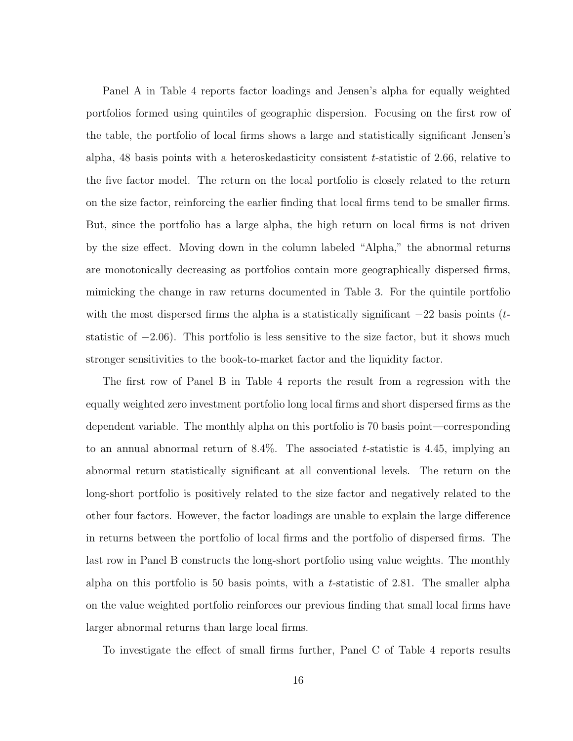Panel A in Table 4 reports factor loadings and Jensen's alpha for equally weighted portfolios formed using quintiles of geographic dispersion. Focusing on the first row of the table, the portfolio of local firms shows a large and statistically significant Jensen's alpha, 48 basis points with a heteroskedasticity consistent $t$-statistic of 2.66, relative to the five factor model. The return on the local portfolio is closely related to the return on the size factor, reinforcing the earlier finding that local firms tend to be smaller firms. But, since the portfolio has a large alpha, the high return on local firms is not driven by the size effect. Moving down in the column labeled "Alpha," the abnormal returns are monotonically decreasing as portfolios contain more geographically dispersed firms, mimicking the change in raw returns documented in Table 3. For the quintile portfolio with the most dispersed firms the alpha is a statistically significant $-22$ basis points ($t$-statistic of $-2.06$). This portfolio is less sensitive to the size factor, but it shows much stronger sensitivities to the book-to-market factor and the liquidity factor.

The first row of Panel B in Table 4 reports the result from a regression with the equally weighted zero investment portfolio long local firms and short dispersed firms as the dependent variable. The monthly alpha on this portfolio is 70 basis point—corresponding to an annual abnormal return of 8.4%. The associated $t$-statistic is 4.45, implying an abnormal return statistically significant at all conventional levels. The return on the long-short portfolio is positively related to the size factor and negatively related to the other four factors. However, the factor loadings are unable to explain the large difference in returns between the portfolio of local firms and the portfolio of dispersed firms. The last row in Panel B constructs the long-short portfolio using value weights. The monthly alpha on this portfolio is 50 basis points, with a $t$-statistic of 2.81. The smaller alpha on the value weighted portfolio reinforces our previous finding that small local firms have larger abnormal returns than large local firms.

To investigate the effect of small firms further, Panel C of Table 4 reports results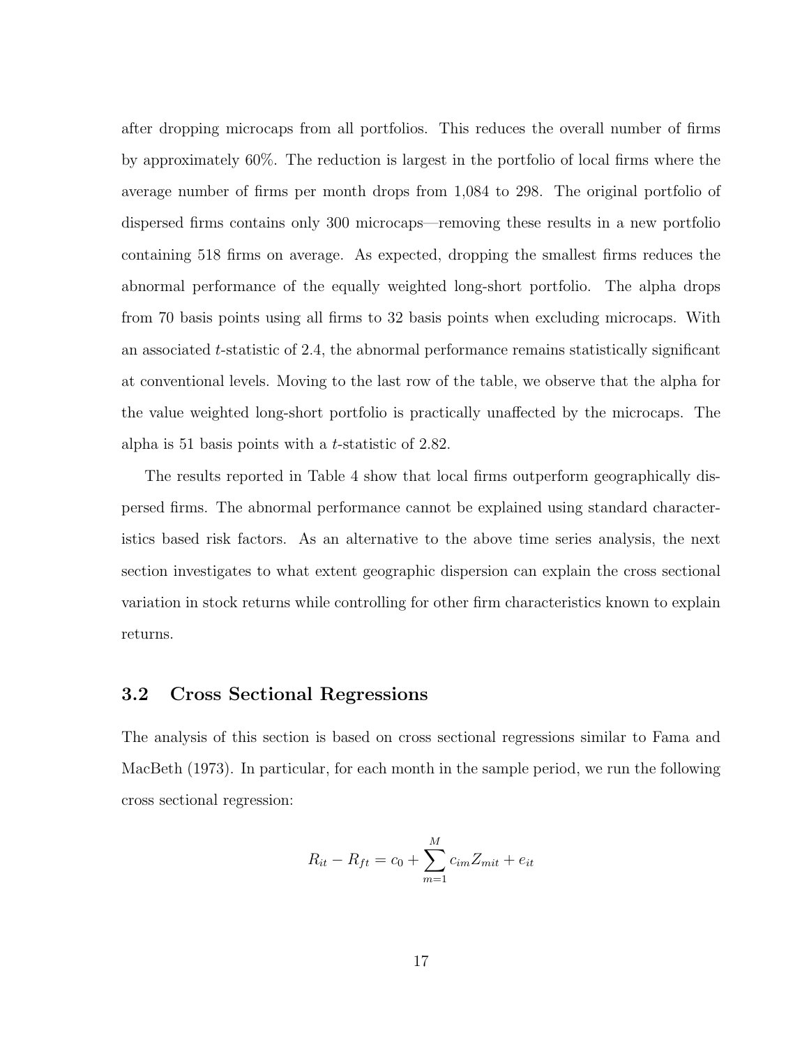after dropping microcaps from all portfolios. This reduces the overall number of firms by approximately 60%. The reduction is largest in the portfolio of local firms where the average number of firms per month drops from 1,084 to 298. The original portfolio of dispersed firms contains only 300 microcaps—removing these results in a new portfolio containing 518 firms on average. As expected, dropping the smallest firms reduces the abnormal performance of the equally weighted long-short portfolio. The alpha drops from 70 basis points using all firms to 32 basis points when excluding microcaps. With an associated $t$-statistic of 2.4, the abnormal performance remains statistically significant at conventional levels. Moving to the last row of the table, we observe that the alpha for the value weighted long-short portfolio is practically unaffected by the microcaps. The alpha is 51 basis points with a $t$-statistic of 2.82.

The results reported in Table 4 show that local firms outperform geographically dispersed firms. The abnormal performance cannot be explained using standard characteristics based risk factors. As an alternative to the above time series analysis, the next section investigates to what extent geographic dispersion can explain the cross sectional variation in stock returns while controlling for other firm characteristics known to explain returns.

### 3.2 Cross Sectional Regressions

The analysis of this section is based on cross sectional regressions similar to Fama and MacBeth (1973). In particular, for each month in the sample period, we run the following cross sectional regression:

$$R_{it} - R_{ft} = c_0 + \sum_{m=1}^{M} c_{im} Z_{mit} + e_{it}$$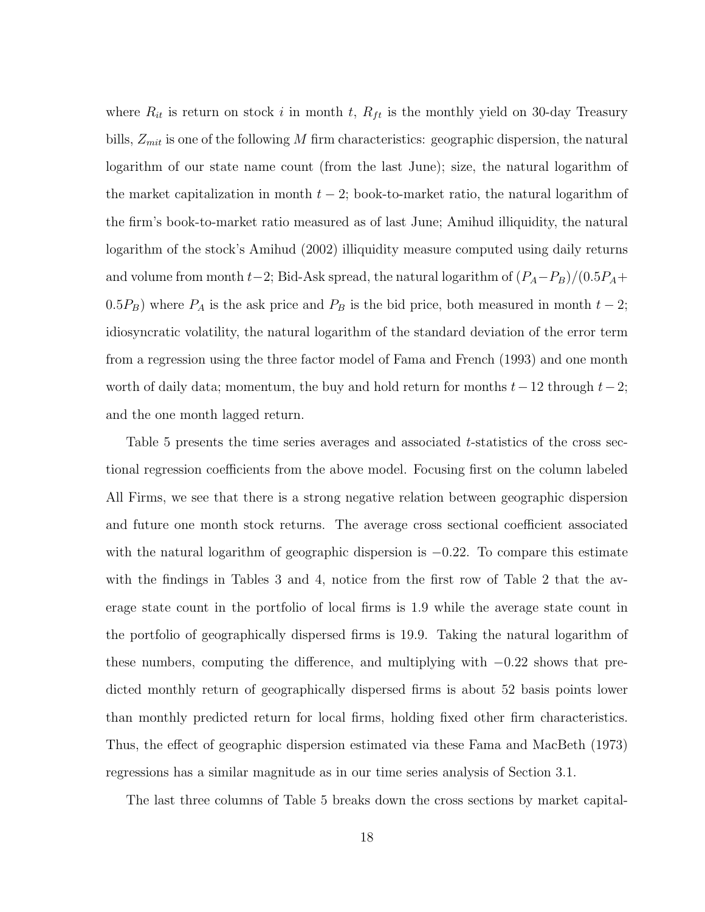where $R_{it}$ is return on stock $i$ in month $t$, $R_{ft}$ is the monthly yield on 30-day Treasury bills, $Z_{mit}$ is one of the following $M$ firm characteristics: geographic dispersion, the natural logarithm of our state name count (from the last June); size, the natural logarithm of the market capitalization in month $t-2$; book-to-market ratio, the natural logarithm of the firm's book-to-market ratio measured as of last June; Amihud illiquidity, the natural logarithm of the stock's Amihud (2002) illiquidity measure computed using daily returns and volume from month $t-2$; Bid-Ask spread, the natural logarithm of $(P_A - P_B)/(0.5P_A + 0.5P_B)$ where $P_A$ is the ask price and $P_B$ is the bid price, both measured in month $t-2$; idiosyncratic volatility, the natural logarithm of the standard deviation of the error term from a regression using the three factor model of Fama and French (1993) and one month worth of daily data; momentum, the buy and hold return for months $t-12$ through $t-2$; and the one month lagged return.

Table 5 presents the time series averages and associated $t$-statistics of the cross sectional regression coefficients from the above model. Focusing first on the column labeled All Firms, we see that there is a strong negative relation between geographic dispersion and future one month stock returns. The average cross sectional coefficient associated with the natural logarithm of geographic dispersion is $-0.22$. To compare this estimate with the findings in Tables 3 and 4, notice from the first row of Table 2 that the average state count in the portfolio of local firms is 1.9 while the average state count in the portfolio of geographically dispersed firms is 19.9. Taking the natural logarithm of these numbers, computing the difference, and multiplying with $-0.22$ shows that predicted monthly return of geographically dispersed firms is about 52 basis points lower than monthly predicted return for local firms, holding fixed other firm characteristics. Thus, the effect of geographic dispersion estimated via these Fama and MacBeth (1973) regressions has a similar magnitude as in our time series analysis of Section 3.1.

The last three columns of Table 5 breaks down the cross sections by market capital-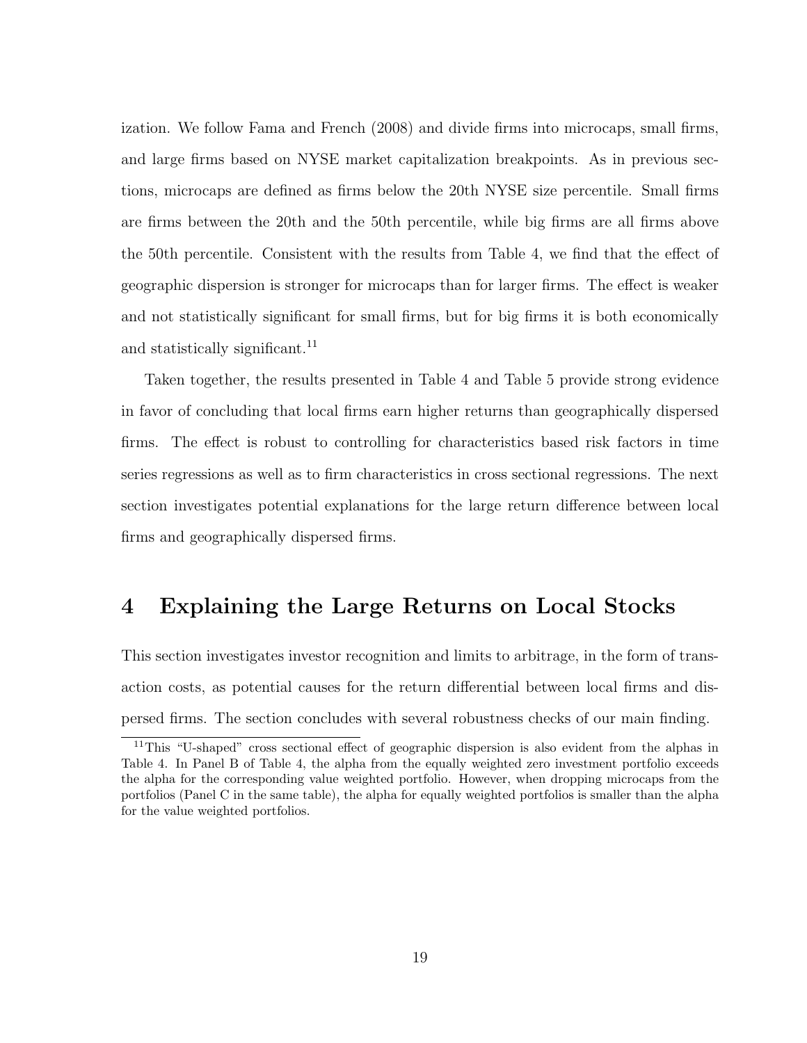ization. We follow Fama and French (2008) and divide firms into microcaps, small firms, and large firms based on NYSE market capitalization breakpoints. As in previous sections, microcaps are defined as firms below the 20th NYSE size percentile. Small firms are firms between the 20th and the 50th percentile, while big firms are all firms above the 50th percentile. Consistent with the results from Table 4, we find that the effect of geographic dispersion is stronger for microcaps than for larger firms. The effect is weaker and not statistically significant for small firms, but for big firms it is both economically and statistically significant.[11]

Taken together, the results presented in Table 4 and Table 5 provide strong evidence in favor of concluding that local firms earn higher returns than geographically dispersed firms. The effect is robust to controlling for characteristics based risk factors in time series regressions as well as to firm characteristics in cross sectional regressions. The next section investigates potential explanations for the large return difference between local firms and geographically dispersed firms.

# 4 Explaining the Large Returns on Local Stocks

This section investigates investor recognition and limits to arbitrage, in the form of transaction costs, as potential causes for the return differential between local firms and dispersed firms. The section concludes with several robustness checks of our main finding.

[11] This "U-shaped" cross sectional effect of geographic dispersion is also evident from the alphas in Table 4. In Panel B of Table 4, the alpha from the equally weighted zero investment portfolio exceeds the alpha for the corresponding value weighted portfolio. However, when dropping microcaps from the portfolios (Panel C in the same table), the alpha for equally weighted portfolios is smaller than the alpha for the value weighted portfolios.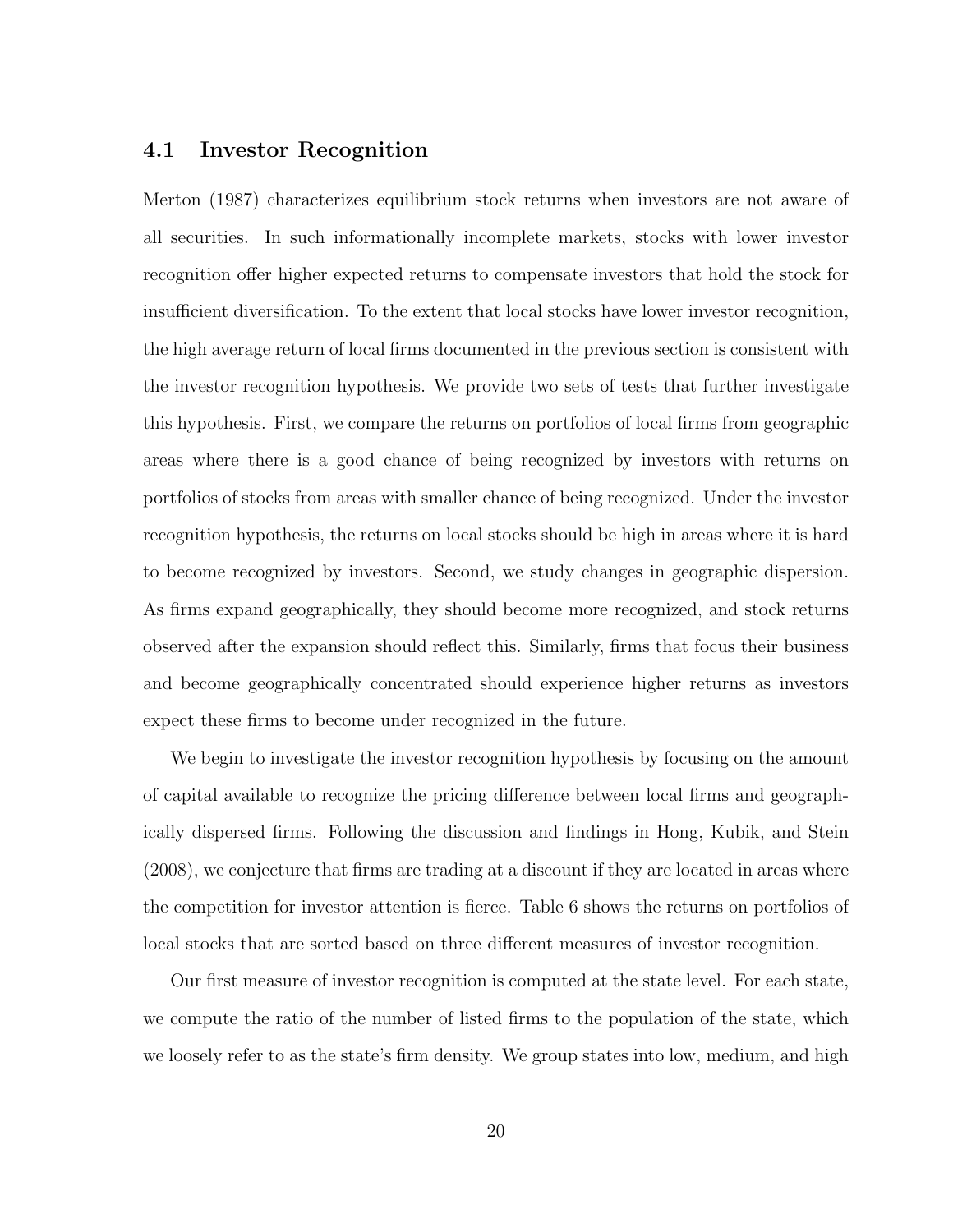## 4.1 Investor Recognition

Merton (1987) characterizes equilibrium stock returns when investors are not aware of all securities. In such informationally incomplete markets, stocks with lower investor recognition offer higher expected returns to compensate investors that hold the stock for insufficient diversification. To the extent that local stocks have lower investor recognition, the high average return of local firms documented in the previous section is consistent with the investor recognition hypothesis. We provide two sets of tests that further investigate this hypothesis. First, we compare the returns on portfolios of local firms from geographic areas where there is a good chance of being recognized by investors with returns on portfolios of stocks from areas with smaller chance of being recognized. Under the investor recognition hypothesis, the returns on local stocks should be high in areas where it is hard to become recognized by investors. Second, we study changes in geographic dispersion. As firms expand geographically, they should become more recognized, and stock returns observed after the expansion should reflect this. Similarly, firms that focus their business and become geographically concentrated should experience higher returns as investors expect these firms to become under recognized in the future.

We begin to investigate the investor recognition hypothesis by focusing on the amount of capital available to recognize the pricing difference between local firms and geographically dispersed firms. Following the discussion and findings in Hong, Kubik, and Stein (2008), we conjecture that firms are trading at a discount if they are located in areas where the competition for investor attention is fierce. Table 6 shows the returns on portfolios of local stocks that are sorted based on three different measures of investor recognition.

Our first measure of investor recognition is computed at the state level. For each state, we compute the ratio of the number of listed firms to the population of the state, which we loosely refer to as the state's firm density. We group states into low, medium, and high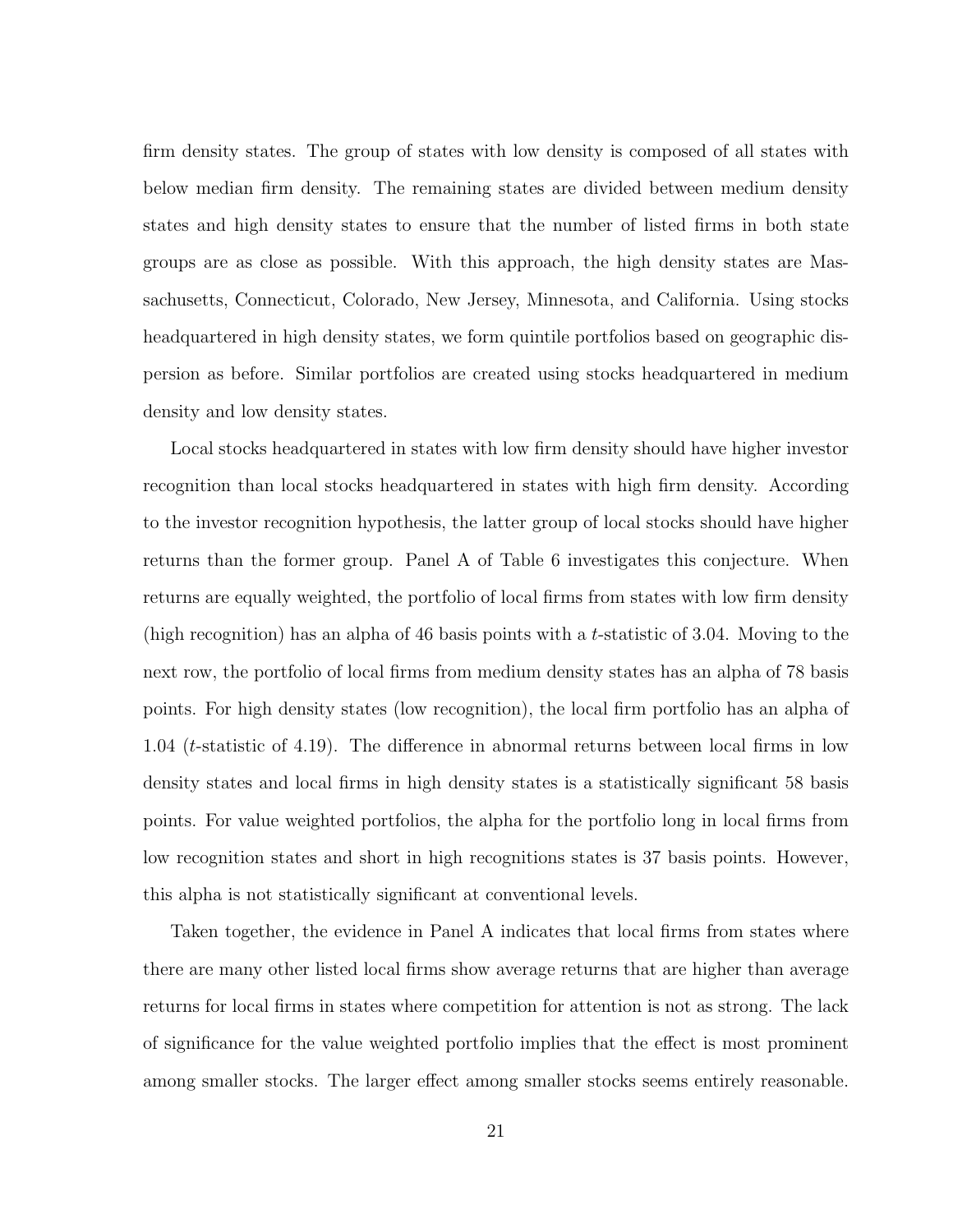firm density states. The group of states with low density is composed of all states with below median firm density. The remaining states are divided between medium density states and high density states to ensure that the number of listed firms in both state groups are as close as possible. With this approach, the high density states are Massachusetts, Connecticut, Colorado, New Jersey, Minnesota, and California. Using stocks headquartered in high density states, we form quintile portfolios based on geographic dispersion as before. Similar portfolios are created using stocks headquartered in medium density and low density states.

Local stocks headquartered in states with low firm density should have higher investor recognition than local stocks headquartered in states with high firm density. According to the investor recognition hypothesis, the latter group of local stocks should have higher returns than the former group. Panel A of Table 6 investigates this conjecture. When returns are equally weighted, the portfolio of local firms from states with low firm density (high recognition) has an alpha of 46 basis points with a $t$-statistic of 3.04. Moving to the next row, the portfolio of local firms from medium density states has an alpha of 78 basis points. For high density states (low recognition), the local firm portfolio has an alpha of 1.04 ($t$-statistic of 4.19). The difference in abnormal returns between local firms in low density states and local firms in high density states is a statistically significant 58 basis points. For value weighted portfolios, the alpha for the portfolio long in local firms from low recognition states and short in high recognitions states is 37 basis points. However, this alpha is not statistically significant at conventional levels.

Taken together, the evidence in Panel A indicates that local firms from states where there are many other listed local firms show average returns that are higher than average returns for local firms in states where competition for attention is not as strong. The lack of significance for the value weighted portfolio implies that the effect is most prominent among smaller stocks. The larger effect among smaller stocks seems entirely reasonable.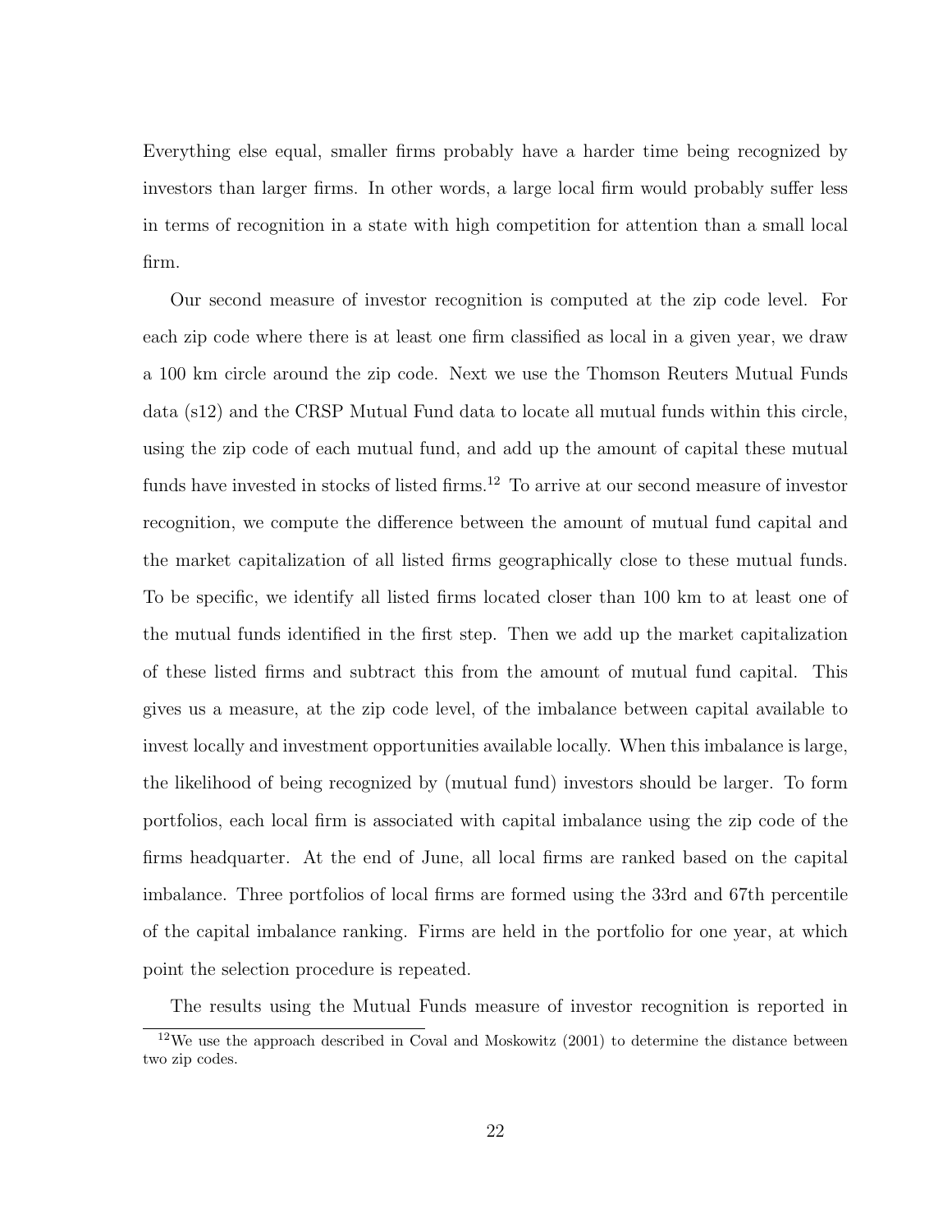Everything else equal, smaller firms probably have a harder time being recognized by investors than larger firms. In other words, a large local firm would probably suffer less in terms of recognition in a state with high competition for attention than a small local firm.

Our second measure of investor recognition is computed at the zip code level. For each zip code where there is at least one firm classified as local in a given year, we draw a 100 km circle around the zip code. Next we use the Thomson Reuters Mutual Funds data (s12) and the CRSP Mutual Fund data to locate all mutual funds within this circle, using the zip code of each mutual fund, and add up the amount of capital these mutual funds have invested in stocks of listed firms.[12] To arrive at our second measure of investor recognition, we compute the difference between the amount of mutual fund capital and the market capitalization of all listed firms geographically close to these mutual funds. To be specific, we identify all listed firms located closer than 100 km to at least one of the mutual funds identified in the first step. Then we add up the market capitalization of these listed firms and subtract this from the amount of mutual fund capital. This gives us a measure, at the zip code level, of the imbalance between capital available to invest locally and investment opportunities available locally. When this imbalance is large, the likelihood of being recognized by (mutual fund) investors should be larger. To form portfolios, each local firm is associated with capital imbalance using the zip code of the firms headquarter. At the end of June, all local firms are ranked based on the capital imbalance. Three portfolios of local firms are formed using the 33rd and 67th percentile of the capital imbalance ranking. Firms are held in the portfolio for one year, at which point the selection procedure is repeated.

The results using the Mutual Funds measure of investor recognition is reported in

[12] We use the approach described in Coval and Moskowitz (2001) to determine the distance between two zip codes.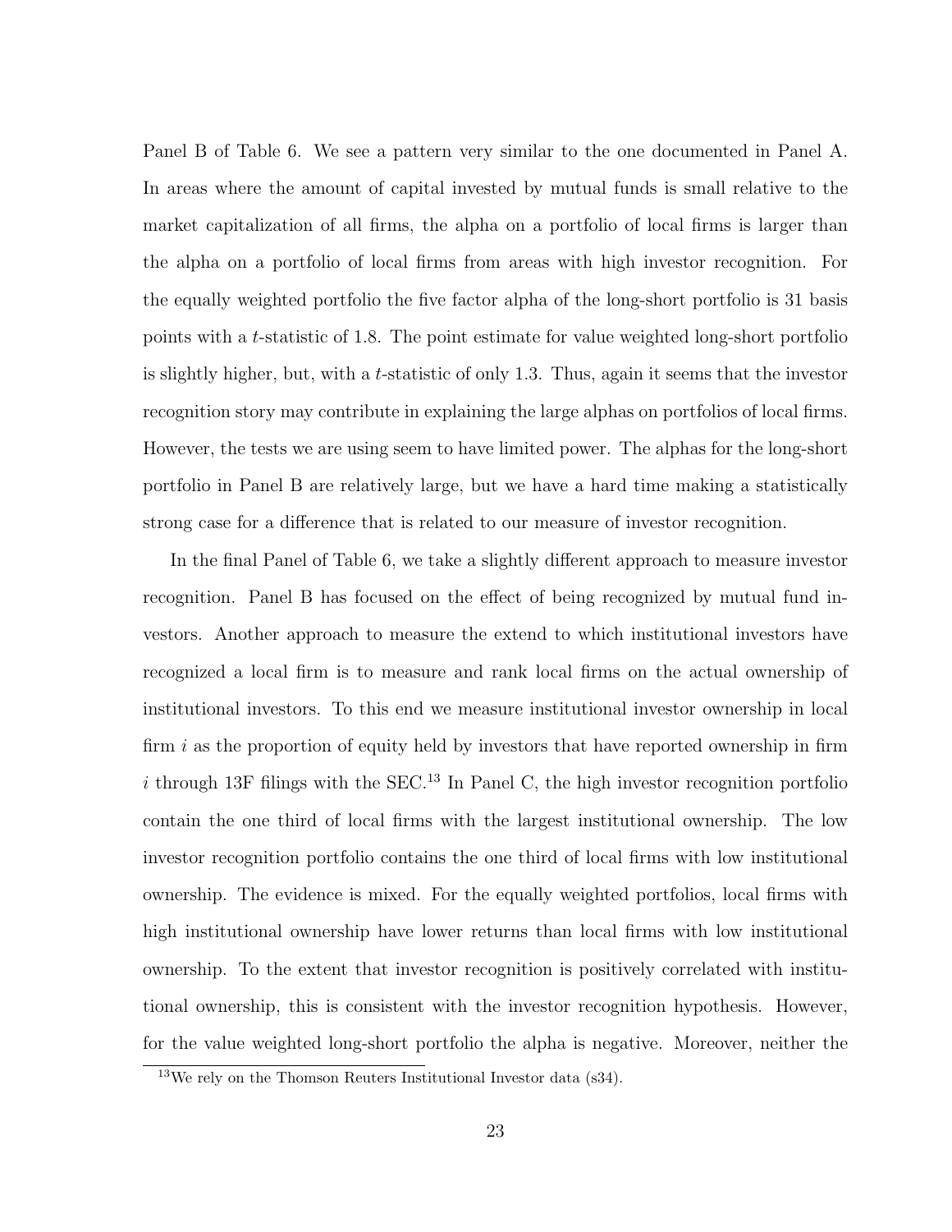Panel B of Table 6. We see a pattern very similar to the one documented in Panel A. In areas where the amount of capital invested by mutual funds is small relative to the market capitalization of all firms, the alpha on a portfolio of local firms is larger than the alpha on a portfolio of local firms from areas with high investor recognition. For the equally weighted portfolio the five factor alpha of the long-short portfolio is 31 basis points with a $t$-statistic of 1.8. The point estimate for value weighted long-short portfolio is slightly higher, but, with a $t$-statistic of only 1.3. Thus, again it seems that the investor recognition story may contribute in explaining the large alphas on portfolios of local firms. However, the tests we are using seem to have limited power. The alphas for the long-short portfolio in Panel B are relatively large, but we have a hard time making a statistically strong case for a difference that is related to our measure of investor recognition.

In the final Panel of Table 6, we take a slightly different approach to measure investor recognition. Panel B has focused on the effect of being recognized by mutual fund investors. Another approach to measure the extend to which institutional investors have recognized a local firm is to measure and rank local firms on the actual ownership of institutional investors. To this end we measure institutional investor ownership in local firm $i$ as the proportion of equity held by investors that have reported ownership in firm $i$ through 13F filings with the SEC.[13] In Panel C, the high investor recognition portfolio contain the one third of local firms with the largest institutional ownership. The low investor recognition portfolio contains the one third of local firms with low institutional ownership. The evidence is mixed. For the equally weighted portfolios, local firms with high institutional ownership have lower returns than local firms with low institutional ownership. To the extent that investor recognition is positively correlated with institutional ownership, this is consistent with the investor recognition hypothesis. However, for the value weighted long-short portfolio the alpha is negative. Moreover, neither the

[13] We rely on the Thomson Reuters Institutional Investor data (s34).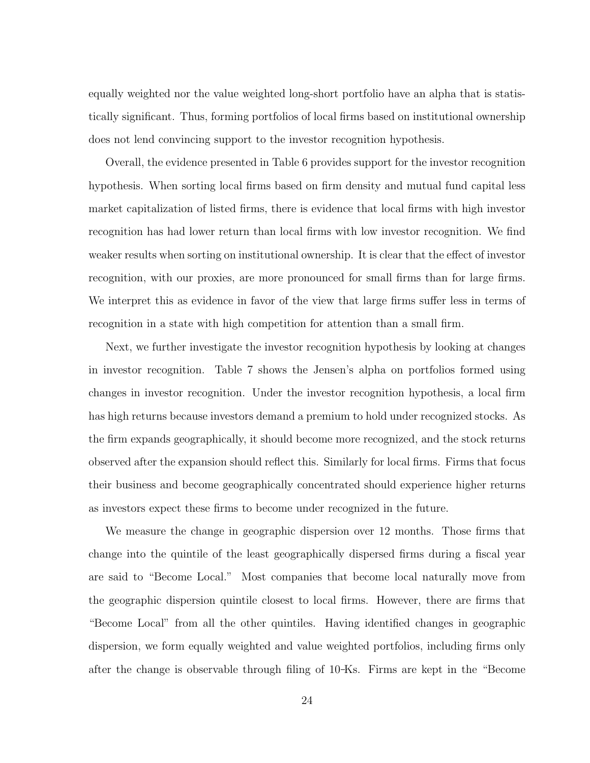equally weighted nor the value weighted long-short portfolio have an alpha that is statistically significant. Thus, forming portfolios of local firms based on institutional ownership does not lend convincing support to the investor recognition hypothesis.

Overall, the evidence presented in Table 6 provides support for the investor recognition hypothesis. When sorting local firms based on firm density and mutual fund capital less market capitalization of listed firms, there is evidence that local firms with high investor recognition has had lower return than local firms with low investor recognition. We find weaker results when sorting on institutional ownership. It is clear that the effect of investor recognition, with our proxies, are more pronounced for small firms than for large firms. We interpret this as evidence in favor of the view that large firms suffer less in terms of recognition in a state with high competition for attention than a small firm.

Next, we further investigate the investor recognition hypothesis by looking at changes in investor recognition. Table 7 shows the Jensen's alpha on portfolios formed using changes in investor recognition. Under the investor recognition hypothesis, a local firm has high returns because investors demand a premium to hold under recognized stocks. As the firm expands geographically, it should become more recognized, and the stock returns observed after the expansion should reflect this. Similarly for local firms. Firms that focus their business and become geographically concentrated should experience higher returns as investors expect these firms to become under recognized in the future.

We measure the change in geographic dispersion over 12 months. Those firms that change into the quintile of the least geographically dispersed firms during a fiscal year are said to "Become Local." Most companies that become local naturally move from the geographic dispersion quintile closest to local firms. However, there are firms that "Become Local" from all the other quintiles. Having identified changes in geographic dispersion, we form equally weighted and value weighted portfolios, including firms only after the change is observable through filing of 10-Ks. Firms are kept in the "Become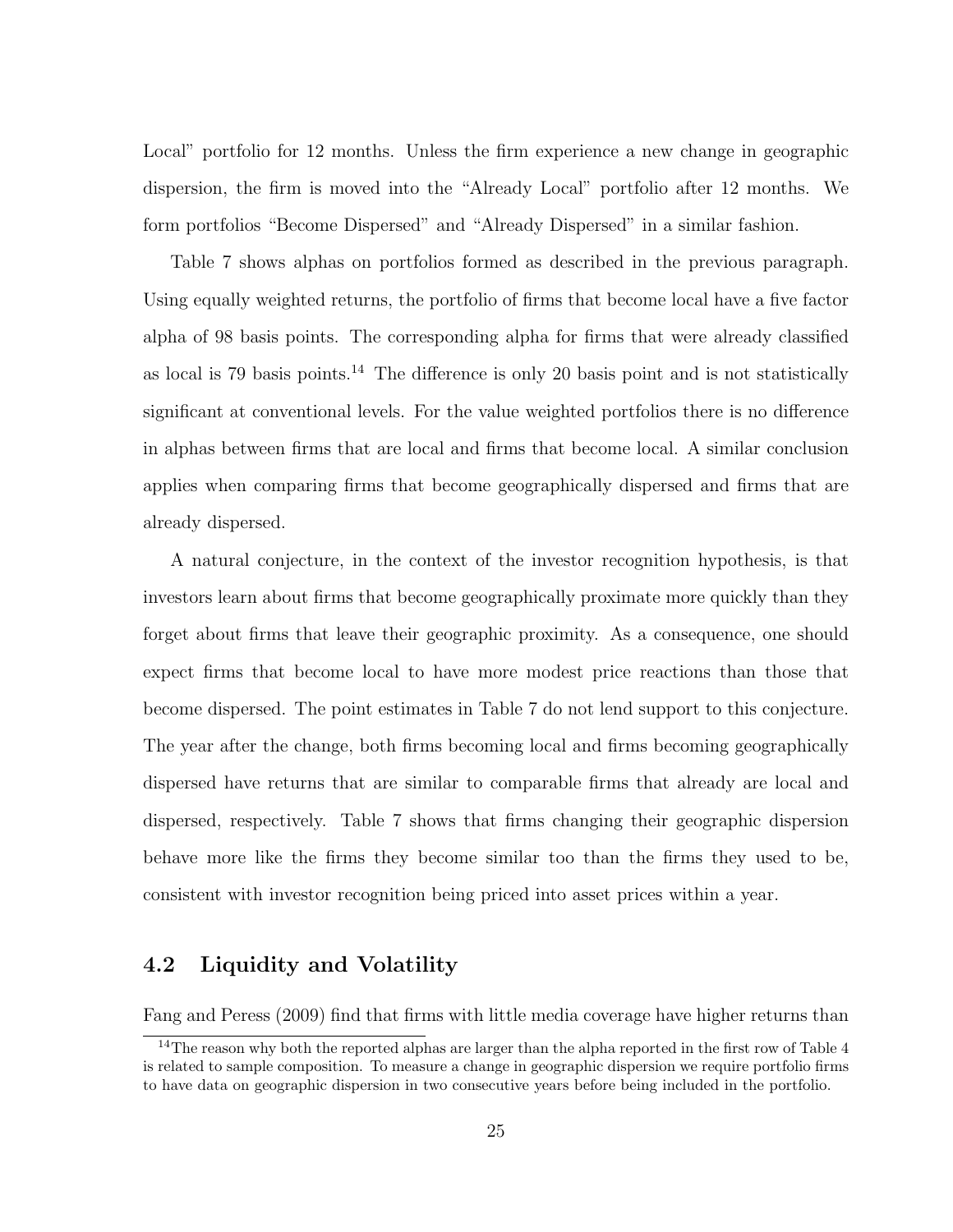Local" portfolio for 12 months. Unless the firm experience a new change in geographic dispersion, the firm is moved into the "Already Local" portfolio after 12 months. We form portfolios "Become Dispersed" and "Already Dispersed" in a similar fashion.

Table 7 shows alphas on portfolios formed as described in the previous paragraph. Using equally weighted returns, the portfolio of firms that become local have a five factor alpha of 98 basis points. The corresponding alpha for firms that were already classified as local is 79 basis points.[14] The difference is only 20 basis point and is not statistically significant at conventional levels. For the value weighted portfolios there is no difference in alphas between firms that are local and firms that become local. A similar conclusion applies when comparing firms that become geographically dispersed and firms that are already dispersed.

A natural conjecture, in the context of the investor recognition hypothesis, is that investors learn about firms that become geographically proximate more quickly than they forget about firms that leave their geographic proximity. As a consequence, one should expect firms that become local to have more modest price reactions than those that become dispersed. The point estimates in Table 7 do not lend support to this conjecture. The year after the change, both firms becoming local and firms becoming geographically dispersed have returns that are similar to comparable firms that already are local and dispersed, respectively. Table 7 shows that firms changing their geographic dispersion behave more like the firms they become similar too than the firms they used to be, consistent with investor recognition being priced into asset prices within a year.

## 4.2 Liquidity and Volatility

Fang and Peress (2009) find that firms with little media coverage have higher returns than

[14] The reason why both the reported alphas are larger than the alpha reported in the first row of Table 4 is related to sample composition. To measure a change in geographic dispersion we require portfolio firms to have data on geographic dispersion in two consecutive years before being included in the portfolio.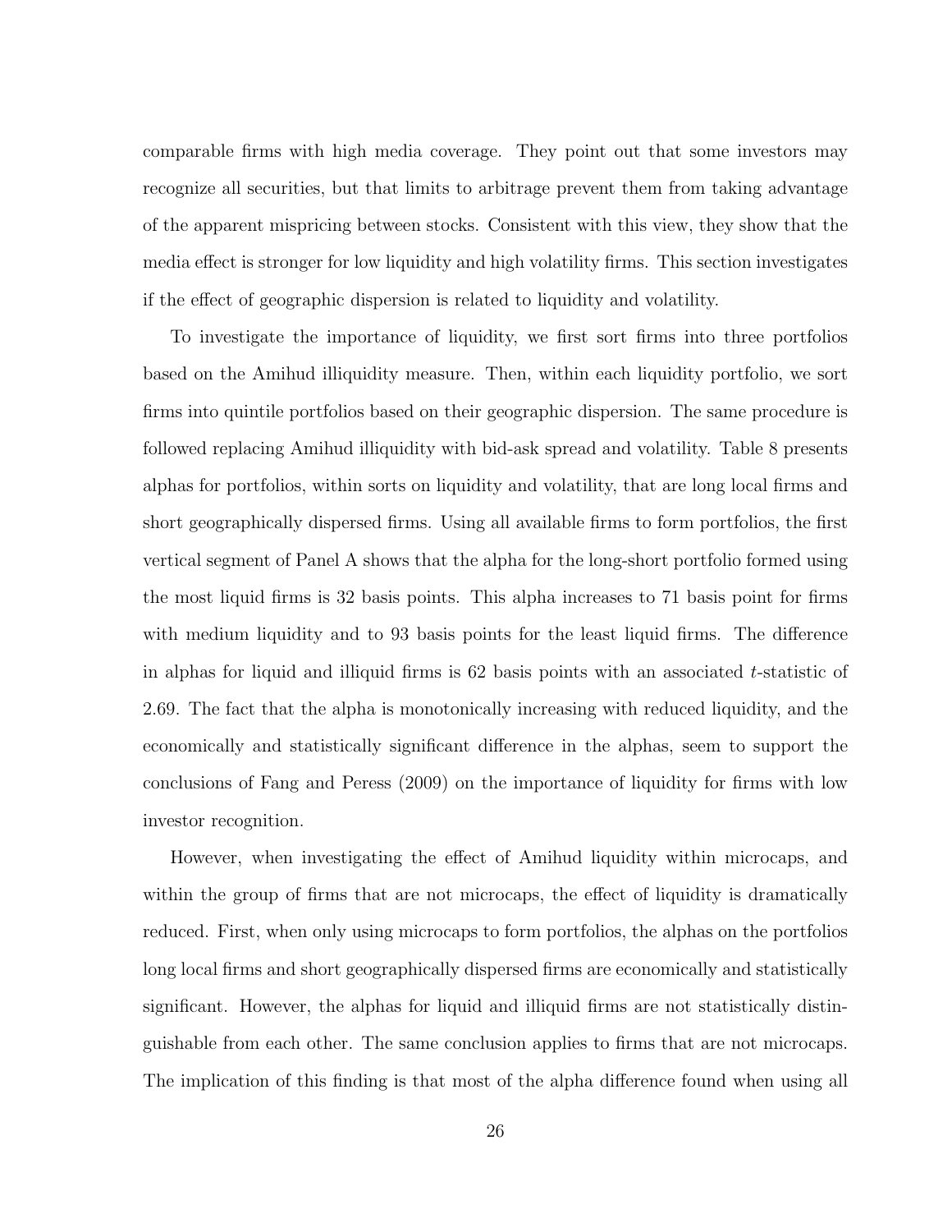comparable firms with high media coverage. They point out that some investors may recognize all securities, but that limits to arbitrage prevent them from taking advantage of the apparent mispricing between stocks. Consistent with this view, they show that the media effect is stronger for low liquidity and high volatility firms. This section investigates if the effect of geographic dispersion is related to liquidity and volatility.

To investigate the importance of liquidity, we first sort firms into three portfolios based on the Amihud illiquidity measure. Then, within each liquidity portfolio, we sort firms into quintile portfolios based on their geographic dispersion. The same procedure is followed replacing Amihud illiquidity with bid-ask spread and volatility. Table 8 presents alphas for portfolios, within sorts on liquidity and volatility, that are long local firms and short geographically dispersed firms. Using all available firms to form portfolios, the first vertical segment of Panel A shows that the alpha for the long-short portfolio formed using the most liquid firms is 32 basis points. This alpha increases to 71 basis point for firms with medium liquidity and to 93 basis points for the least liquid firms. The difference in alphas for liquid and illiquid firms is 62 basis points with an associated $t$-statistic of 2.69. The fact that the alpha is monotonically increasing with reduced liquidity, and the economically and statistically significant difference in the alphas, seem to support the conclusions of Fang and Peress (2009) on the importance of liquidity for firms with low investor recognition.

However, when investigating the effect of Amihud liquidity within microcaps, and within the group of firms that are not microcaps, the effect of liquidity is dramatically reduced. First, when only using microcaps to form portfolios, the alphas on the portfolios long local firms and short geographically dispersed firms are economically and statistically significant. However, the alphas for liquid and illiquid firms are not statistically distinguishable from each other. The same conclusion applies to firms that are not microcaps. The implication of this finding is that most of the alpha difference found when using all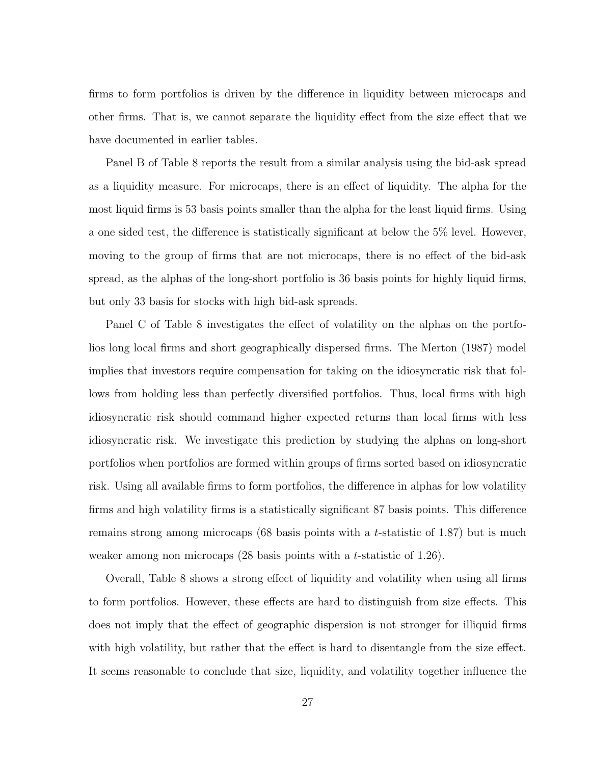firms to form portfolios is driven by the difference in liquidity between microcaps and other firms. That is, we cannot separate the liquidity effect from the size effect that we have documented in earlier tables.

Panel B of Table 8 reports the result from a similar analysis using the bid-ask spread as a liquidity measure. For microcaps, there is an effect of liquidity. The alpha for the most liquid firms is 53 basis points smaller than the alpha for the least liquid firms. Using a one sided test, the difference is statistically significant at below the 5% level. However, moving to the group of firms that are not microcaps, there is no effect of the bid-ask spread, as the alphas of the long-short portfolio is 36 basis points for highly liquid firms, but only 33 basis for stocks with high bid-ask spreads.

Panel C of Table 8 investigates the effect of volatility on the alphas on the portfolios long local firms and short geographically dispersed firms. The Merton (1987) model implies that investors require compensation for taking on the idiosyncratic risk that follows from holding less than perfectly diversified portfolios. Thus, local firms with high idiosyncratic risk should command higher expected returns than local firms with less idiosyncratic risk. We investigate this prediction by studying the alphas on long-short portfolios when portfolios are formed within groups of firms sorted based on idiosyncratic risk. Using all available firms to form portfolios, the difference in alphas for low volatility firms and high volatility firms is a statistically significant 87 basis points. This difference remains strong among microcaps (68 basis points with a $t$-statistic of 1.87) but is much weaker among non microcaps (28 basis points with a $t$-statistic of 1.26).

Overall, Table 8 shows a strong effect of liquidity and volatility when using all firms to form portfolios. However, these effects are hard to distinguish from size effects. This does not imply that the effect of geographic dispersion is not stronger for illiquid firms with high volatility, but rather that the effect is hard to disentangle from the size effect. It seems reasonable to conclude that size, liquidity, and volatility together influence the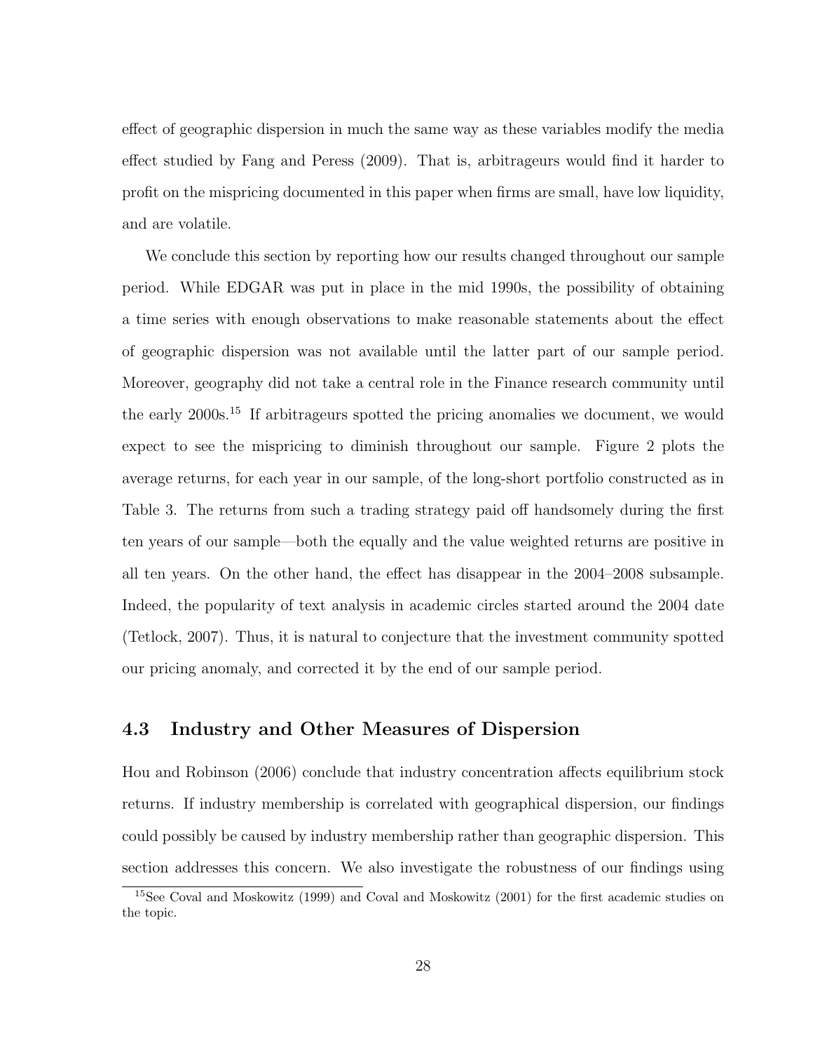effect of geographic dispersion in much the same way as these variables modify the media effect studied by Fang and Peress (2009). That is, arbitrageurs would find it harder to profit on the mispricing documented in this paper when firms are small, have low liquidity, and are volatile.

We conclude this section by reporting how our results changed throughout our sample period. While EDGAR was put in place in the mid 1990s, the possibility of obtaining a time series with enough observations to make reasonable statements about the effect of geographic dispersion was not available until the latter part of our sample period. Moreover, geography did not take a central role in the Finance research community until the early 2000s.[15] If arbitrageurs spotted the pricing anomalies we document, we would expect to see the mispricing to diminish throughout our sample. Figure 2 plots the average returns, for each year in our sample, of the long-short portfolio constructed as in Table 3. The returns from such a trading strategy paid off handsomely during the first ten years of our sample—both the equally and the value weighted returns are positive in all ten years. On the other hand, the effect has disappear in the 2004–2008 subsample. Indeed, the popularity of text analysis in academic circles started around the 2004 date (Tetlock, 2007). Thus, it is natural to conjecture that the investment community spotted our pricing anomaly, and corrected it by the end of our sample period.

## 4.3 Industry and Other Measures of Dispersion

Hou and Robinson (2006) conclude that industry concentration affects equilibrium stock returns. If industry membership is correlated with geographical dispersion, our findings could possibly be caused by industry membership rather than geographic dispersion. This section addresses this concern. We also investigate the robustness of our findings using

[15] See Coval and Moskowitz (1999) and Coval and Moskowitz (2001) for the first academic studies on the topic.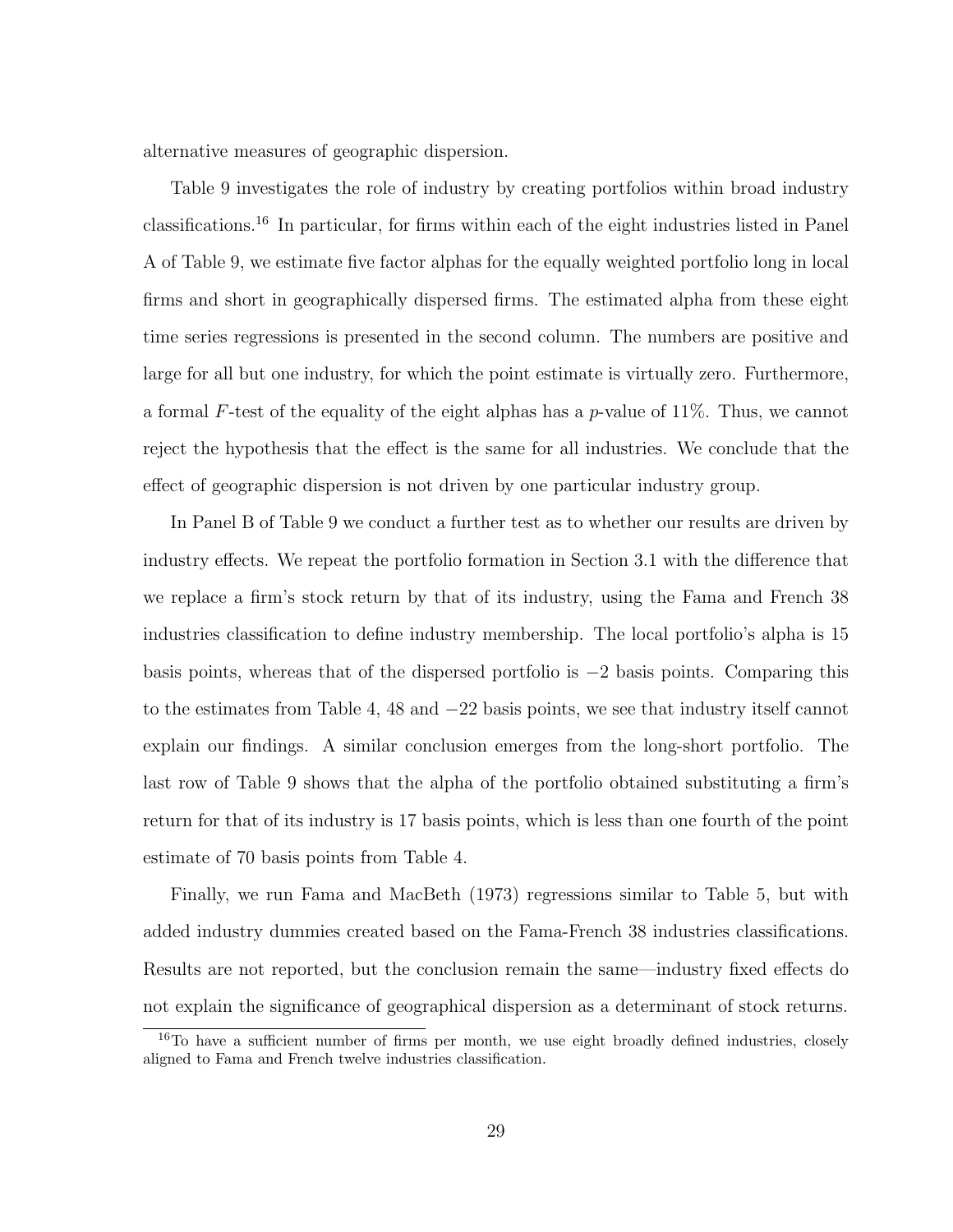alternative measures of geographic dispersion.

Table 9 investigates the role of industry by creating portfolios within broad industry classifications.[16] In particular, for firms within each of the eight industries listed in Panel A of Table 9, we estimate five factor alphas for the equally weighted portfolio long in local firms and short in geographically dispersed firms. The estimated alpha from these eight time series regressions is presented in the second column. The numbers are positive and large for all but one industry, for which the point estimate is virtually zero. Furthermore, a formal $F$-test of the equality of the eight alphas has a $p$-value of 11%. Thus, we cannot reject the hypothesis that the effect is the same for all industries. We conclude that the effect of geographic dispersion is not driven by one particular industry group.

In Panel B of Table 9 we conduct a further test as to whether our results are driven by industry effects. We repeat the portfolio formation in Section 3.1 with the difference that we replace a firm's stock return by that of its industry, using the Fama and French 38 industries classification to define industry membership. The local portfolio's alpha is 15 basis points, whereas that of the dispersed portfolio is $-2$ basis points. Comparing this to the estimates from Table 4, 48 and $-22$ basis points, we see that industry itself cannot explain our findings. A similar conclusion emerges from the long-short portfolio. The last row of Table 9 shows that the alpha of the portfolio obtained substituting a firm's return for that of its industry is 17 basis points, which is less than one fourth of the point estimate of 70 basis points from Table 4.

Finally, we run Fama and MacBeth (1973) regressions similar to Table 5, but with added industry dummies created based on the Fama-French 38 industries classifications. Results are not reported, but the conclusion remain the same—industry fixed effects do not explain the significance of geographical dispersion as a determinant of stock returns.

[16] To have a sufficient number of firms per month, we use eight broadly defined industries, closely aligned to Fama and French twelve industries classification.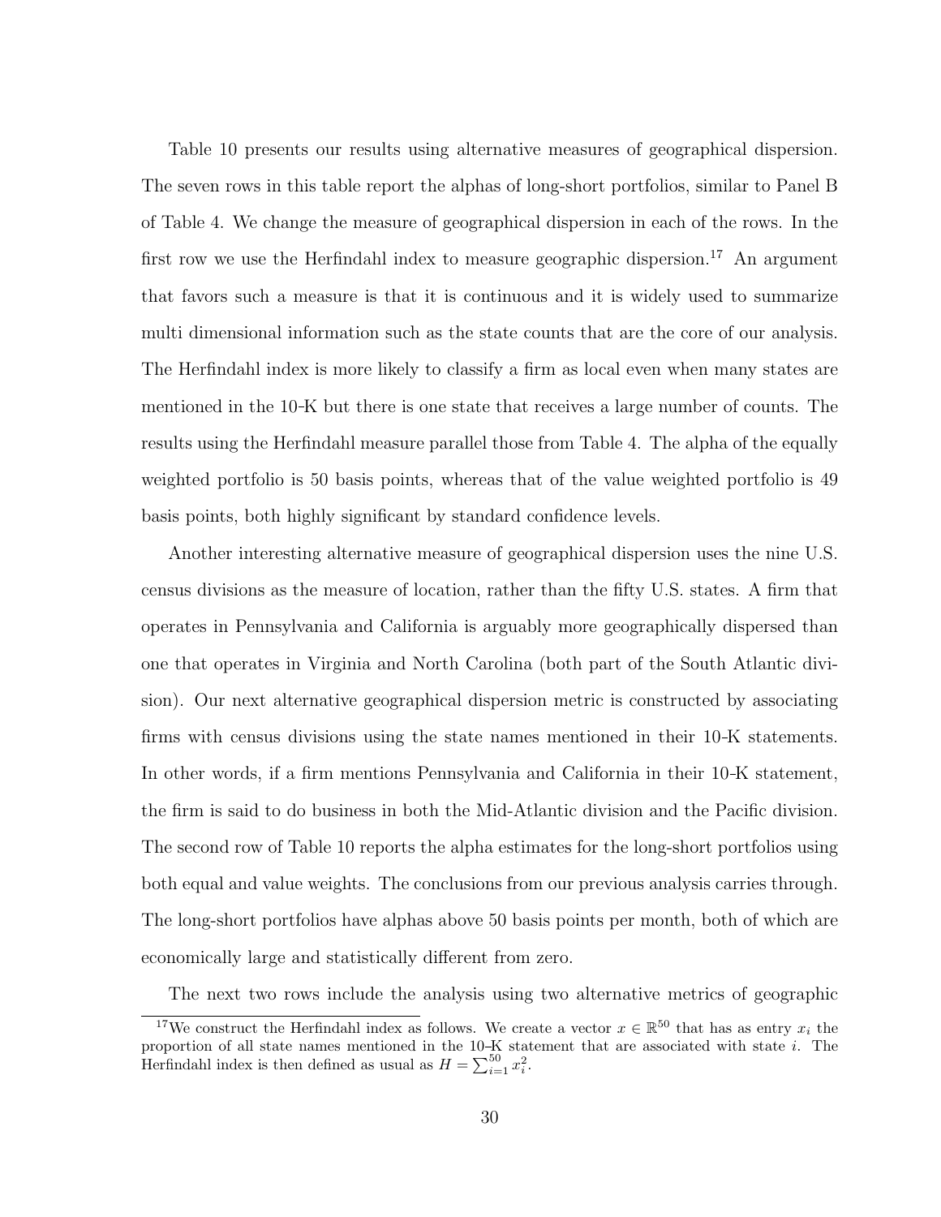Table 10 presents our results using alternative measures of geographical dispersion. The seven rows in this table report the alphas of long-short portfolios, similar to Panel B of Table 4. We change the measure of geographical dispersion in each of the rows. In the first row we use the Herfindahl index to measure geographic dispersion.[17] An argument that favors such a measure is that it is continuous and it is widely used to summarize multi dimensional information such as the state counts that are the core of our analysis. The Herfindahl index is more likely to classify a firm as local even when many states are mentioned in the 10-K but there is one state that receives a large number of counts. The results using the Herfindahl measure parallel those from Table 4. The alpha of the equally weighted portfolio is 50 basis points, whereas that of the value weighted portfolio is 49 basis points, both highly significant by standard confidence levels.

Another interesting alternative measure of geographical dispersion uses the nine U.S. census divisions as the measure of location, rather than the fifty U.S. states. A firm that operates in Pennsylvania and California is arguably more geographically dispersed than one that operates in Virginia and North Carolina (both part of the South Atlantic division). Our next alternative geographical dispersion metric is constructed by associating firms with census divisions using the state names mentioned in their 10-K statements. In other words, if a firm mentions Pennsylvania and California in their 10-K statement, the firm is said to do business in both the Mid-Atlantic division and the Pacific division. The second row of Table 10 reports the alpha estimates for the long-short portfolios using both equal and value weights. The conclusions from our previous analysis carries through. The long-short portfolios have alphas above 50 basis points per month, both of which are economically large and statistically different from zero.

The next two rows include the analysis using two alternative metrics of geographic

---

[17] We construct the Herfindahl index as follows. We create a vector $x \in \mathbb{R}^{50}$ that has as entry $x_i$ the proportion of all state names mentioned in the 10-K statement that are associated with state $i$. The Herfindahl index is then defined as usual as $H = \sum_{i=1}^{50} x_i^2$.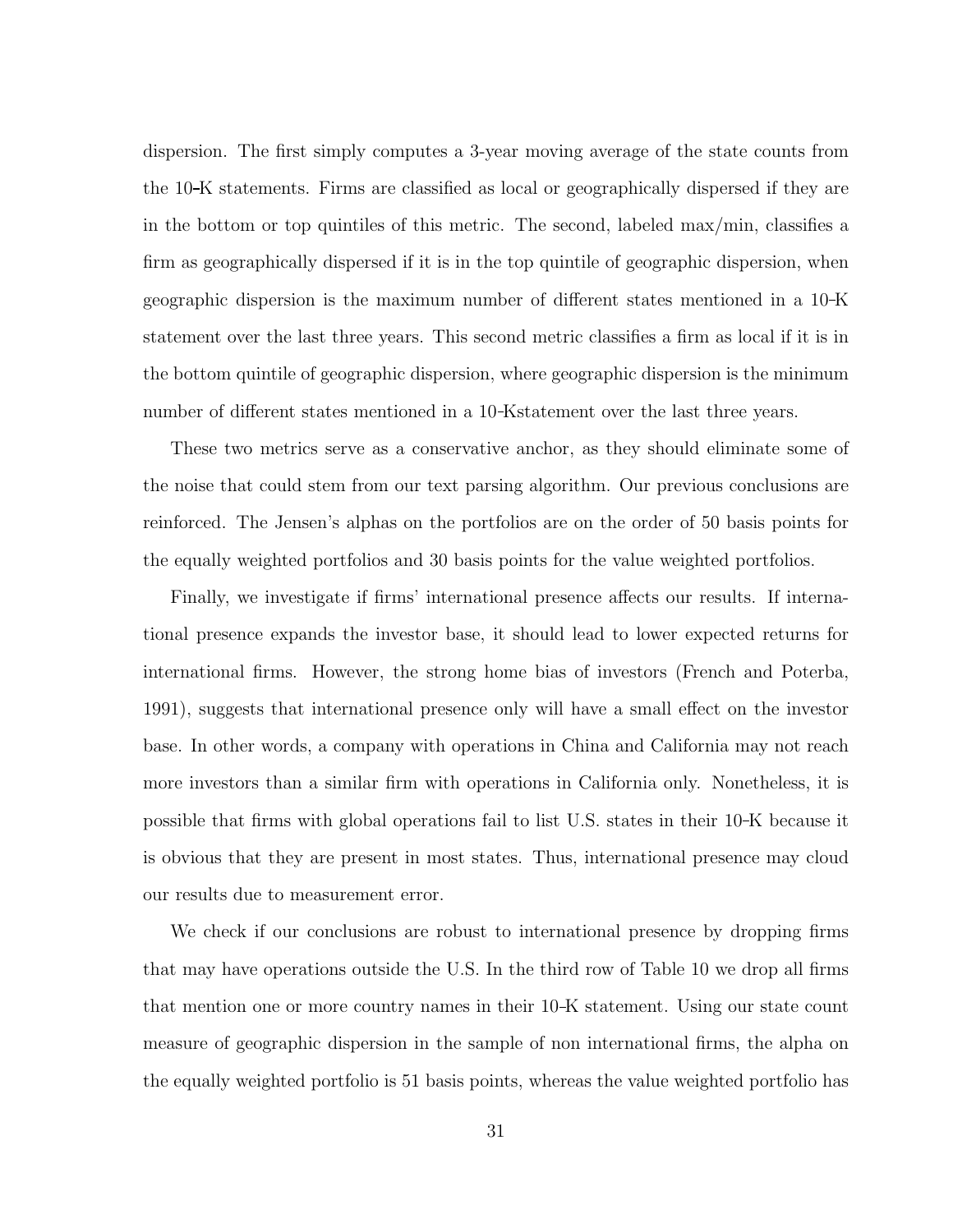dispersion. The first simply computes a 3-year moving average of the state counts from the 10-K statements. Firms are classified as local or geographically dispersed if they are in the bottom or top quintiles of this metric. The second, labeled max/min, classifies a firm as geographically dispersed if it is in the top quintile of geographic dispersion, when geographic dispersion is the maximum number of different states mentioned in a 10-K statement over the last three years. This second metric classifies a firm as local if it is in the bottom quintile of geographic dispersion, where geographic dispersion is the minimum number of different states mentioned in a 10-Kstatement over the last three years.

These two metrics serve as a conservative anchor, as they should eliminate some of the noise that could stem from our text parsing algorithm. Our previous conclusions are reinforced. The Jensen's alphas on the portfolios are on the order of 50 basis points for the equally weighted portfolios and 30 basis points for the value weighted portfolios.

Finally, we investigate if firms' international presence affects our results. If international presence expands the investor base, it should lead to lower expected returns for international firms. However, the strong home bias of investors (French and Poterba, 1991), suggests that international presence only will have a small effect on the investor base. In other words, a company with operations in China and California may not reach more investors than a similar firm with operations in California only. Nonetheless, it is possible that firms with global operations fail to list U.S. states in their 10-K because it is obvious that they are present in most states. Thus, international presence may cloud our results due to measurement error.

We check if our conclusions are robust to international presence by dropping firms that may have operations outside the U.S. In the third row of Table 10 we drop all firms that mention one or more country names in their 10-K statement. Using our state count measure of geographic dispersion in the sample of non international firms, the alpha on the equally weighted portfolio is 51 basis points, whereas the value weighted portfolio has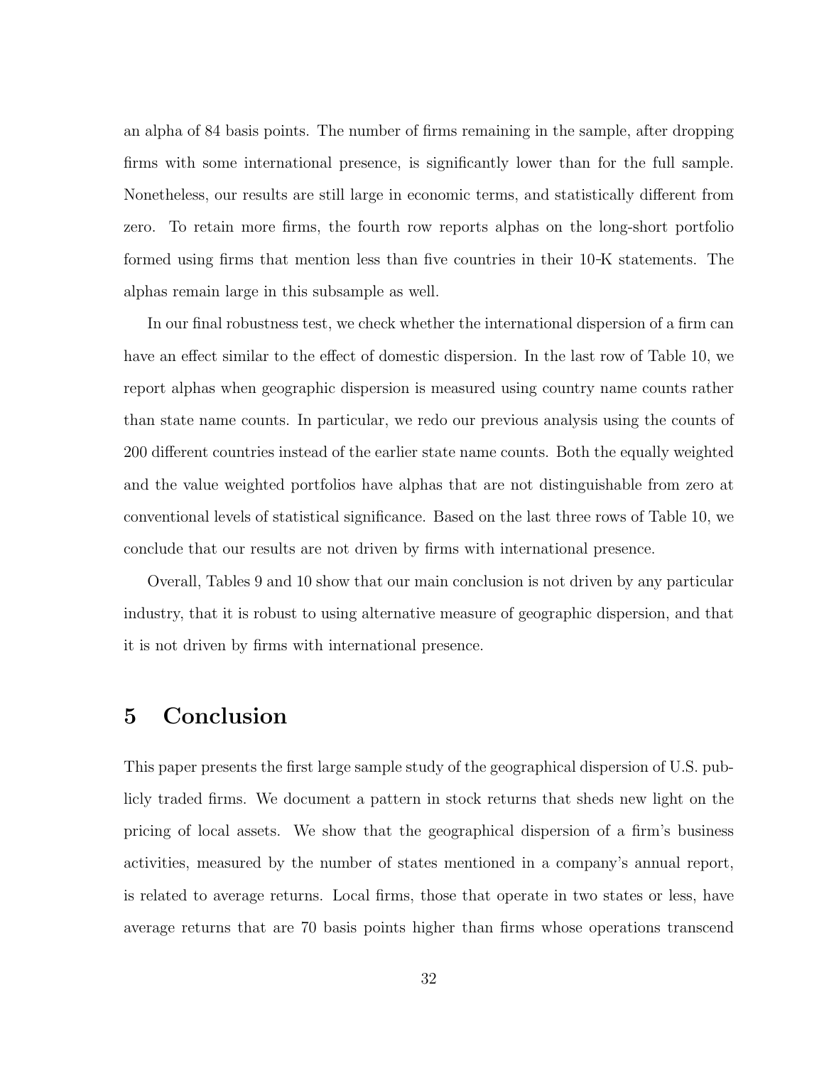an alpha of 84 basis points. The number of firms remaining in the sample, after dropping firms with some international presence, is significantly lower than for the full sample. Nonetheless, our results are still large in economic terms, and statistically different from zero. To retain more firms, the fourth row reports alphas on the long-short portfolio formed using firms that mention less than five countries in their 10-K statements. The alphas remain large in this subsample as well.

In our final robustness test, we check whether the international dispersion of a firm can have an effect similar to the effect of domestic dispersion. In the last row of Table 10, we report alphas when geographic dispersion is measured using country name counts rather than state name counts. In particular, we redo our previous analysis using the counts of 200 different countries instead of the earlier state name counts. Both the equally weighted and the value weighted portfolios have alphas that are not distinguishable from zero at conventional levels of statistical significance. Based on the last three rows of Table 10, we conclude that our results are not driven by firms with international presence.

Overall, Tables 9 and 10 show that our main conclusion is not driven by any particular industry, that it is robust to using alternative measure of geographic dispersion, and that it is not driven by firms with international presence.

# 5 Conclusion

This paper presents the first large sample study of the geographical dispersion of U.S. publicly traded firms. We document a pattern in stock returns that sheds new light on the pricing of local assets. We show that the geographical dispersion of a firm's business activities, measured by the number of states mentioned in a company's annual report, is related to average returns. Local firms, those that operate in two states or less, have average returns that are 70 basis points higher than firms whose operations transcend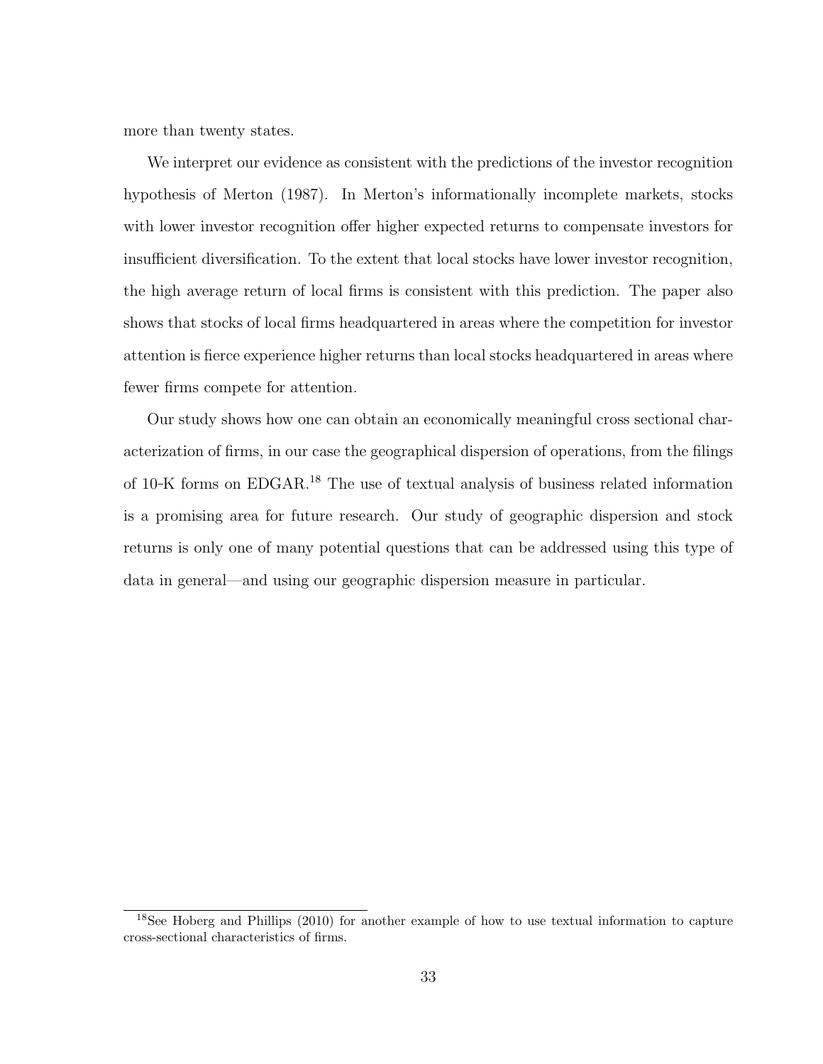more than twenty states.

We interpret our evidence as consistent with the predictions of the investor recognition hypothesis of Merton (1987). In Merton's informationally incomplete markets, stocks with lower investor recognition offer higher expected returns to compensate investors for insufficient diversification. To the extent that local stocks have lower investor recognition, the high average return of local firms is consistent with this prediction. The paper also shows that stocks of local firms headquartered in areas where the competition for investor attention is fierce experience higher returns than local stocks headquartered in areas where fewer firms compete for attention.

Our study shows how one can obtain an economically meaningful cross sectional characterization of firms, in our case the geographical dispersion of operations, from the filings of 10-K forms on EDGAR.[18] The use of textual analysis of business related information is a promising area for future research. Our study of geographic dispersion and stock returns is only one of many potential questions that can be addressed using this type of data in general—and using our geographic dispersion measure in particular.

[18] See Hoberg and Phillips (2010) for another example of how to use textual information to capture cross-sectional characteristics of firms.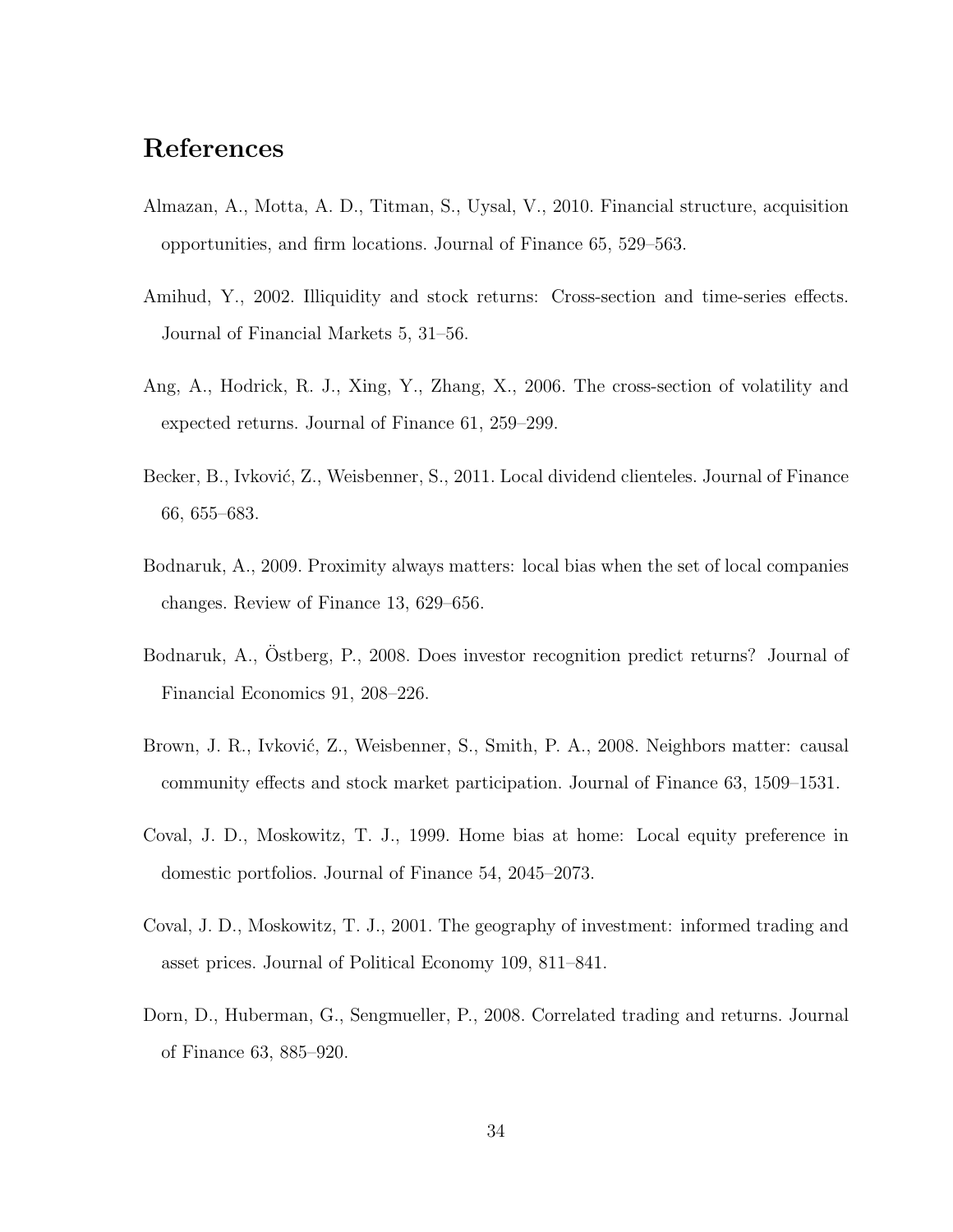# References

Almazan, A., Motta, A. D., Titman, S., Uysal, V., 2010. Financial structure, acquisition opportunities, and firm locations. Journal of Finance 65, 529–563.

Amihud, Y., 2002. Illiquidity and stock returns: Cross-section and time-series effects. Journal of Financial Markets 5, 31–56.

Ang, A., Hodrick, R. J., Xing, Y., Zhang, X., 2006. The cross-section of volatility and expected returns. Journal of Finance 61, 259–299.

Becker, B., Ivković, Z., Weisbenner, S., 2011. Local dividend clienteles. Journal of Finance 66, 655–683.

Bodnaruk, A., 2009. Proximity always matters: local bias when the set of local companies changes. Review of Finance 13, 629–656.

Bodnaruk, A., Östberg, P., 2008. Does investor recognition predict returns? Journal of Financial Economics 91, 208–226.

Brown, J. R., Ivković, Z., Weisbenner, S., Smith, P. A., 2008. Neighbors matter: causal community effects and stock market participation. Journal of Finance 63, 1509–1531.

Coval, J. D., Moskowitz, T. J., 1999. Home bias at home: Local equity preference in domestic portfolios. Journal of Finance 54, 2045–2073.

Coval, J. D., Moskowitz, T. J., 2001. The geography of investment: informed trading and asset prices. Journal of Political Economy 109, 811–841.

Dorn, D., Huberman, G., Sengmueller, P., 2008. Correlated trading and returns. Journal of Finance 63, 885–920.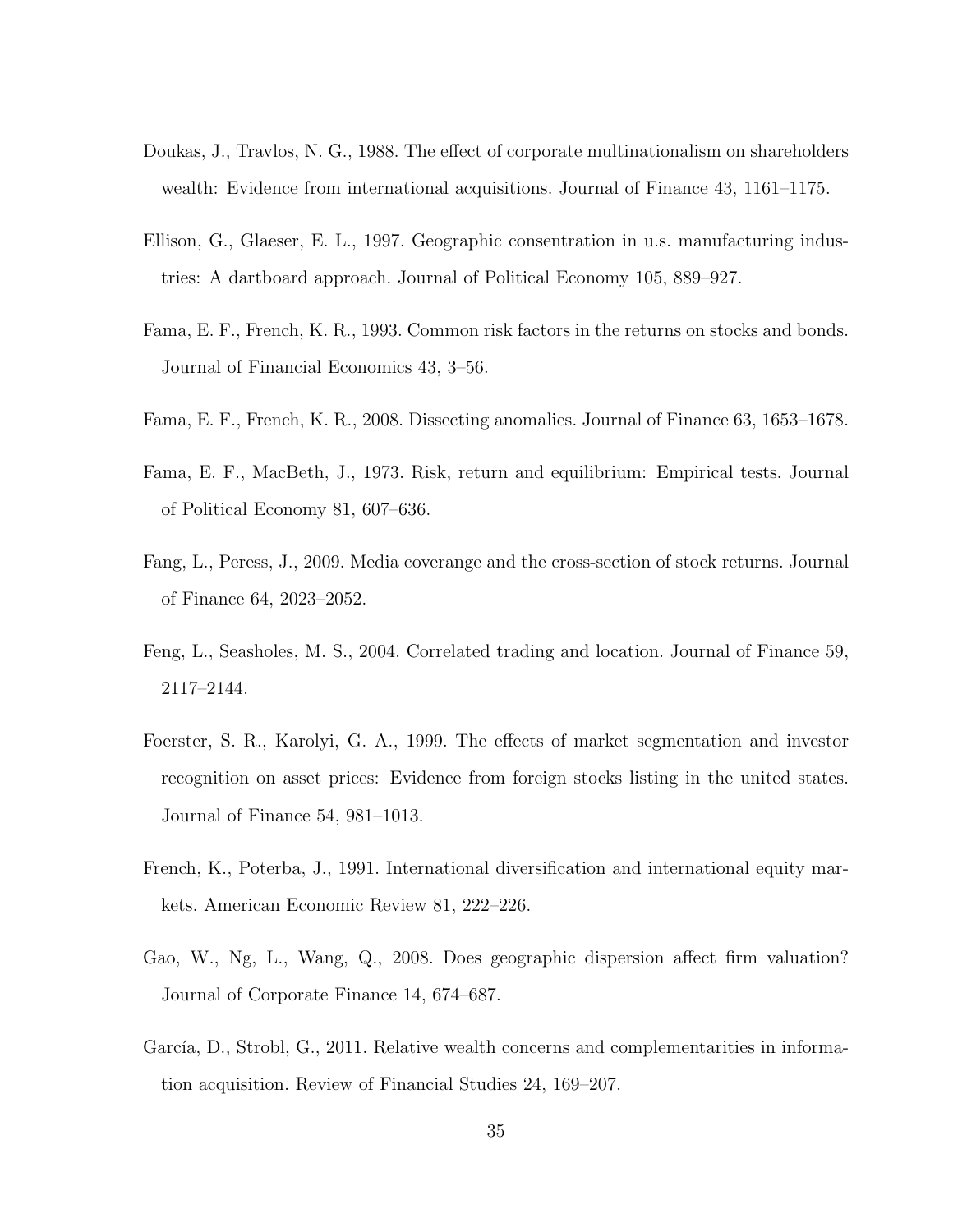Doukas, J., Travlos, N. G., 1988. The effect of corporate multinationalism on shareholders wealth: Evidence from international acquisitions. Journal of Finance 43, 1161–1175.

Ellison, G., Glaeser, E. L., 1997. Geographic consentration in u.s. manufacturing industries: A dartboard approach. Journal of Political Economy 105, 889–927.

Fama, E. F., French, K. R., 1993. Common risk factors in the returns on stocks and bonds. Journal of Financial Economics 43, 3–56.

Fama, E. F., French, K. R., 2008. Dissecting anomalies. Journal of Finance 63, 1653–1678.

Fama, E. F., MacBeth, J., 1973. Risk, return and equilibrium: Empirical tests. Journal of Political Economy 81, 607–636.

Fang, L., Peress, J., 2009. Media coverange and the cross-section of stock returns. Journal of Finance 64, 2023–2052.

Feng, L., Seasholes, M. S., 2004. Correlated trading and location. Journal of Finance 59, 2117–2144.

Foerster, S. R., Karolyi, G. A., 1999. The effects of market segmentation and investor recognition on asset prices: Evidence from foreign stocks listing in the united states. Journal of Finance 54, 981–1013.

French, K., Poterba, J., 1991. International diversification and international equity markets. American Economic Review 81, 222–226.

Gao, W., Ng, L., Wang, Q., 2008. Does geographic dispersion affect firm valuation? Journal of Corporate Finance 14, 674–687.

García, D., Strobl, G., 2011. Relative wealth concerns and complementarities in information acquisition. Review of Financial Studies 24, 169–207.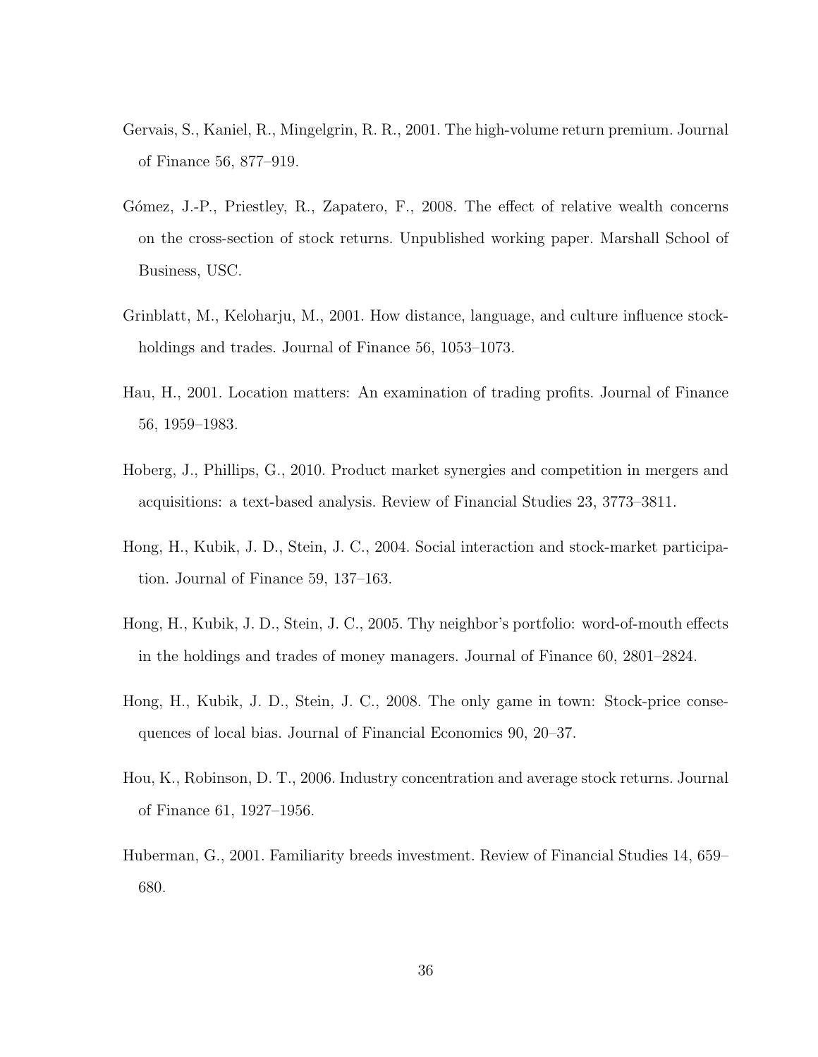Gervais, S., Kaniel, R., Mingelgrin, R. R., 2001. The high-volume return premium. Journal of Finance 56, 877–919.

Gómez, J.-P., Priestley, R., Zapatero, F., 2008. The effect of relative wealth concerns on the cross-section of stock returns. Unpublished working paper. Marshall School of Business, USC.

Grinblatt, M., Keloharju, M., 2001. How distance, language, and culture influence stockholdings and trades. Journal of Finance 56, 1053–1073.

Hau, H., 2001. Location matters: An examination of trading profits. Journal of Finance 56, 1959–1983.

Hoberg, J., Phillips, G., 2010. Product market synergies and competition in mergers and acquisitions: a text-based analysis. Review of Financial Studies 23, 3773–3811.

Hong, H., Kubik, J. D., Stein, J. C., 2004. Social interaction and stock-market participation. Journal of Finance 59, 137–163.

Hong, H., Kubik, J. D., Stein, J. C., 2005. Thy neighbor's portfolio: word-of-mouth effects in the holdings and trades of money managers. Journal of Finance 60, 2801–2824.

Hong, H., Kubik, J. D., Stein, J. C., 2008. The only game in town: Stock-price consequences of local bias. Journal of Financial Economics 90, 20–37.

Hou, K., Robinson, D. T., 2006. Industry concentration and average stock returns. Journal of Finance 61, 1927–1956.

Huberman, G., 2001. Familiarity breeds investment. Review of Financial Studies 14, 659–680.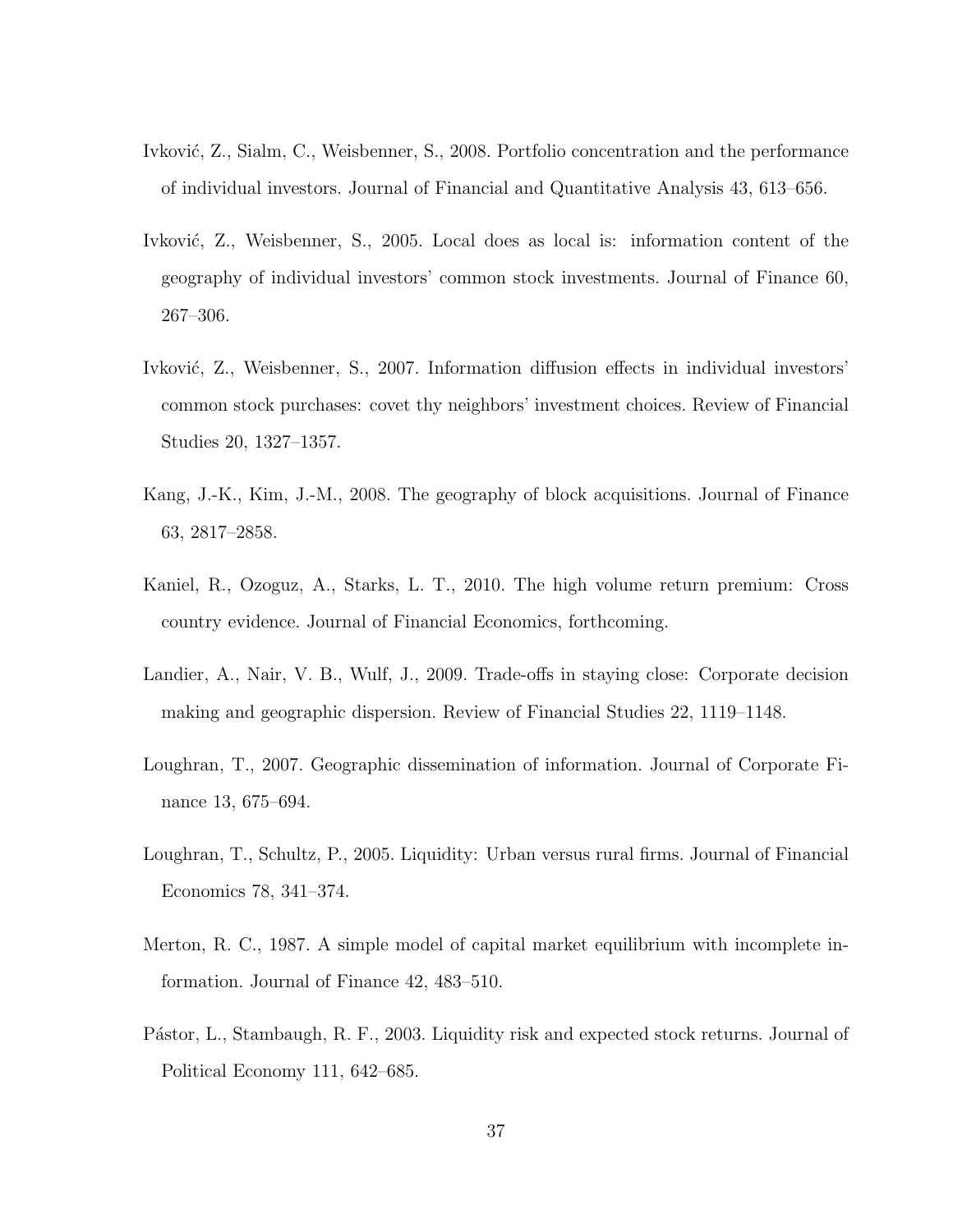Ivković, Z., Sialm, C., Weisbenner, S., 2008. Portfolio concentration and the performance of individual investors. Journal of Financial and Quantitative Analysis 43, 613–656.

Ivković, Z., Weisbenner, S., 2005. Local does as local is: information content of the geography of individual investors' common stock investments. Journal of Finance 60, 267–306.

Ivković, Z., Weisbenner, S., 2007. Information diffusion effects in individual investors' common stock purchases: covet thy neighbors' investment choices. Review of Financial Studies 20, 1327–1357.

Kang, J.-K., Kim, J.-M., 2008. The geography of block acquisitions. Journal of Finance 63, 2817–2858.

Kaniel, R., Ozoguz, A., Starks, L. T., 2010. The high volume return premium: Cross country evidence. Journal of Financial Economics, forthcoming.

Landier, A., Nair, V. B., Wulf, J., 2009. Trade-offs in staying close: Corporate decision making and geographic dispersion. Review of Financial Studies 22, 1119–1148.

Loughran, T., 2007. Geographic dissemination of information. Journal of Corporate Finance 13, 675–694.

Loughran, T., Schultz, P., 2005. Liquidity: Urban versus rural firms. Journal of Financial Economics 78, 341–374.

Merton, R. C., 1987. A simple model of capital market equilibrium with incomplete information. Journal of Finance 42, 483–510.

Pástor, L., Stambaugh, R. F., 2003. Liquidity risk and expected stock returns. Journal of Political Economy 111, 642–685.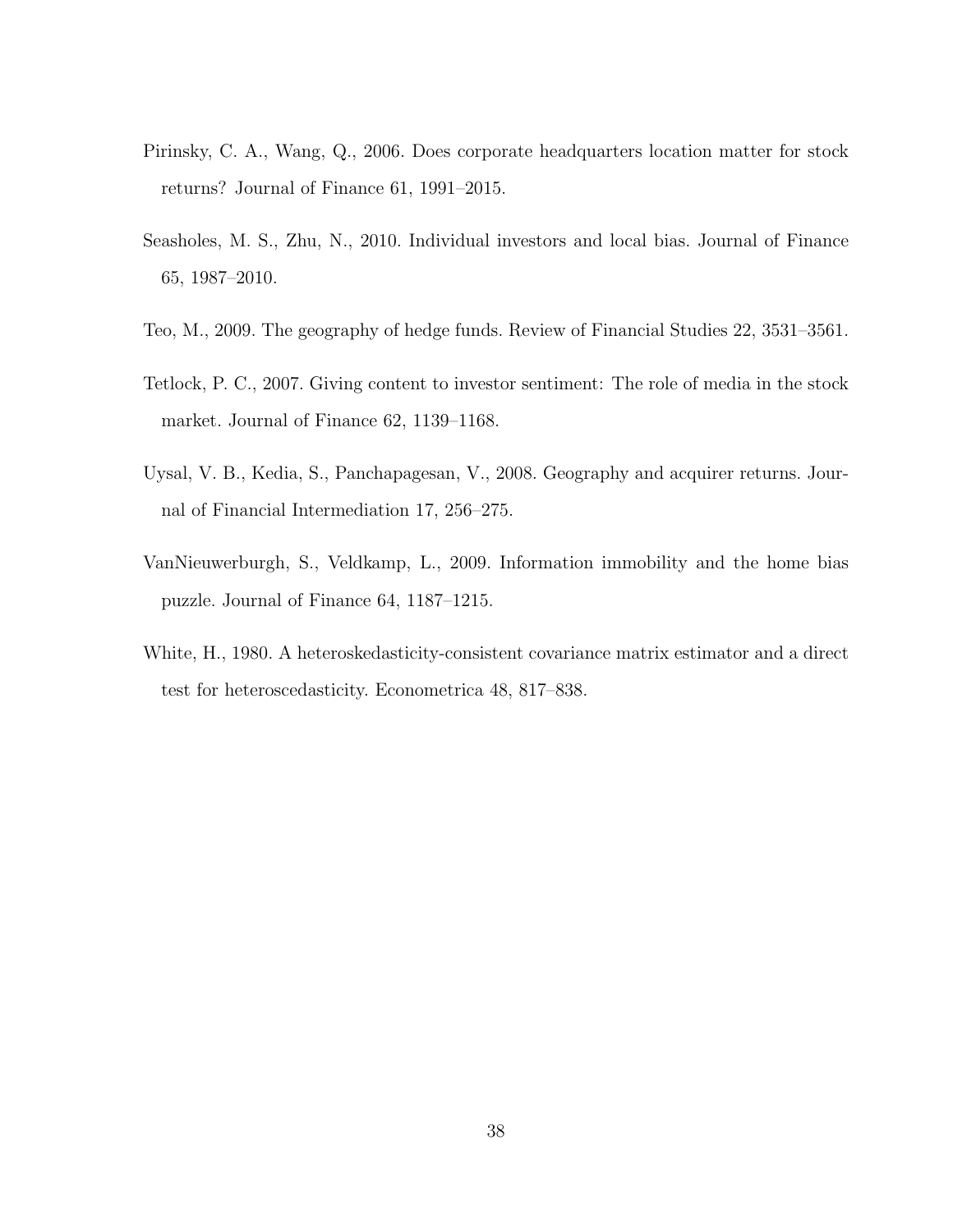Pirinsky, C. A., Wang, Q., 2006. Does corporate headquarters location matter for stock returns? Journal of Finance 61, 1991–2015.

Seasholes, M. S., Zhu, N., 2010. Individual investors and local bias. Journal of Finance 65, 1987–2010.

Teo, M., 2009. The geography of hedge funds. Review of Financial Studies 22, 3531–3561.

Tetlock, P. C., 2007. Giving content to investor sentiment: The role of media in the stock market. Journal of Finance 62, 1139–1168.

Uysal, V. B., Kedia, S., Panchapagesan, V., 2008. Geography and acquirer returns. Journal of Financial Intermediation 17, 256–275.

VanNieuwerburgh, S., Veldkamp, L., 2009. Information immobility and the home bias puzzle. Journal of Finance 64, 1187–1215.

White, H., 1980. A heteroskedasticity-consistent covariance matrix estimator and a direct test for heteroscedasticity. Econometrica 48, 817–838.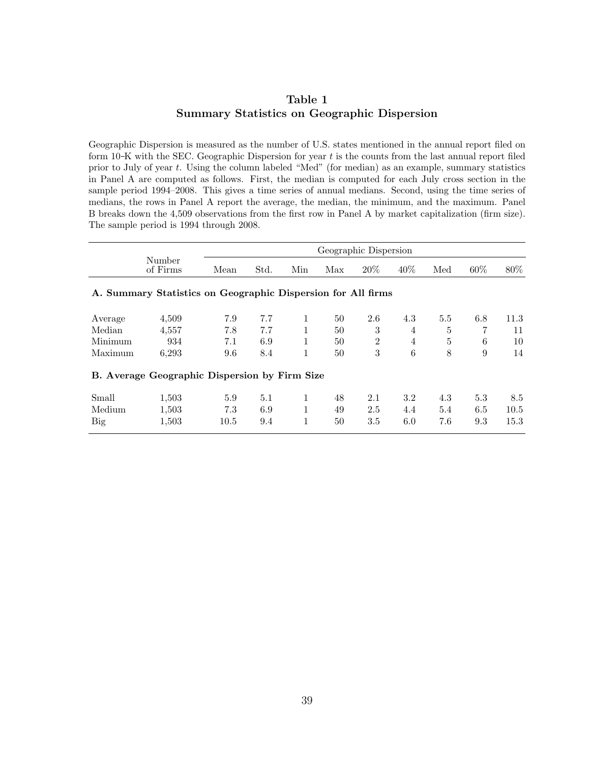# Table 1
## Summary Statistics on Geographic Dispersion

Geographic Dispersion is measured as the number of U.S. states mentioned in the annual report filed on form 10-K with the SEC. Geographic Dispersion for year $t$ is the counts from the last annual report filed prior to July of year $t$. Using the column labeled "Med" (for median) as an example, summary statistics in Panel A are computed as follows. First, the median is computed for each July cross section in the sample period 1994–2008. This gives a time series of annual medians. Second, using the time series of medians, the rows in Panel A report the average, the median, the minimum, and the maximum. Panel B breaks down the 4,509 observations from the first row in Panel A by market capitalization (firm size). The sample period is 1994 through 2008.

| | Number of Firms | Geographic Dispersion | | | | | | | | |
|---|---|---|---|---|---|---|---|---|---|---|
| | | Mean | Std. | Min | Max | 20% | 40% | Med | 60% | 80% |
| **A. Summary Statistics on Geographic Dispersion for All firms** | | | | | | | | | | |
| Average | 4,509 | 7.9 | 7.7 | 1 | 50 | 2.6 | 4.3 | 5.5 | 6.8 | 11.3 |
| Median | 4,557 | 7.8 | 7.7 | 1 | 50 | 3 | 4 | 5 | 7 | 11 |
| Minimum | 934 | 7.1 | 6.9 | 1 | 50 | 2 | 4 | 5 | 6 | 10 |
| Maximum | 6,293 | 9.6 | 8.4 | 1 | 50 | 3 | 6 | 8 | 9 | 14 |
| **B. Average Geographic Dispersion by Firm Size** | | | | | | | | | | |
| Small | 1,503 | 5.9 | 5.1 | 1 | 48 | 2.1 | 3.2 | 4.3 | 5.3 | 8.5 |
| Medium | 1,503 | 7.3 | 6.9 | 1 | 49 | 2.5 | 4.4 | 5.4 | 6.5 | 10.5 |
| Big | 1,503 | 10.5 | 9.4 | 1 | 50 | 3.5 | 6.0 | 7.6 | 9.3 | 15.3 |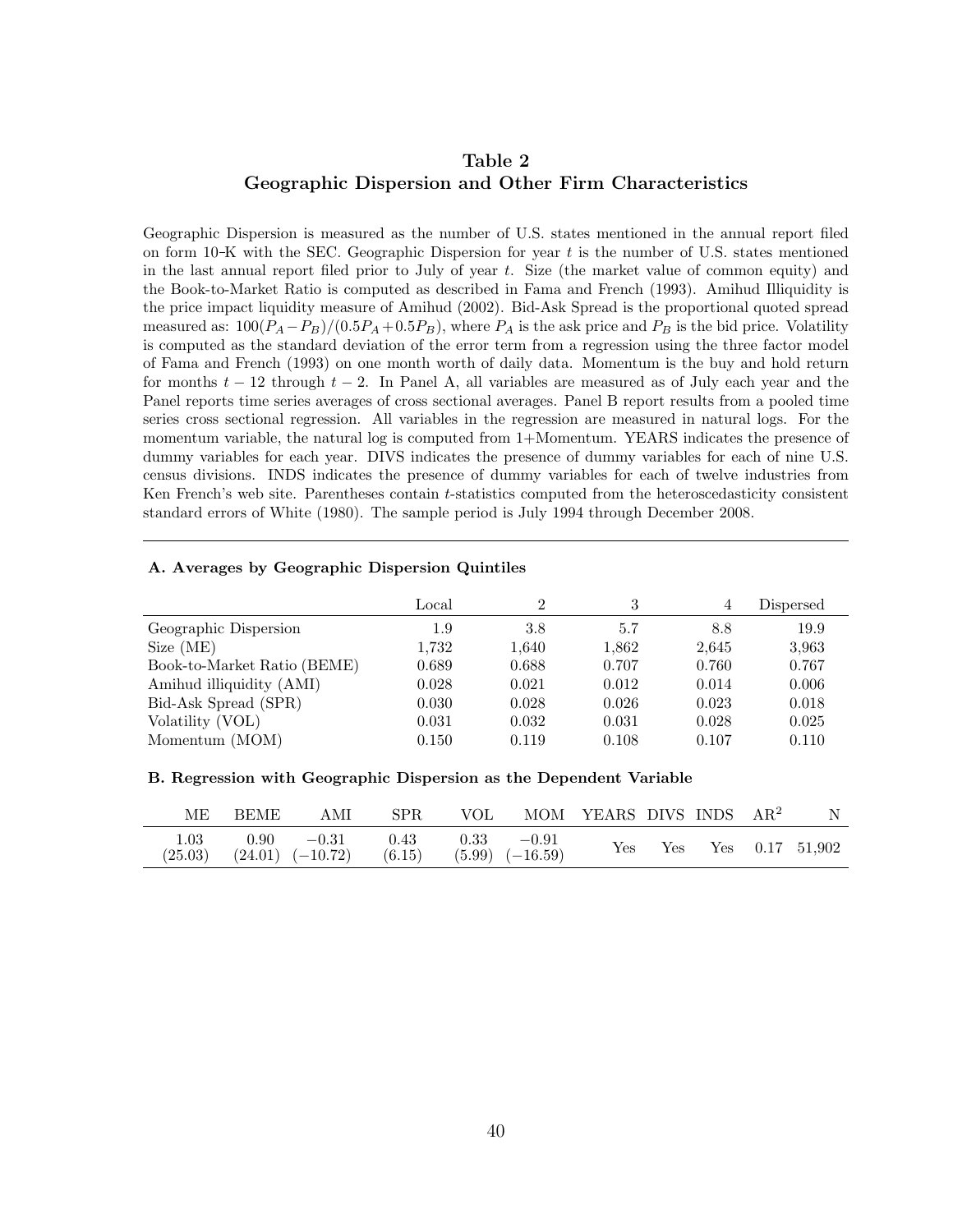## Table 2
## Geographic Dispersion and Other Firm Characteristics

Geographic Dispersion is measured as the number of U.S. states mentioned in the annual report filed on form 10-K with the SEC. Geographic Dispersion for year $t$ is the number of U.S. states mentioned in the last annual report filed prior to July of year $t$. Size (the market value of common equity) and the Book-to-Market Ratio is computed as described in Fama and French (1993). Amihud Illiquidity is the price impact liquidity measure of Amihud (2002). Bid-Ask Spread is the proportional quoted spread measured as: $100(P_A - P_B)/(0.5P_A + 0.5P_B)$, where $P_A$ is the ask price and $P_B$ is the bid price. Volatility is computed as the standard deviation of the error term from a regression using the three factor model of Fama and French (1993) on one month worth of daily data. Momentum is the buy and hold return for months $t-12$ through $t-2$. In Panel A, all variables are measured as of July each year and the Panel reports time series averages of cross sectional averages. Panel B report results from a pooled time series cross sectional regression. All variables in the regression are measured in natural logs. For the momentum variable, the natural log is computed from 1+Momentum. YEARS indicates the presence of dummy variables for each year. DIVS indicates the presence of dummy variables for each of nine U.S. census divisions. INDS indicates the presence of dummy variables for each of twelve industries from Ken French's web site. Parentheses contain $t$-statistics computed from the heteroscedasticity consistent standard errors of White (1980). The sample period is July 1994 through December 2008.

**A. Averages by Geographic Dispersion Quintiles**

| | Local | 2 | 3 | 4 | Dispersed |
|---|---|---|---|---|---|
| Geographic Dispersion | 1.9 | 3.8 | 5.7 | 8.8 | 19.9 |
| Size (ME) | 1,732 | 1,640 | 1,862 | 2,645 | 3,963 |
| Book-to-Market Ratio (BEME) | 0.689 | 0.688 | 0.707 | 0.760 | 0.767 |
| Amihud illiquidity (AMI) | 0.028 | 0.021 | 0.012 | 0.014 | 0.006 |
| Bid-Ask Spread (SPR) | 0.030 | 0.028 | 0.026 | 0.023 | 0.018 |
| Volatility (VOL) | 0.031 | 0.032 | 0.031 | 0.028 | 0.025 |
| Momentum (MOM) | 0.150 | 0.119 | 0.108 | 0.107 | 0.110 |

**B. Regression with Geographic Dispersion as the Dependent Variable**

| ME | BEME | AMI | SPR | VOL | MOM | YEARS | DIVS | INDS | AR$^2$ | N |
|---|---|---|---|---|---|---|---|---|---|---|
| 1.03 | 0.90 | −0.31 | 0.43 | 0.33 | −0.91 | Yes | Yes | Yes | 0.17 | 51,902 |
| (25.03) | (24.01) | (−10.72) | (6.15) | (5.99) | (−16.59) | | | | | |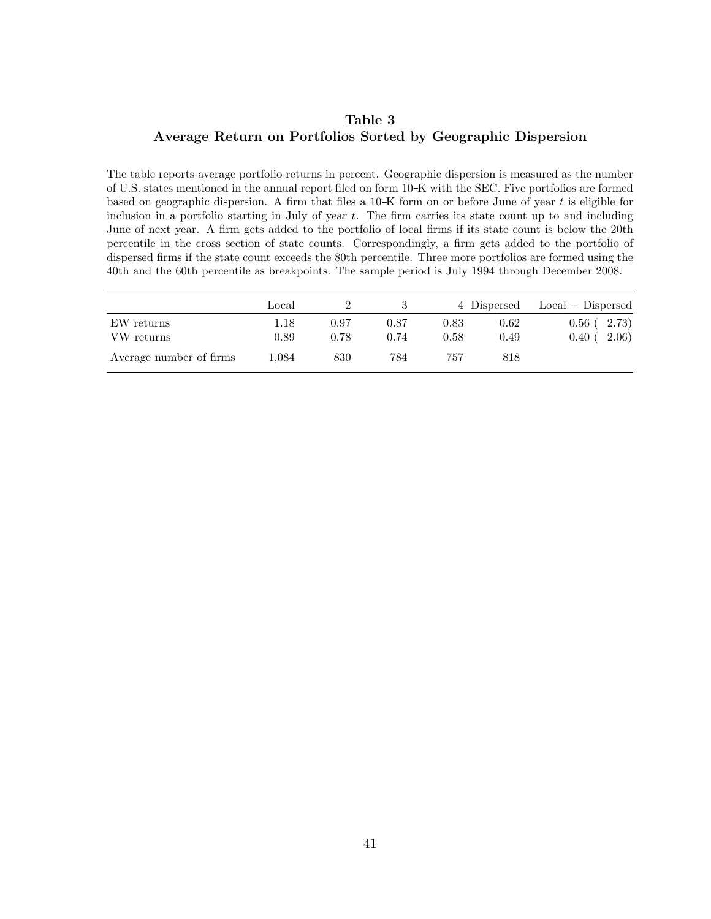**Table 3**
**Average Return on Portfolios Sorted by Geographic Dispersion**

The table reports average portfolio returns in percent. Geographic dispersion is measured as the number of U.S. states mentioned in the annual report filed on form 10–K with the SEC. Five portfolios are formed based on geographic dispersion. A firm that files a 10–K form on or before June of year $t$ is eligible for inclusion in a portfolio starting in July of year $t$. The firm carries its state count up to and including June of next year. A firm gets added to the portfolio of local firms if its state count is below the 20th percentile in the cross section of state counts. Correspondingly, a firm gets added to the portfolio of dispersed firms if the state count exceeds the 80th percentile. Three more portfolios are formed using the 40th and the 60th percentile as breakpoints. The sample period is July 1994 through December 2008.

| | Local | 2 | 3 | 4 | Dispersed | Local − Dispersed |
|---|---|---|---|---|---|---|
| EW returns | 1.18 | 0.97 | 0.87 | 0.83 | 0.62 | 0.56 ( 2.73) |
| VW returns | 0.89 | 0.78 | 0.74 | 0.58 | 0.49 | 0.40 ( 2.06) |
| Average number of firms | 1,084 | 830 | 784 | 757 | 818 | |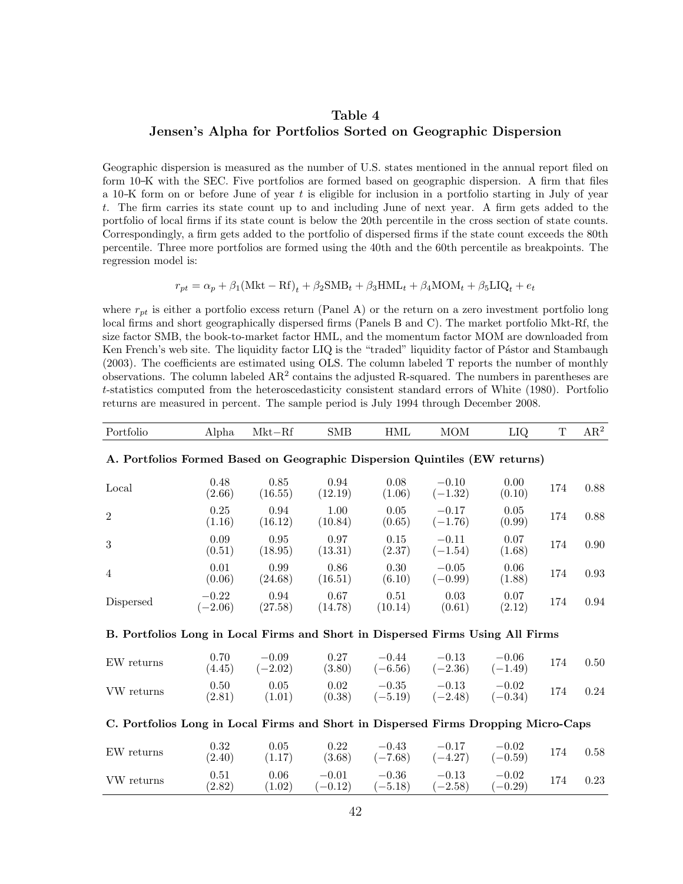# Table 4
## Jensen's Alpha for Portfolios Sorted on Geographic Dispersion

Geographic dispersion is measured as the number of U.S. states mentioned in the annual report filed on form 10–K with the SEC. Five portfolios are formed based on geographic dispersion. A firm that files a 10–K form on or before June of year $t$ is eligible for inclusion in a portfolio starting in July of year $t$. The firm carries its state count up to and including June of next year. A firm gets added to the portfolio of local firms if its state count is below the 20th percentile in the cross section of state counts. Correspondingly, a firm gets added to the portfolio of dispersed firms if the state count exceeds the 80th percentile. Three more portfolios are formed using the 40th and the 60th percentile as breakpoints. The regression model is:

$$r_{pt} = \alpha_p + \beta_1(\text{Mkt} - \text{Rf})_t + \beta_2\text{SMB}_t + \beta_3\text{HML}_t + \beta_4\text{MOM}_t + \beta_5\text{LIQ}_t + e_t$$

where $r_{pt}$ is either a portfolio excess return (Panel A) or the return on a zero investment portfolio long local firms and short geographically dispersed firms (Panels B and C). The market portfolio Mkt-Rf, the size factor SMB, the book-to-market factor HML, and the momentum factor MOM are downloaded from Ken French's web site. The liquidity factor LIQ is the "traded" liquidity factor of Pástor and Stambaugh (2003). The coefficients are estimated using OLS. The column labeled T reports the number of monthly observations. The column labeled $\text{AR}^2$ contains the adjusted R-squared. The numbers in parentheses are $t$-statistics computed from the heteroscedasticity consistent standard errors of White (1980). Portfolio returns are measured in percent. The sample period is July 1994 through December 2008.

| Portfolio | Alpha | Mkt−Rf | SMB | HML | MOM | LIQ | T | $\text{AR}^2$ |
|---|---|---|---|---|---|---|---|---|
| **A. Portfolios Formed Based on Geographic Dispersion Quintiles (EW returns)** | | | | | | | | |
| Local | 0.48 (2.66) | 0.85 (16.55) | 0.94 (12.19) | 0.08 (1.06) | −0.10 (−1.32) | 0.00 (0.10) | 174 | 0.88 |
| 2 | 0.25 (1.16) | 0.94 (16.12) | 1.00 (10.84) | 0.05 (0.65) | −0.17 (−1.76) | 0.05 (0.99) | 174 | 0.88 |
| 3 | 0.09 (0.51) | 0.95 (18.95) | 0.97 (13.31) | 0.15 (2.37) | −0.11 (−1.54) | 0.07 (1.68) | 174 | 0.90 |
| 4 | 0.01 (0.06) | 0.99 (24.68) | 0.86 (16.51) | 0.30 (6.10) | −0.05 (−0.99) | 0.06 (1.88) | 174 | 0.93 |
| Dispersed | −0.22 (−2.06) | 0.94 (27.58) | 0.67 (14.78) | 0.51 (10.14) | 0.03 (0.61) | 0.07 (2.12) | 174 | 0.94 |
| **B. Portfolios Long in Local Firms and Short in Dispersed Firms Using All Firms** | | | | | | | | |
| EW returns | 0.70 (4.45) | −0.09 (−2.02) | 0.27 (3.80) | −0.44 (−6.56) | −0.13 (−2.36) | −0.06 (−1.49) | 174 | 0.50 |
| VW returns | 0.50 (2.81) | 0.05 (1.01) | 0.02 (0.38) | −0.35 (−5.19) | −0.13 (−2.48) | −0.02 (−0.34) | 174 | 0.24 |
| **C. Portfolios Long in Local Firms and Short in Dispersed Firms Dropping Micro-Caps** | | | | | | | | |
| EW returns | 0.32 (2.40) | 0.05 (1.17) | 0.22 (3.68) | −0.43 (−7.68) | −0.17 (−4.27) | −0.02 (−0.59) | 174 | 0.58 |
| VW returns | 0.51 (2.82) | 0.06 (1.02) | −0.01 (−0.12) | −0.36 (−5.18) | −0.13 (−2.58) | −0.02 (−0.29) | 174 | 0.23 |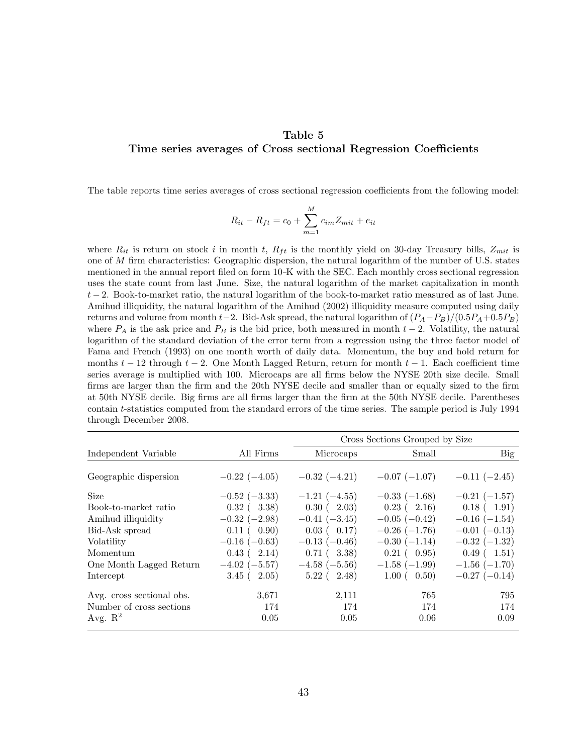# Table 5
## Time series averages of Cross sectional Regression Coefficients

The table reports time series averages of cross sectional regression coefficients from the following model:

$$R_{it} - R_{ft} = c_0 + \sum_{m=1}^{M} c_{im} Z_{mit} + e_{it}$$

where $R_{it}$ is return on stock $i$ in month $t$, $R_{ft}$ is the monthly yield on 30-day Treasury bills, $Z_{mit}$ is one of $M$ firm characteristics: Geographic dispersion, the natural logarithm of the number of U.S. states mentioned in the annual report filed on form 10-K with the SEC. Each monthly cross sectional regression uses the state count from last June. Size, the natural logarithm of the market capitalization in month $t-2$. Book-to-market ratio, the natural logarithm of the book-to-market ratio measured as of last June. Amihud illiquidity, the natural logarithm of the Amihud (2002) illiquidity measure computed using daily returns and volume from month $t-2$. Bid-Ask spread, the natural logarithm of $(P_A - P_B)/(0.5P_A + 0.5P_B)$ where $P_A$ is the ask price and $P_B$ is the bid price, both measured in month $t-2$. Volatility, the natural logarithm of the standard deviation of the error term from a regression using the three factor model of Fama and French (1993) on one month worth of daily data. Momentum, the buy and hold return for months $t-12$ through $t-2$. One Month Lagged Return, return for month $t-1$. Each coefficient time series average is multiplied with 100. Microcaps are all firms below the NYSE 20th size decile. Small firms are larger than the firm and the 20th NYSE decile and smaller than or equally sized to the firm at 50th NYSE decile. Big firms are all firms larger than the firm at the 50th NYSE decile. Parentheses contain $t$-statistics computed from the standard errors of the time series. The sample period is July 1994 through December 2008.

| | | Cross Sections Grouped by Size | | |
|---|---|---|---|---|
| Independent Variable | All Firms | Microcaps | Small | Big |
| Geographic dispersion | −0.22 (−4.05) | −0.32 (−4.21) | −0.07 (−1.07) | −0.11 (−2.45) |
| Size | −0.52 (−3.33) | −1.21 (−4.55) | −0.33 (−1.68) | −0.21 (−1.57) |
| Book-to-market ratio | 0.32 ( 3.38) | 0.30 ( 2.03) | 0.23 ( 2.16) | 0.18 ( 1.91) |
| Amihud illiquidity | −0.32 (−2.98) | −0.41 (−3.45) | −0.05 (−0.42) | −0.16 (−1.54) |
| Bid-Ask spread | 0.11 ( 0.90) | 0.03 ( 0.17) | −0.26 (−1.76) | −0.01 (−0.13) |
| Volatility | −0.16 (−0.63) | −0.13 (−0.46) | −0.30 (−1.14) | −0.32 (−1.32) |
| Momentum | 0.43 ( 2.14) | 0.71 ( 3.38) | 0.21 ( 0.95) | 0.49 ( 1.51) |
| One Month Lagged Return | −4.02 (−5.57) | −4.58 (−5.56) | −1.58 (−1.99) | −1.56 (−1.70) |
| Intercept | 3.45 ( 2.05) | 5.22 ( 2.48) | 1.00 ( 0.50) | −0.27 (−0.14) |
| Avg. cross sectional obs. | 3,671 | 2,111 | 765 | 795 |
| Number of cross sections | 174 | 174 | 174 | 174 |
| Avg. $R^2$ | 0.05 | 0.05 | 0.06 | 0.09 |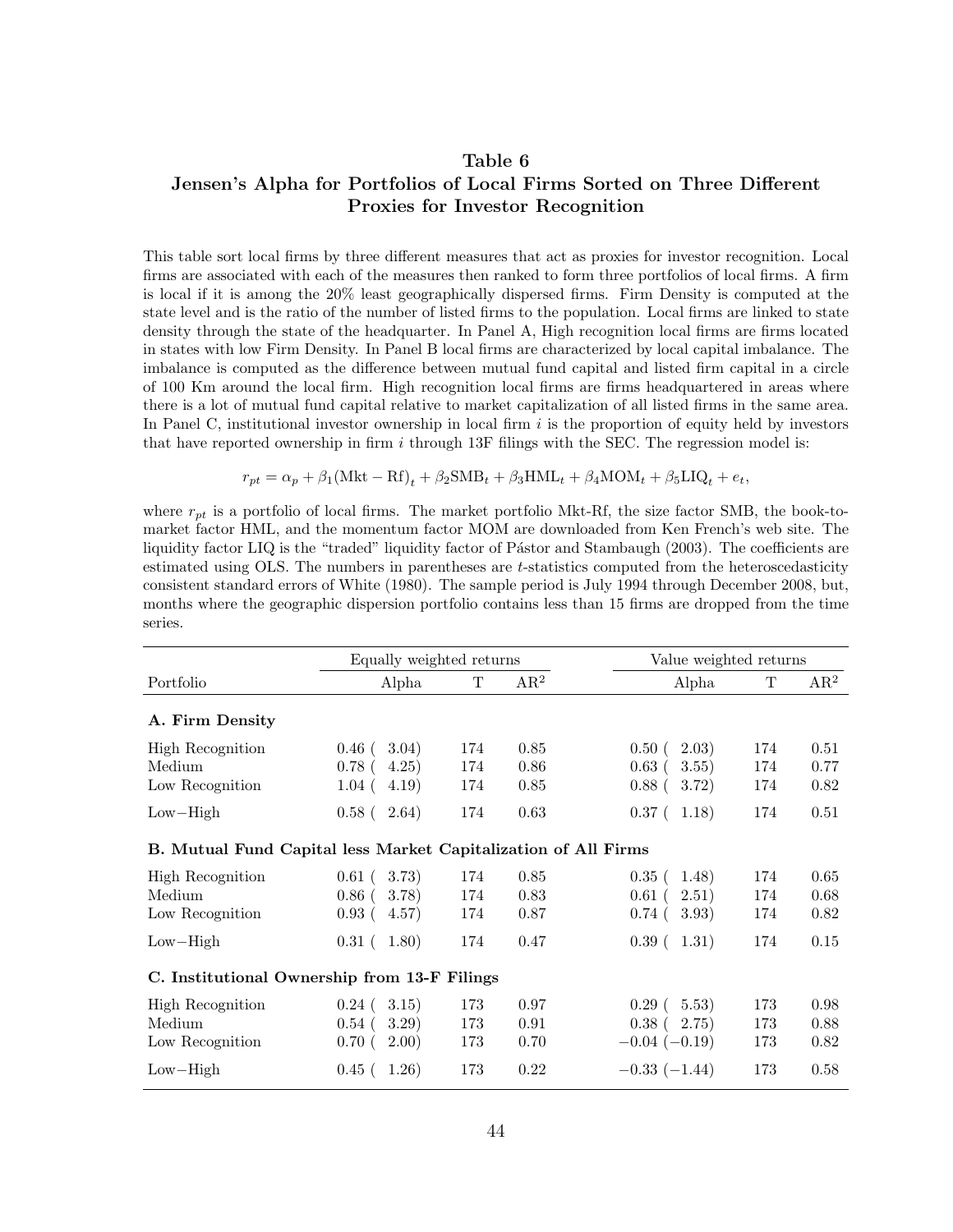# Table 6
## Jensen's Alpha for Portfolios of Local Firms Sorted on Three Different Proxies for Investor Recognition

This table sort local firms by three different measures that act as proxies for investor recognition. Local firms are associated with each of the measures then ranked to form three portfolios of local firms. A firm is local if it is among the 20% least geographically dispersed firms. Firm Density is computed at the state level and is the ratio of the number of listed firms to the population. Local firms are linked to state density through the state of the headquarter. In Panel A, High recognition local firms are firms located in states with low Firm Density. In Panel B local firms are characterized by local capital imbalance. The imbalance is computed as the difference between mutual fund capital and listed firm capital in a circle of 100 Km around the local firm. High recognition local firms are firms headquartered in areas where there is a lot of mutual fund capital relative to market capitalization of all listed firms in the same area. In Panel C, institutional investor ownership in local firm $i$ is the proportion of equity held by investors that have reported ownership in firm $i$ through 13F filings with the SEC. The regression model is:

$$r_{pt} = \alpha_p + \beta_1(\text{Mkt} - \text{Rf})_t + \beta_2\text{SMB}_t + \beta_3\text{HML}_t + \beta_4\text{MOM}_t + \beta_5\text{LIQ}_t + e_t,$$

where $r_{pt}$ is a portfolio of local firms. The market portfolio Mkt-Rf, the size factor SMB, the book-to-market factor HML, and the momentum factor MOM are downloaded from Ken French's web site. The liquidity factor LIQ is the "traded" liquidity factor of Pástor and Stambaugh (2003). The coefficients are estimated using OLS. The numbers in parentheses are $t$-statistics computed from the heteroscedasticity consistent standard errors of White (1980). The sample period is July 1994 through December 2008, but, months where the geographic dispersion portfolio contains less than 15 firms are dropped from the time series.

| | Equally weighted returns | | | Value weighted returns | | |
|---|---|---|---|---|---|---|
| Portfolio | Alpha | T | AR$^2$ | Alpha | T | AR$^2$ |
| **A. Firm Density** | | | | | | |
| High Recognition | 0.46 ( 3.04) | 174 | 0.85 | 0.50 ( 2.03) | 174 | 0.51 |
| Medium | 0.78 ( 4.25) | 174 | 0.86 | 0.63 ( 3.55) | 174 | 0.77 |
| Low Recognition | 1.04 ( 4.19) | 174 | 0.85 | 0.88 ( 3.72) | 174 | 0.82 |
| Low−High | 0.58 ( 2.64) | 174 | 0.63 | 0.37 ( 1.18) | 174 | 0.51 |
| **B. Mutual Fund Capital less Market Capitalization of All Firms** | | | | | | |
| High Recognition | 0.61 ( 3.73) | 174 | 0.85 | 0.35 ( 1.48) | 174 | 0.65 |
| Medium | 0.86 ( 3.78) | 174 | 0.83 | 0.61 ( 2.51) | 174 | 0.68 |
| Low Recognition | 0.93 ( 4.57) | 174 | 0.87 | 0.74 ( 3.93) | 174 | 0.82 |
| Low−High | 0.31 ( 1.80) | 174 | 0.47 | 0.39 ( 1.31) | 174 | 0.15 |
| **C. Institutional Ownership from 13-F Filings** | | | | | | |
| High Recognition | 0.24 ( 3.15) | 173 | 0.97 | 0.29 ( 5.53) | 173 | 0.98 |
| Medium | 0.54 ( 3.29) | 173 | 0.91 | 0.38 ( 2.75) | 173 | 0.88 |
| Low Recognition | 0.70 ( 2.00) | 173 | 0.70 | −0.04 (−0.19) | 173 | 0.82 |
| Low−High | 0.45 ( 1.26) | 173 | 0.22 | −0.33 (−1.44) | 173 | 0.58 |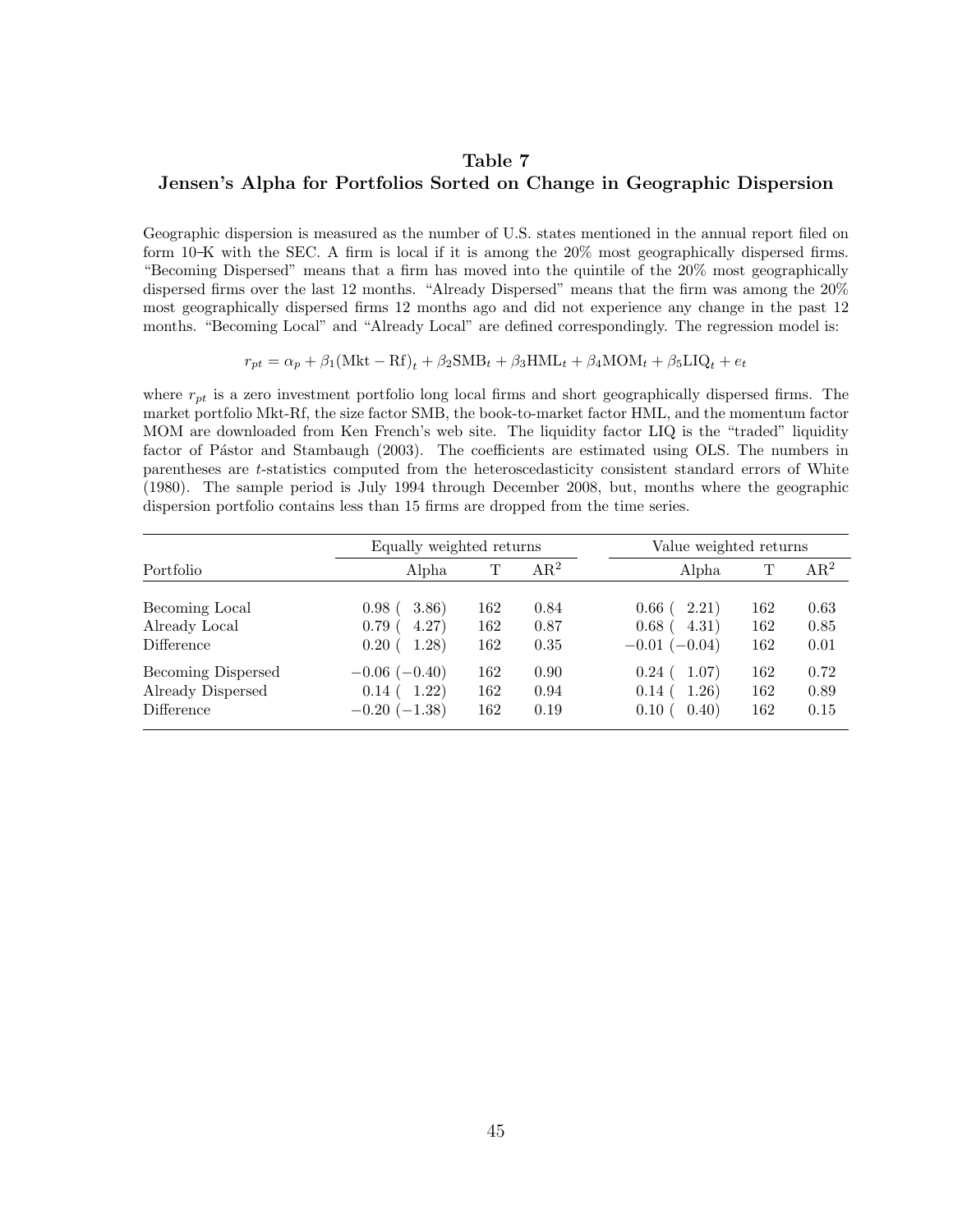# Table 7
## Jensen's Alpha for Portfolios Sorted on Change in Geographic Dispersion

Geographic dispersion is measured as the number of U.S. states mentioned in the annual report filed on form 10–K with the SEC. A firm is local if it is among the 20% most geographically dispersed firms. "Becoming Dispersed" means that a firm has moved into the quintile of the 20% most geographically dispersed firms over the last 12 months. "Already Dispersed" means that the firm was among the 20% most geographically dispersed firms 12 months ago and did not experience any change in the past 12 months. "Becoming Local" and "Already Local" are defined correspondingly. The regression model is:

$$r_{pt} = \alpha_p + \beta_1(\text{Mkt} - \text{Rf})_t + \beta_2\text{SMB}_t + \beta_3\text{HML}_t + \beta_4\text{MOM}_t + \beta_5\text{LIQ}_t + e_t$$

where $r_{pt}$ is a zero investment portfolio long local firms and short geographically dispersed firms. The market portfolio Mkt-Rf, the size factor SMB, the book-to-market factor HML, and the momentum factor MOM are downloaded from Ken French's web site. The liquidity factor LIQ is the "traded" liquidity factor of Pástor and Stambaugh (2003). The coefficients are estimated using OLS. The numbers in parentheses are $t$-statistics computed from the heteroscedasticity consistent standard errors of White (1980). The sample period is July 1994 through December 2008, but, months where the geographic dispersion portfolio contains less than 15 firms are dropped from the time series.

| | Equally weighted returns | | | Value weighted returns | | |
|---|---|---|---|---|---|---|
| Portfolio | Alpha | T | $AR^2$ | Alpha | T | $AR^2$ |
| Becoming Local | 0.98 ( 3.86) | 162 | 0.84 | 0.66 ( 2.21) | 162 | 0.63 |
| Already Local | 0.79 ( 4.27) | 162 | 0.87 | 0.68 ( 4.31) | 162 | 0.85 |
| Difference | 0.20 ( 1.28) | 162 | 0.35 | −0.01 (−0.04) | 162 | 0.01 |
| Becoming Dispersed | −0.06 (−0.40) | 162 | 0.90 | 0.24 ( 1.07) | 162 | 0.72 |
| Already Dispersed | 0.14 ( 1.22) | 162 | 0.94 | 0.14 ( 1.26) | 162 | 0.89 |
| Difference | −0.20 (−1.38) | 162 | 0.19 | 0.10 ( 0.40) | 162 | 0.15 |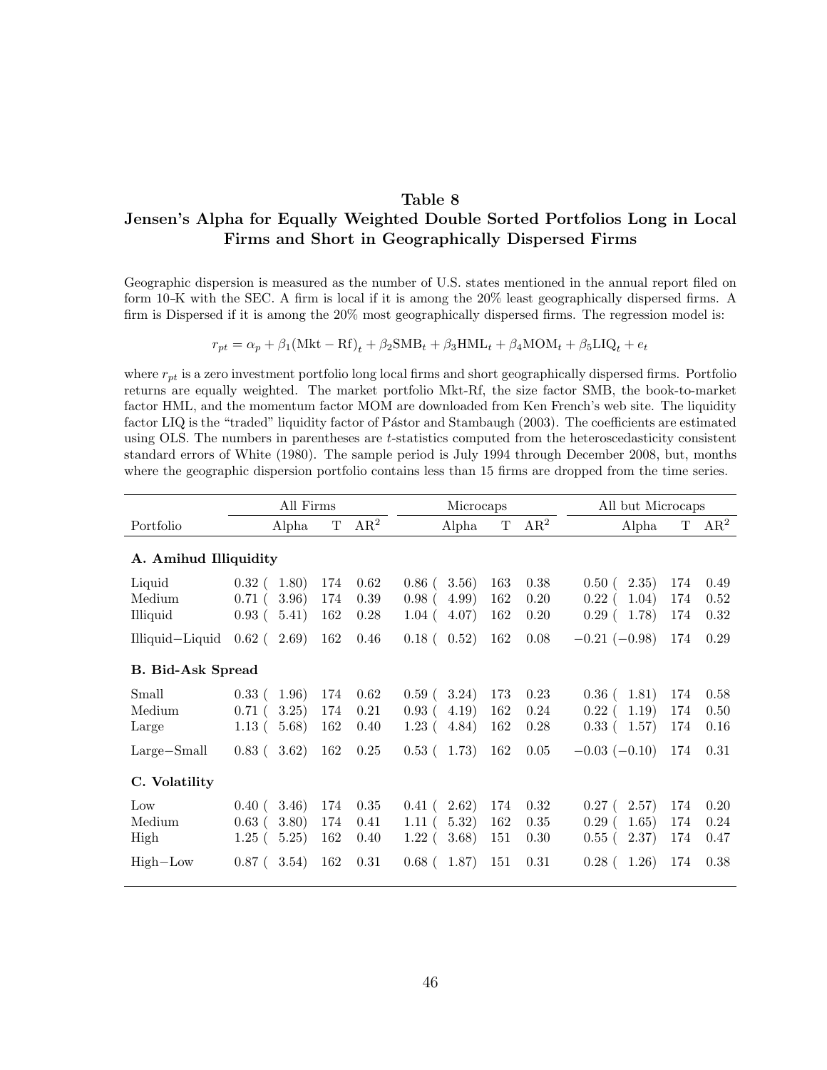## Table 8
## Jensen's Alpha for Equally Weighted Double Sorted Portfolios Long in Local Firms and Short in Geographically Dispersed Firms

Geographic dispersion is measured as the number of U.S. states mentioned in the annual report filed on form 10-K with the SEC. A firm is local if it is among the 20% least geographically dispersed firms. A firm is Dispersed if it is among the 20% most geographically dispersed firms. The regression model is:

$$r_{pt} = \alpha_p + \beta_1(\text{Mkt} - \text{Rf})_t + \beta_2\text{SMB}_t + \beta_3\text{HML}_t + \beta_4\text{MOM}_t + \beta_5\text{LIQ}_t + e_t$$

where $r_{pt}$ is a zero investment portfolio long local firms and short geographically dispersed firms. Portfolio returns are equally weighted. The market portfolio Mkt-Rf, the size factor SMB, the book-to-market factor HML, and the momentum factor MOM are downloaded from Ken French's web site. The liquidity factor LIQ is the "traded" liquidity factor of Pástor and Stambaugh (2003). The coefficients are estimated using OLS. The numbers in parentheses are $t$-statistics computed from the heteroscedasticity consistent standard errors of White (1980). The sample period is July 1994 through December 2008, but, months where the geographic dispersion portfolio contains less than 15 firms are dropped from the time series.

| | All Firms | | | Microcaps | | | All but Microcaps | | |
|---|---|---|---|---|---|---|---|---|---|
| Portfolio | Alpha | T | $AR^2$ | Alpha | T | $AR^2$ | Alpha | T | $AR^2$ |
| **A. Amihud Illiquidity** | | | | | | | | | |
| Liquid | 0.32 ( 1.80) | 174 | 0.62 | 0.86 ( 3.56) | 163 | 0.38 | 0.50 ( 2.35) | 174 | 0.49 |
| Medium | 0.71 ( 3.96) | 174 | 0.39 | 0.98 ( 4.99) | 162 | 0.20 | 0.22 ( 1.04) | 174 | 0.52 |
| Illiquid | 0.93 ( 5.41) | 162 | 0.28 | 1.04 ( 4.07) | 162 | 0.20 | 0.29 ( 1.78) | 174 | 0.32 |
| Illiquid−Liquid | 0.62 ( 2.69) | 162 | 0.46 | 0.18 ( 0.52) | 162 | 0.08 | −0.21 (−0.98) | 174 | 0.29 |
| **B. Bid-Ask Spread** | | | | | | | | | |
| Small | 0.33 ( 1.96) | 174 | 0.62 | 0.59 ( 3.24) | 173 | 0.23 | 0.36 ( 1.81) | 174 | 0.58 |
| Medium | 0.71 ( 3.25) | 174 | 0.21 | 0.93 ( 4.19) | 162 | 0.24 | 0.22 ( 1.19) | 174 | 0.50 |
| Large | 1.13 ( 5.68) | 162 | 0.40 | 1.23 ( 4.84) | 162 | 0.28 | 0.33 ( 1.57) | 174 | 0.16 |
| Large−Small | 0.83 ( 3.62) | 162 | 0.25 | 0.53 ( 1.73) | 162 | 0.05 | −0.03 (−0.10) | 174 | 0.31 |
| **C. Volatility** | | | | | | | | | |
| Low | 0.40 ( 3.46) | 174 | 0.35 | 0.41 ( 2.62) | 174 | 0.32 | 0.27 ( 2.57) | 174 | 0.20 |
| Medium | 0.63 ( 3.80) | 174 | 0.41 | 1.11 ( 5.32) | 162 | 0.35 | 0.29 ( 1.65) | 174 | 0.24 |
| High | 1.25 ( 5.25) | 162 | 0.40 | 1.22 ( 3.68) | 151 | 0.30 | 0.55 ( 2.37) | 174 | 0.47 |
| High−Low | 0.87 ( 3.54) | 162 | 0.31 | 0.68 ( 1.87) | 151 | 0.31 | 0.28 ( 1.26) | 174 | 0.38 |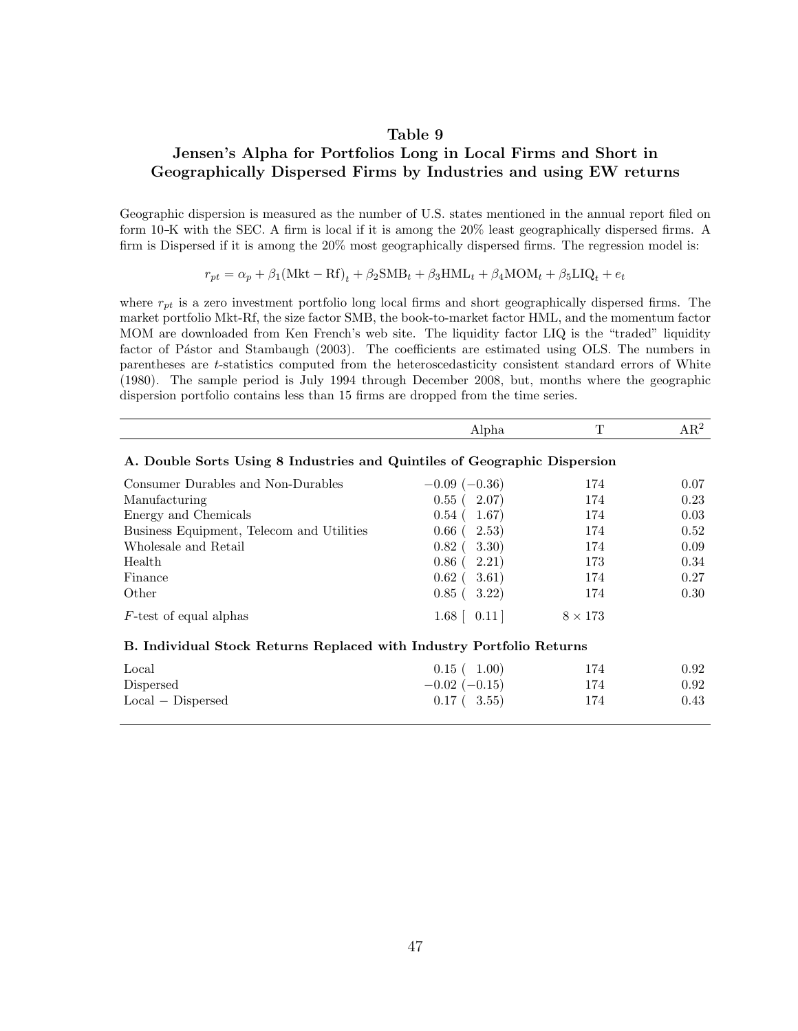# Table 9

## Jensen's Alpha for Portfolios Long in Local Firms and Short in Geographically Dispersed Firms by Industries and using EW returns

Geographic dispersion is measured as the number of U.S. states mentioned in the annual report filed on form 10-K with the SEC. A firm is local if it is among the 20% least geographically dispersed firms. A firm is Dispersed if it is among the 20% most geographically dispersed firms. The regression model is:

$$r_{pt} = \alpha_p + \beta_1(\text{Mkt} - \text{Rf})_t + \beta_2\text{SMB}_t + \beta_3\text{HML}_t + \beta_4\text{MOM}_t + \beta_5\text{LIQ}_t + e_t$$

where $r_{pt}$ is a zero investment portfolio long local firms and short geographically dispersed firms. The market portfolio Mkt-Rf, the size factor SMB, the book-to-market factor HML, and the momentum factor MOM are downloaded from Ken French's web site. The liquidity factor LIQ is the "traded" liquidity factor of Pástor and Stambaugh (2003). The coefficients are estimated using OLS. The numbers in parentheses are *t*-statistics computed from the heteroscedasticity consistent standard errors of White (1980). The sample period is July 1994 through December 2008, but, months where the geographic dispersion portfolio contains less than 15 firms are dropped from the time series.

| | Alpha | T | AR$^2$ |
|---|---|---|---|
| **A. Double Sorts Using 8 Industries and Quintiles of Geographic Dispersion** | | | |
| Consumer Durables and Non-Durables | −0.09 (−0.36) | 174 | 0.07 |
| Manufacturing | 0.55 ( 2.07) | 174 | 0.23 |
| Energy and Chemicals | 0.54 ( 1.67) | 174 | 0.03 |
| Business Equipment, Telecom and Utilities | 0.66 ( 2.53) | 174 | 0.52 |
| Wholesale and Retail | 0.82 ( 3.30) | 174 | 0.09 |
| Health | 0.86 ( 2.21) | 173 | 0.34 |
| Finance | 0.62 ( 3.61) | 174 | 0.27 |
| Other | 0.85 ( 3.22) | 174 | 0.30 |
| *F*-test of equal alphas | 1.68 [ 0.11 ] | $8 \times 173$ | |
| **B. Individual Stock Returns Replaced with Industry Portfolio Returns** | | | |
| Local | 0.15 ( 1.00) | 174 | 0.92 |
| Dispersed | −0.02 (−0.15) | 174 | 0.92 |
| Local − Dispersed | 0.17 ( 3.55) | 174 | 0.43 |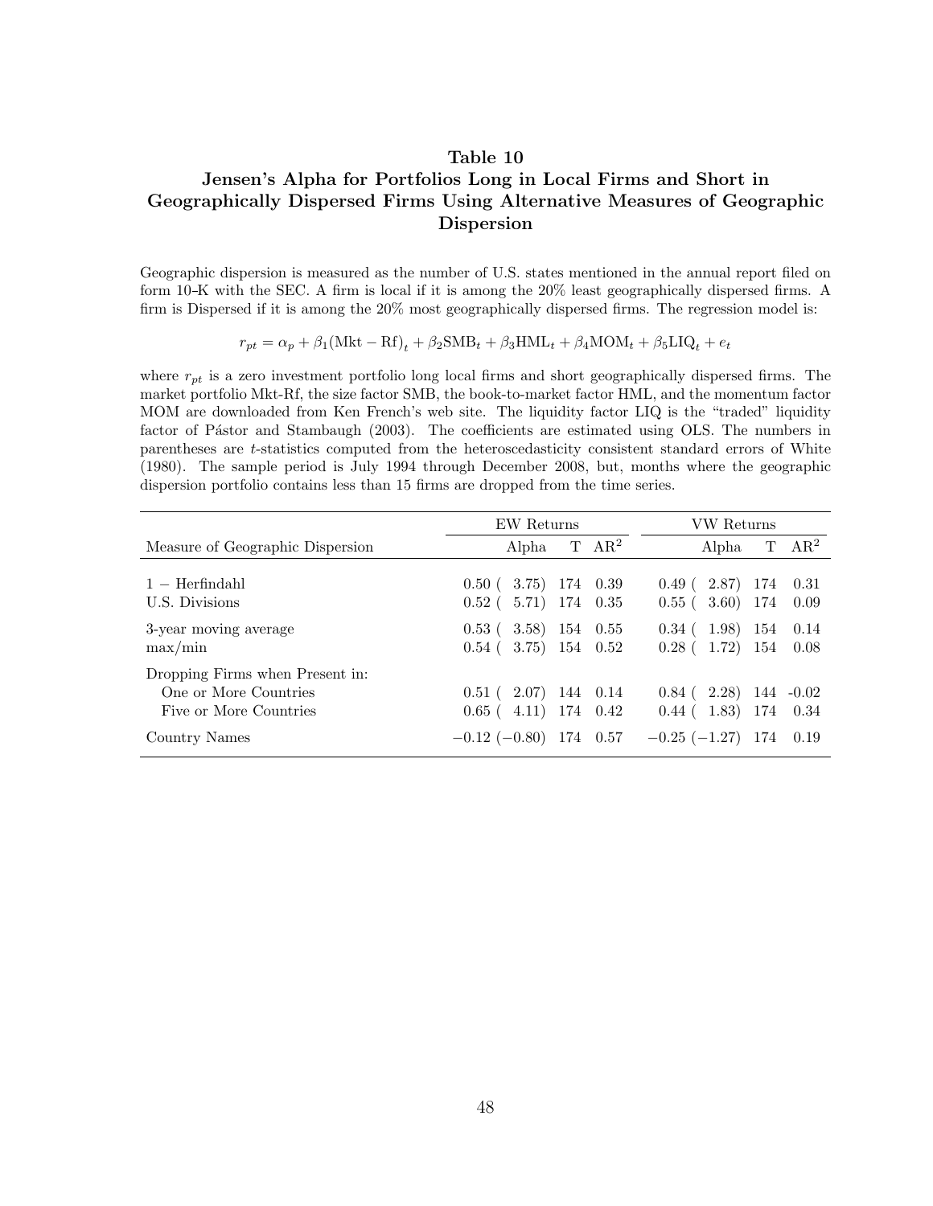# Table 10

## Jensen's Alpha for Portfolios Long in Local Firms and Short in Geographically Dispersed Firms Using Alternative Measures of Geographic Dispersion

Geographic dispersion is measured as the number of U.S. states mentioned in the annual report filed on form 10-K with the SEC. A firm is local if it is among the 20% least geographically dispersed firms. A firm is Dispersed if it is among the 20% most geographically dispersed firms. The regression model is:

$$r_{pt} = \alpha_p + \beta_1(\text{Mkt} - \text{Rf})_t + \beta_2\text{SMB}_t + \beta_3\text{HML}_t + \beta_4\text{MOM}_t + \beta_5\text{LIQ}_t + e_t$$

where $r_{pt}$ is a zero investment portfolio long local firms and short geographically dispersed firms. The market portfolio Mkt-Rf, the size factor SMB, the book-to-market factor HML, and the momentum factor MOM are downloaded from Ken French's web site. The liquidity factor LIQ is the "traded" liquidity factor of Pástor and Stambaugh (2003). The coefficients are estimated using OLS. The numbers in parentheses are *t*-statistics computed from the heteroscedasticity consistent standard errors of White (1980). The sample period is July 1994 through December 2008, but, months where the geographic dispersion portfolio contains less than 15 firms are dropped from the time series.

| | EW Returns | | | VW Returns | | |
|---|---|---|---|---|---|---|
| Measure of Geographic Dispersion | Alpha | T | $AR^2$ | Alpha | T | $AR^2$ |
| 1 − Herfindahl | 0.50 ( 3.75) | 174 | 0.39 | 0.49 ( 2.87) | 174 | 0.31 |
| U.S. Divisions | 0.52 ( 5.71) | 174 | 0.35 | 0.55 ( 3.60) | 174 | 0.09 |
| 3-year moving average | 0.53 ( 3.58) | 154 | 0.55 | 0.34 ( 1.98) | 154 | 0.14 |
| max/min | 0.54 ( 3.75) | 154 | 0.52 | 0.28 ( 1.72) | 154 | 0.08 |
| Dropping Firms when Present in: | | | | | | |
| One or More Countries | 0.51 ( 2.07) | 144 | 0.14 | 0.84 ( 2.28) | 144 | -0.02 |
| Five or More Countries | 0.65 ( 4.11) | 174 | 0.42 | 0.44 ( 1.83) | 174 | 0.34 |
| Country Names | −0.12 (−0.80) | 174 | 0.57 | −0.25 (−1.27) | 174 | 0.19 |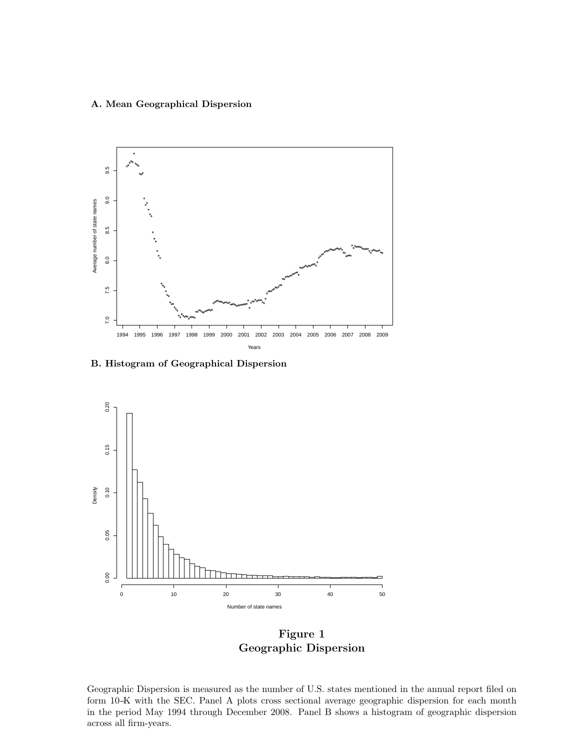**A. Mean Geographical Dispersion**

**B. Histogram of Geographical Dispersion**

**Figure 1**
**Geographic Dispersion**

Geographic Dispersion is measured as the number of U.S. states mentioned in the annual report filed on form 10–K with the SEC. Panel A plots cross sectional average geographic dispersion for each month in the period May 1994 through December 2008. Panel B shows a histogram of geographic dispersion across all firm-years.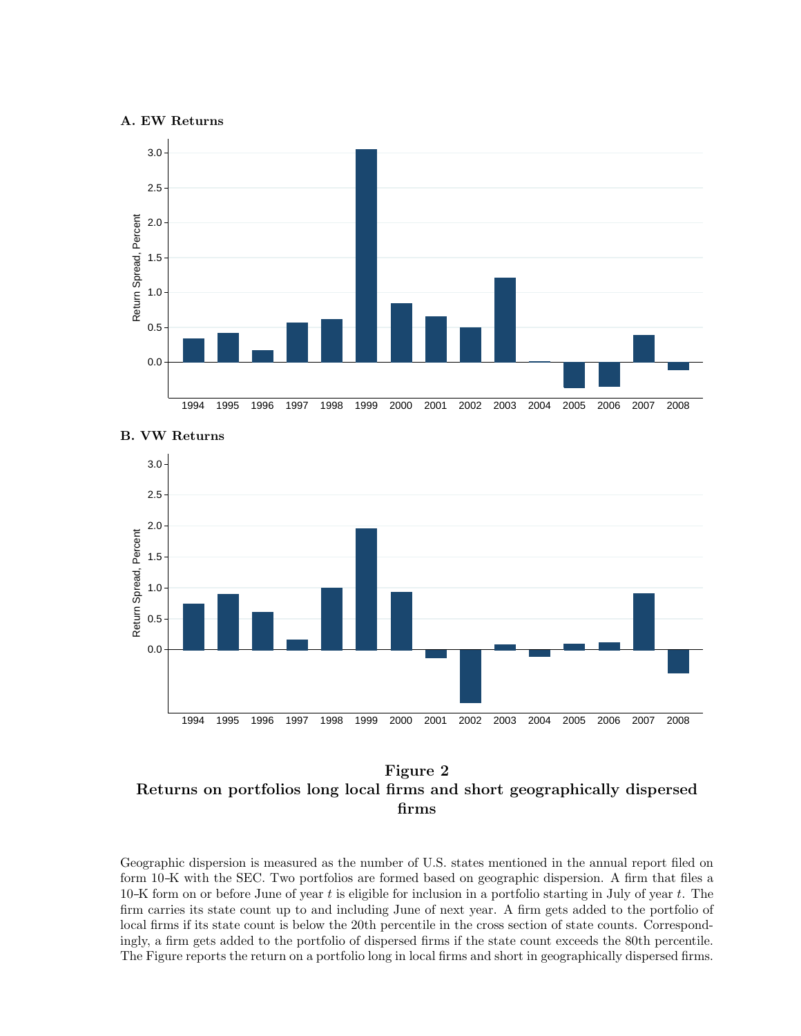**A. EW Returns**

Return Spread, Percent

3.0
2.5
2.0
1.5
1.0
0.5
0.0

1994 1995 1996 1997 1998 1999 2000 2001 2002 2003 2004 2005 2006 2007 2008

**B. VW Returns**

Return Spread, Percent

3.0
2.5
2.0
1.5
1.0
0.5
0.0

1994 1995 1996 1997 1998 1999 2000 2001 2002 2003 2004 2005 2006 2007 2008

## Figure 2
## Returns on portfolios long local firms and short geographically dispersed firms

Geographic dispersion is measured as the number of U.S. states mentioned in the annual report filed on form 10-K with the SEC. Two portfolios are formed based on geographic dispersion. A firm that files a 10-K form on or before June of year $t$ is eligible for inclusion in a portfolio starting in July of year $t$. The firm carries its state count up to and including June of next year. A firm gets added to the portfolio of local firms if its state count is below the 20th percentile in the cross section of state counts. Correspondingly, a firm gets added to the portfolio of dispersed firms if the state count exceeds the 80th percentile. The Figure reports the return on a portfolio long in local firms and short in geographically dispersed firms.